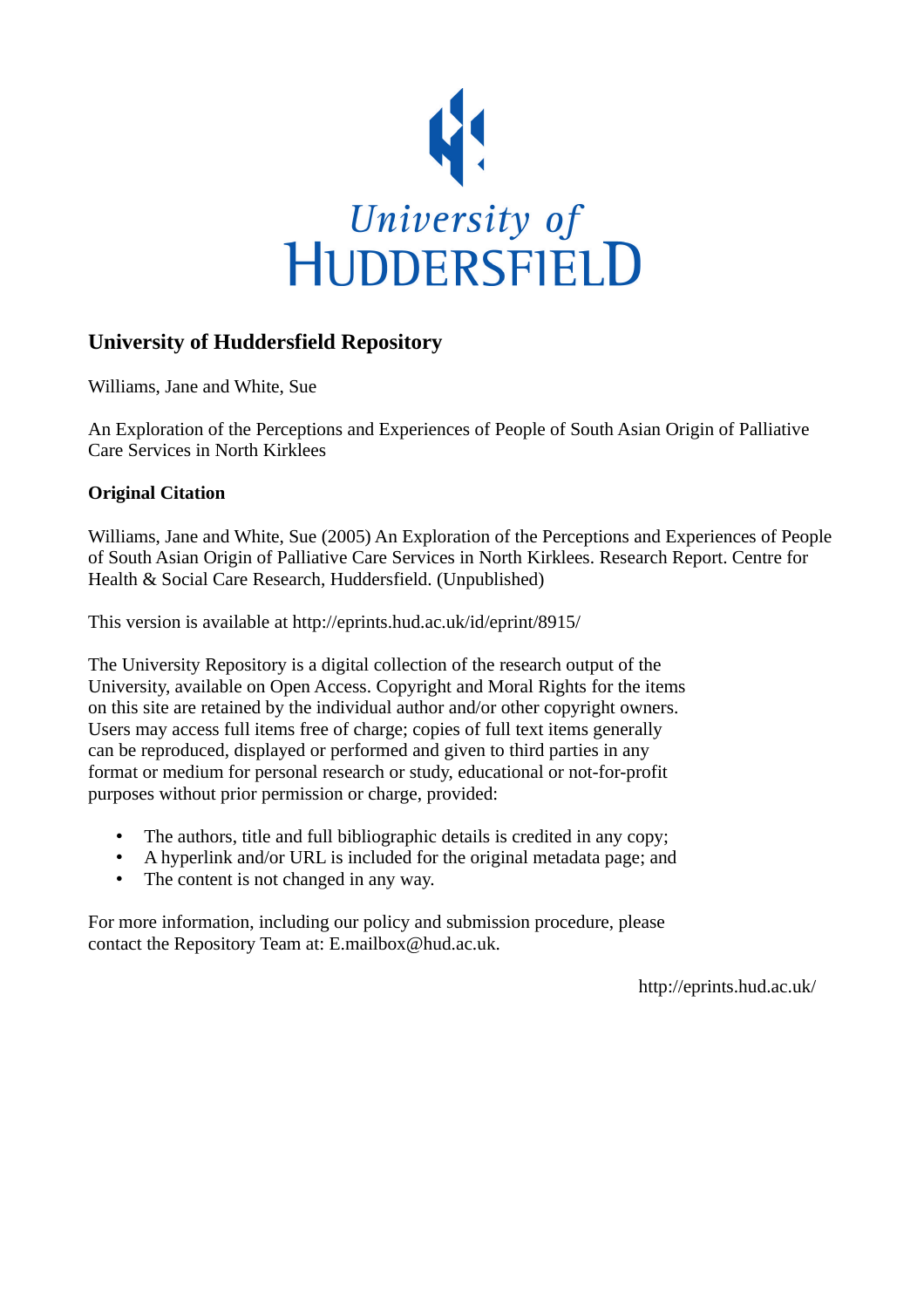University of HUDDERSFIELD

# University of Huddersfield Repository

Williams, Jane and White, Sue

An Exploration of the Perceptions and Experiences of People of South Asian Origin of Palliative Care Services in North Kirklees

## Original Citation

Williams, Jane and White, Sue (2005) An Exploration of the Perceptions and Experiences of People of South Asian Origin of Palliative Care Services in North Kirklees. Research Report. Centre for Health & Social Care Research, Huddersfield. (Unpublished)

This version is available at http://eprints.hud.ac.uk/id/eprint/8915/

The University Repository is a digital collection of the research output of the University, available on Open Access. Copyright and Moral Rights for the items on this site are retained by the individual author and/or other copyright owners. Users may access full items free of charge; copies of full text items generally can be reproduced, displayed or performed and given to third parties in any format or medium for personal research or study, educational or not-for-profit purposes without prior permission or charge, provided:

- The authors, title and full bibliographic details is credited in any copy;
- A hyperlink and/or URL is included for the original metadata page; and
- The content is not changed in any way.

For more information, including our policy and submission procedure, please contact the Repository Team at: E.mailbox@hud.ac.uk.

http://eprints.hud.ac.uk/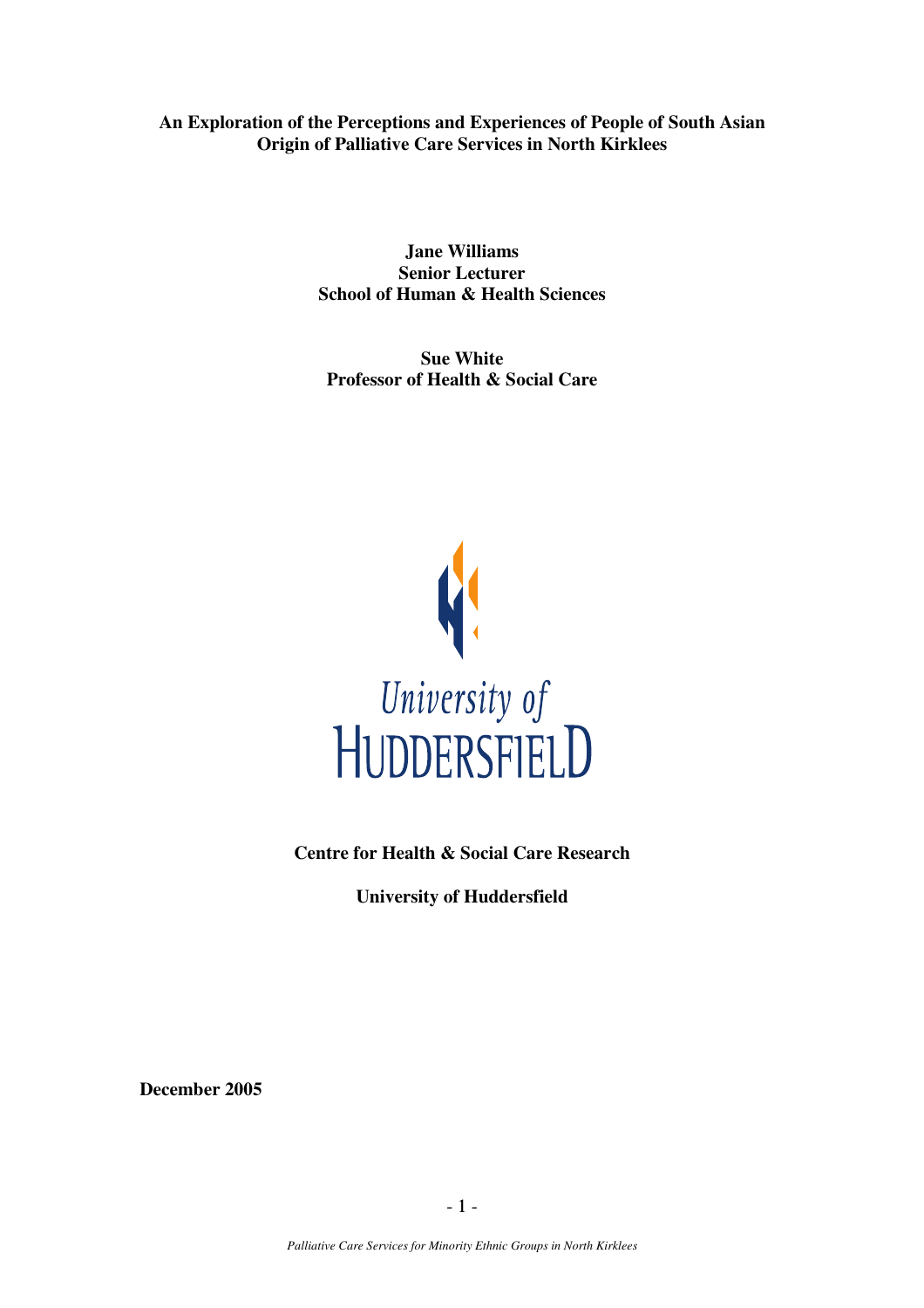**An Exploration of the Perceptions and Experiences of People of South Asian Origin of Palliative Care Services in North Kirklees**

**Jane Williams**
**Senior Lecturer**
**School of Human & Health Sciences**

**Sue White**
**Professor of Health & Social Care**

University of Huddersfield

**Centre for Health & Social Care Research**

**University of Huddersfield**

**December 2005**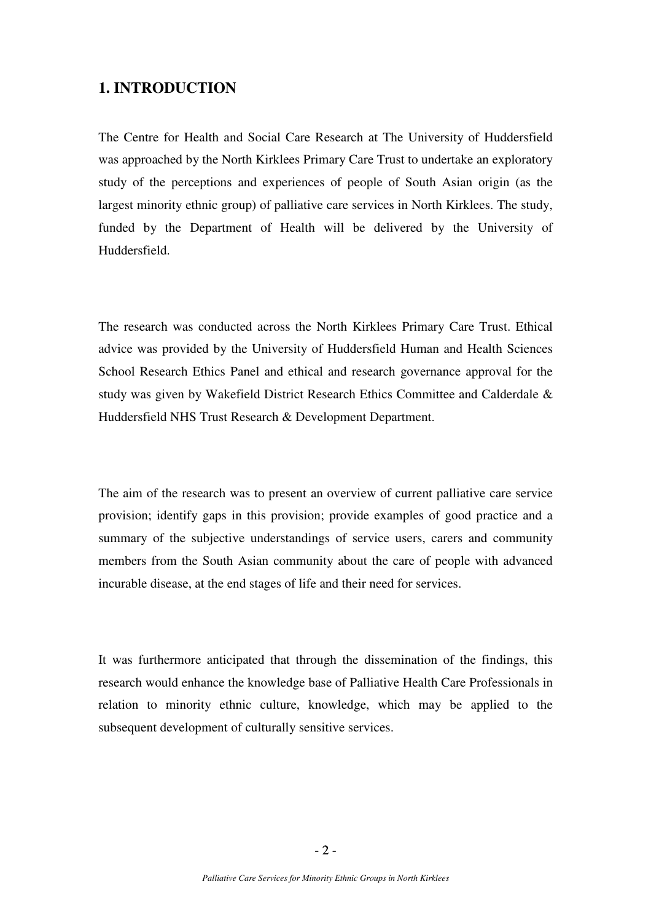## 1. INTRODUCTION

The Centre for Health and Social Care Research at The University of Huddersfield was approached by the North Kirklees Primary Care Trust to undertake an exploratory study of the perceptions and experiences of people of South Asian origin (as the largest minority ethnic group) of palliative care services in North Kirklees. The study, funded by the Department of Health will be delivered by the University of Huddersfield.

The research was conducted across the North Kirklees Primary Care Trust. Ethical advice was provided by the University of Huddersfield Human and Health Sciences School Research Ethics Panel and ethical and research governance approval for the study was given by Wakefield District Research Ethics Committee and Calderdale & Huddersfield NHS Trust Research & Development Department.

The aim of the research was to present an overview of current palliative care service provision; identify gaps in this provision; provide examples of good practice and a summary of the subjective understandings of service users, carers and community members from the South Asian community about the care of people with advanced incurable disease, at the end stages of life and their need for services.

It was furthermore anticipated that through the dissemination of the findings, this research would enhance the knowledge base of Palliative Health Care Professionals in relation to minority ethnic culture, knowledge, which may be applied to the subsequent development of culturally sensitive services.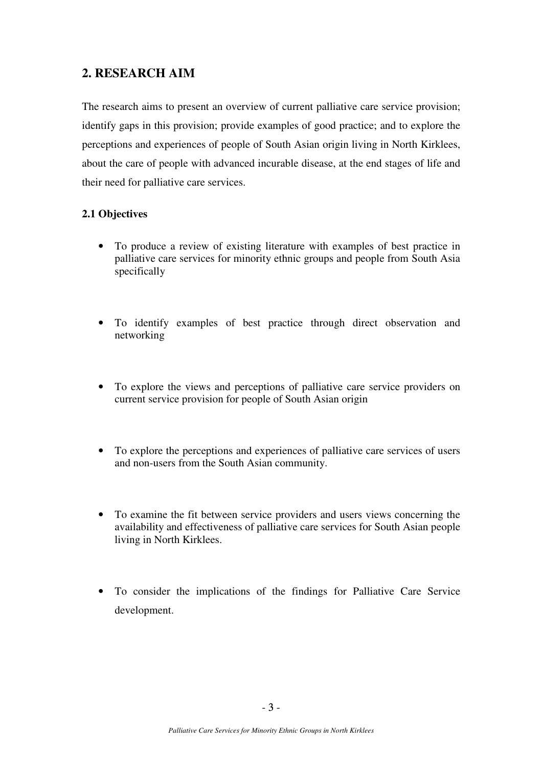## 2. RESEARCH AIM

The research aims to present an overview of current palliative care service provision; identify gaps in this provision; provide examples of good practice; and to explore the perceptions and experiences of people of South Asian origin living in North Kirklees, about the care of people with advanced incurable disease, at the end stages of life and their need for palliative care services.

### 2.1 Objectives

- To produce a review of existing literature with examples of best practice in palliative care services for minority ethnic groups and people from South Asia specifically
- To identify examples of best practice through direct observation and networking
- To explore the views and perceptions of palliative care service providers on current service provision for people of South Asian origin
- To explore the perceptions and experiences of palliative care services of users and non-users from the South Asian community.
- To examine the fit between service providers and users views concerning the availability and effectiveness of palliative care services for South Asian people living in North Kirklees.
- To consider the implications of the findings for Palliative Care Service development.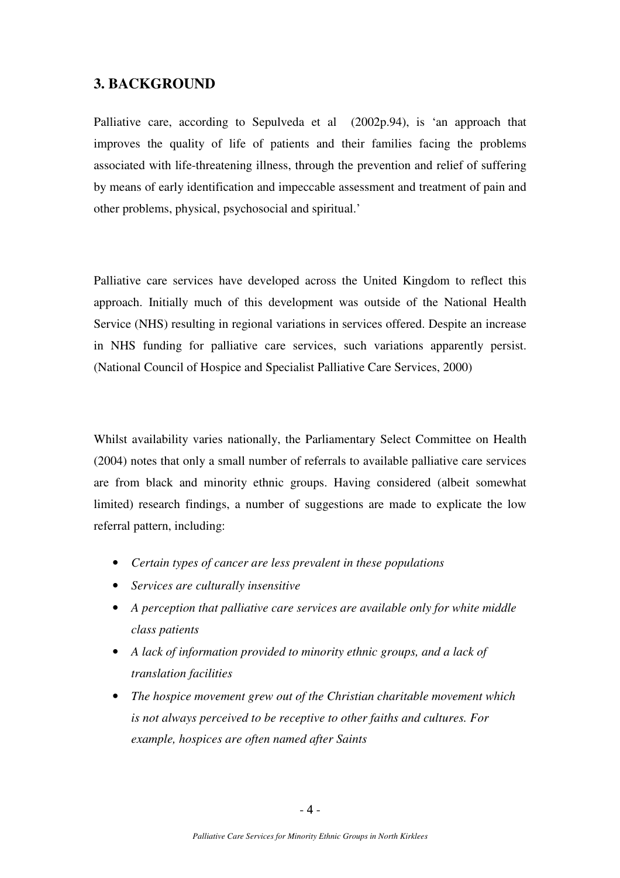## 3. BACKGROUND

Palliative care, according to Sepulveda et al  (2002p.94), is 'an approach that improves the quality of life of patients and their families facing the problems associated with life-threatening illness, through the prevention and relief of suffering by means of early identification and impeccable assessment and treatment of pain and other problems, physical, psychosocial and spiritual.'

Palliative care services have developed across the United Kingdom to reflect this approach. Initially much of this development was outside of the National Health Service (NHS) resulting in regional variations in services offered. Despite an increase in NHS funding for palliative care services, such variations apparently persist. (National Council of Hospice and Specialist Palliative Care Services, 2000)

Whilst availability varies nationally, the Parliamentary Select Committee on Health (2004) notes that only a small number of referrals to available palliative care services are from black and minority ethnic groups. Having considered (albeit somewhat limited) research findings, a number of suggestions are made to explicate the low referral pattern, including:

- *Certain types of cancer are less prevalent in these populations*
- *Services are culturally insensitive*
- *A perception that palliative care services are available only for white middle class patients*
- *A lack of information provided to minority ethnic groups, and a lack of translation facilities*
- *The hospice movement grew out of the Christian charitable movement which is not always perceived to be receptive to other faiths and cultures. For example, hospices are often named after Saints*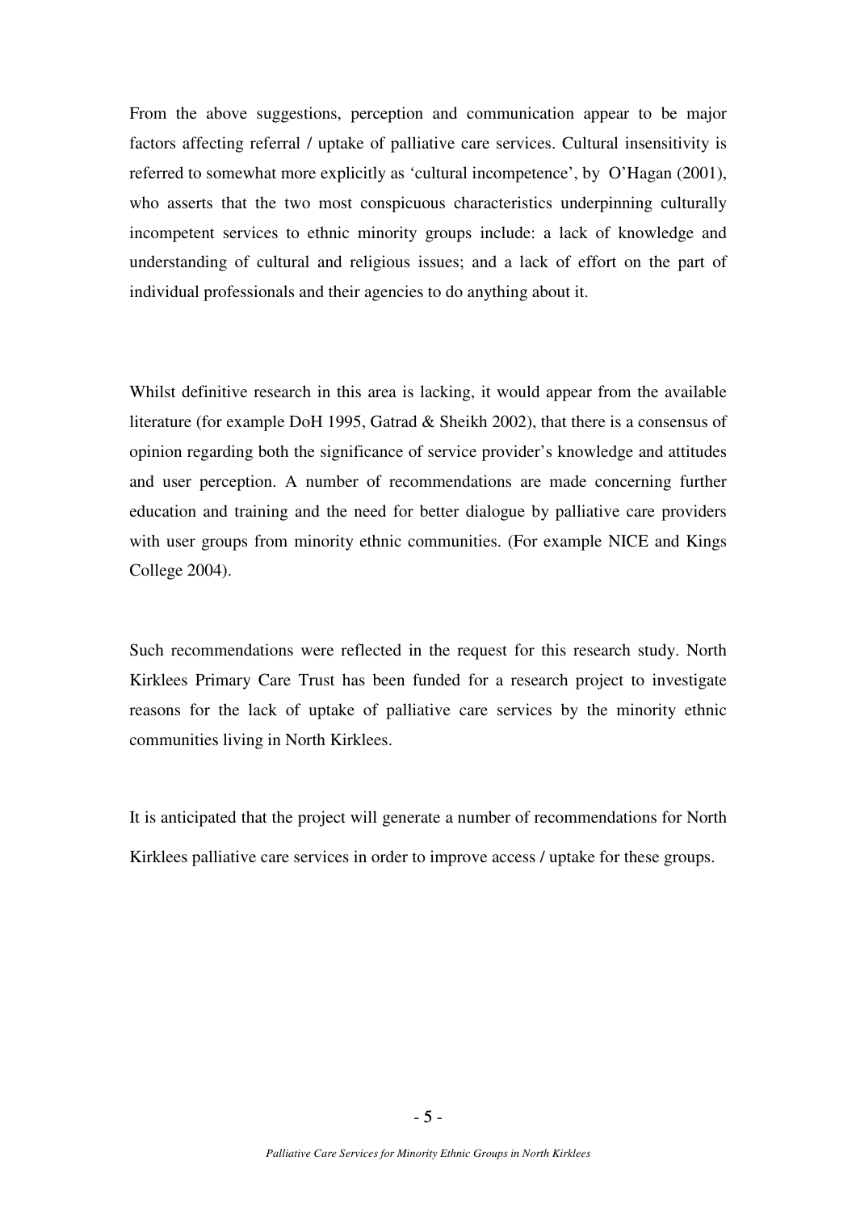From the above suggestions, perception and communication appear to be major factors affecting referral / uptake of palliative care services. Cultural insensitivity is referred to somewhat more explicitly as 'cultural incompetence', by O'Hagan (2001), who asserts that the two most conspicuous characteristics underpinning culturally incompetent services to ethnic minority groups include: a lack of knowledge and understanding of cultural and religious issues; and a lack of effort on the part of individual professionals and their agencies to do anything about it.

Whilst definitive research in this area is lacking, it would appear from the available literature (for example DoH 1995, Gatrad & Sheikh 2002), that there is a consensus of opinion regarding both the significance of service provider's knowledge and attitudes and user perception. A number of recommendations are made concerning further education and training and the need for better dialogue by palliative care providers with user groups from minority ethnic communities. (For example NICE and Kings College 2004).

Such recommendations were reflected in the request for this research study. North Kirklees Primary Care Trust has been funded for a research project to investigate reasons for the lack of uptake of palliative care services by the minority ethnic communities living in North Kirklees.

It is anticipated that the project will generate a number of recommendations for North Kirklees palliative care services in order to improve access / uptake for these groups.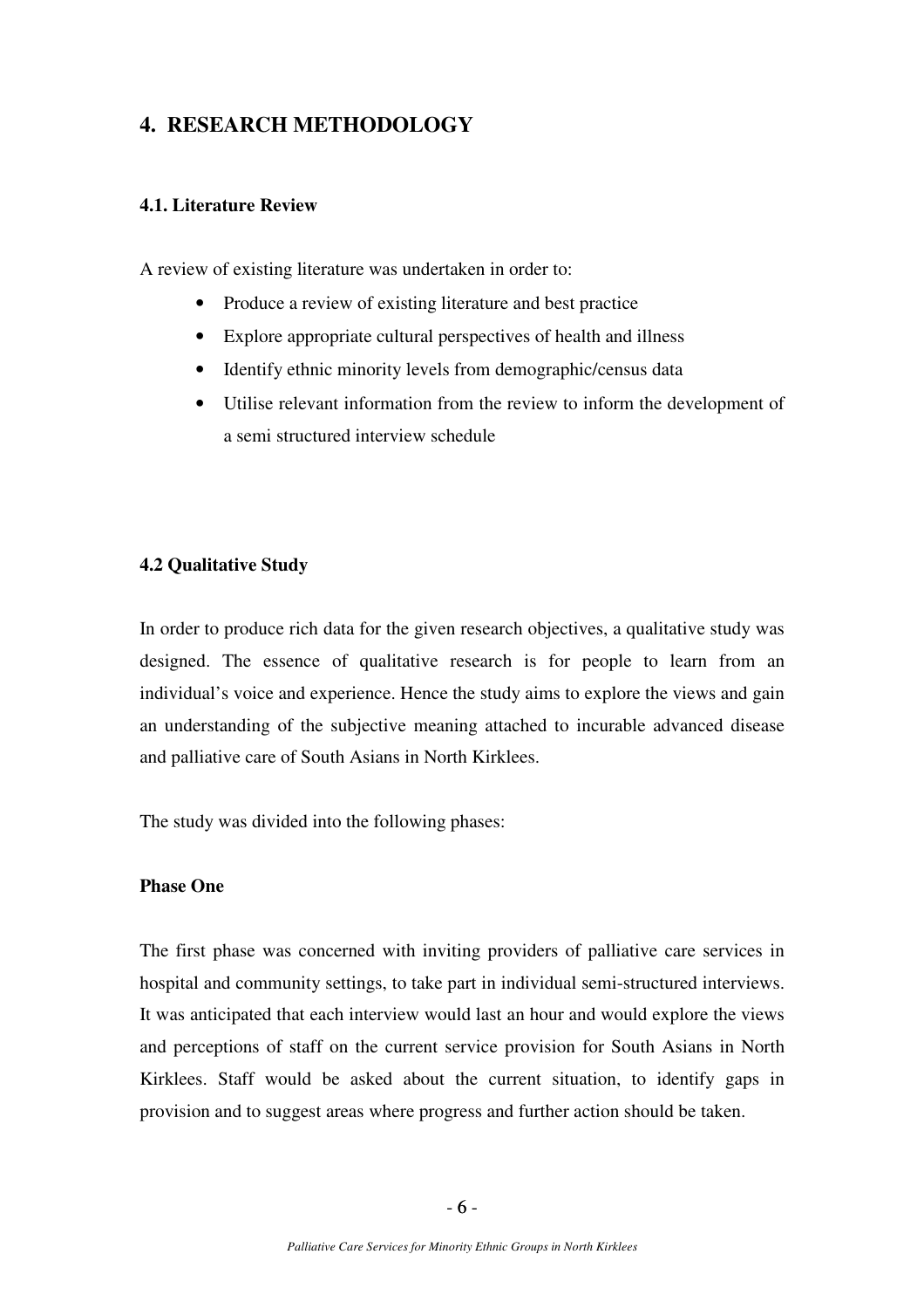# 4. RESEARCH METHODOLOGY

## 4.1. Literature Review

A review of existing literature was undertaken in order to:

- Produce a review of existing literature and best practice
- Explore appropriate cultural perspectives of health and illness
- Identify ethnic minority levels from demographic/census data
- Utilise relevant information from the review to inform the development of a semi structured interview schedule

## 4.2 Qualitative Study

In order to produce rich data for the given research objectives, a qualitative study was designed. The essence of qualitative research is for people to learn from an individual's voice and experience. Hence the study aims to explore the views and gain an understanding of the subjective meaning attached to incurable advanced disease and palliative care of South Asians in North Kirklees.

The study was divided into the following phases:

### Phase One

The first phase was concerned with inviting providers of palliative care services in hospital and community settings, to take part in individual semi-structured interviews. It was anticipated that each interview would last an hour and would explore the views and perceptions of staff on the current service provision for South Asians in North Kirklees. Staff would be asked about the current situation, to identify gaps in provision and to suggest areas where progress and further action should be taken.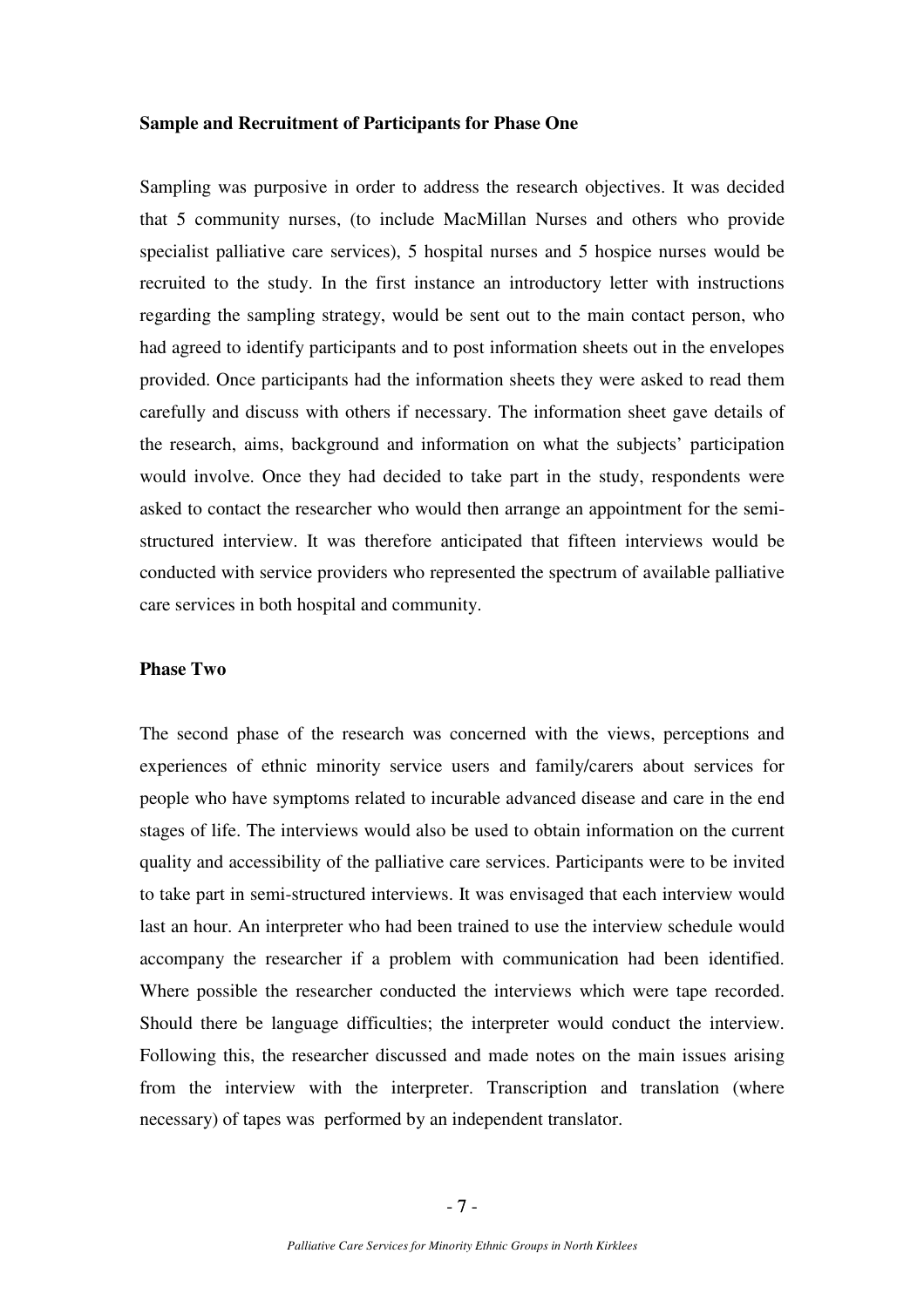**Sample and Recruitment of Participants for Phase One**

Sampling was purposive in order to address the research objectives. It was decided that 5 community nurses, (to include MacMillan Nurses and others who provide specialist palliative care services), 5 hospital nurses and 5 hospice nurses would be recruited to the study. In the first instance an introductory letter with instructions regarding the sampling strategy, would be sent out to the main contact person, who had agreed to identify participants and to post information sheets out in the envelopes provided. Once participants had the information sheets they were asked to read them carefully and discuss with others if necessary. The information sheet gave details of the research, aims, background and information on what the subjects' participation would involve. Once they had decided to take part in the study, respondents were asked to contact the researcher who would then arrange an appointment for the semi-structured interview. It was therefore anticipated that fifteen interviews would be conducted with service providers who represented the spectrum of available palliative care services in both hospital and community.

**Phase Two**

The second phase of the research was concerned with the views, perceptions and experiences of ethnic minority service users and family/carers about services for people who have symptoms related to incurable advanced disease and care in the end stages of life. The interviews would also be used to obtain information on the current quality and accessibility of the palliative care services. Participants were to be invited to take part in semi-structured interviews. It was envisaged that each interview would last an hour. An interpreter who had been trained to use the interview schedule would accompany the researcher if a problem with communication had been identified. Where possible the researcher conducted the interviews which were tape recorded. Should there be language difficulties; the interpreter would conduct the interview. Following this, the researcher discussed and made notes on the main issues arising from the interview with the interpreter. Transcription and translation (where necessary) of tapes was performed by an independent translator.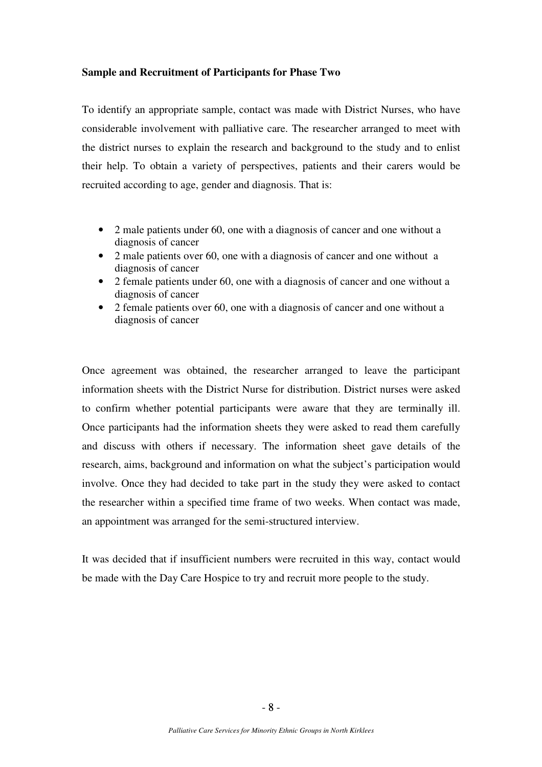**Sample and Recruitment of Participants for Phase Two**

To identify an appropriate sample, contact was made with District Nurses, who have considerable involvement with palliative care. The researcher arranged to meet with the district nurses to explain the research and background to the study and to enlist their help. To obtain a variety of perspectives, patients and their carers would be recruited according to age, gender and diagnosis. That is:

- 2 male patients under 60, one with a diagnosis of cancer and one without a diagnosis of cancer
- 2 male patients over 60, one with a diagnosis of cancer and one without a diagnosis of cancer
- 2 female patients under 60, one with a diagnosis of cancer and one without a diagnosis of cancer
- 2 female patients over 60, one with a diagnosis of cancer and one without a diagnosis of cancer

Once agreement was obtained, the researcher arranged to leave the participant information sheets with the District Nurse for distribution. District nurses were asked to confirm whether potential participants were aware that they are terminally ill. Once participants had the information sheets they were asked to read them carefully and discuss with others if necessary. The information sheet gave details of the research, aims, background and information on what the subject's participation would involve. Once they had decided to take part in the study they were asked to contact the researcher within a specified time frame of two weeks. When contact was made, an appointment was arranged for the semi-structured interview.

It was decided that if insufficient numbers were recruited in this way, contact would be made with the Day Care Hospice to try and recruit more people to the study.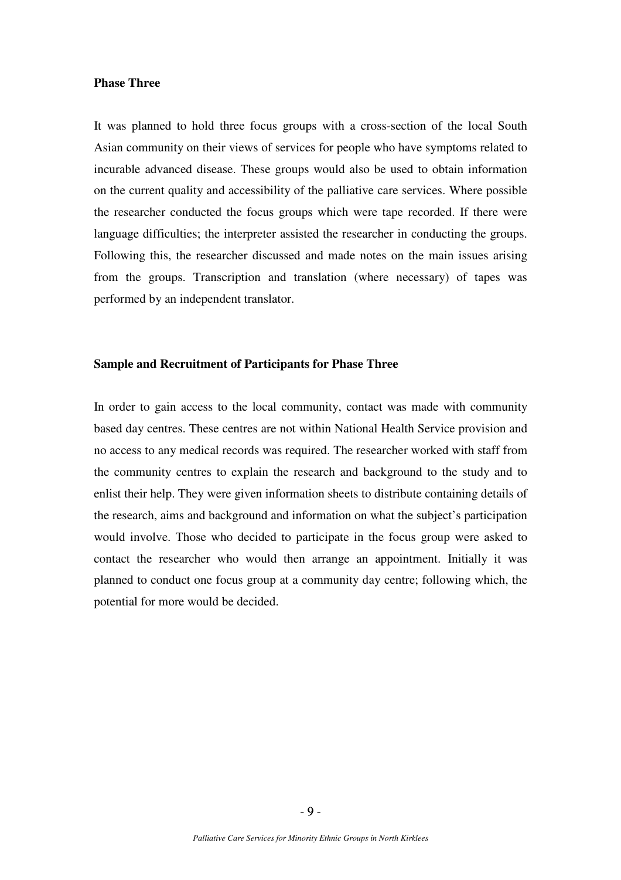### Phase Three

It was planned to hold three focus groups with a cross-section of the local South Asian community on their views of services for people who have symptoms related to incurable advanced disease. These groups would also be used to obtain information on the current quality and accessibility of the palliative care services. Where possible the researcher conducted the focus groups which were tape recorded. If there were language difficulties; the interpreter assisted the researcher in conducting the groups. Following this, the researcher discussed and made notes on the main issues arising from the groups. Transcription and translation (where necessary) of tapes was performed by an independent translator.

### Sample and Recruitment of Participants for Phase Three

In order to gain access to the local community, contact was made with community based day centres. These centres are not within National Health Service provision and no access to any medical records was required. The researcher worked with staff from the community centres to explain the research and background to the study and to enlist their help. They were given information sheets to distribute containing details of the research, aims and background and information on what the subject's participation would involve. Those who decided to participate in the focus group were asked to contact the researcher who would then arrange an appointment. Initially it was planned to conduct one focus group at a community day centre; following which, the potential for more would be decided.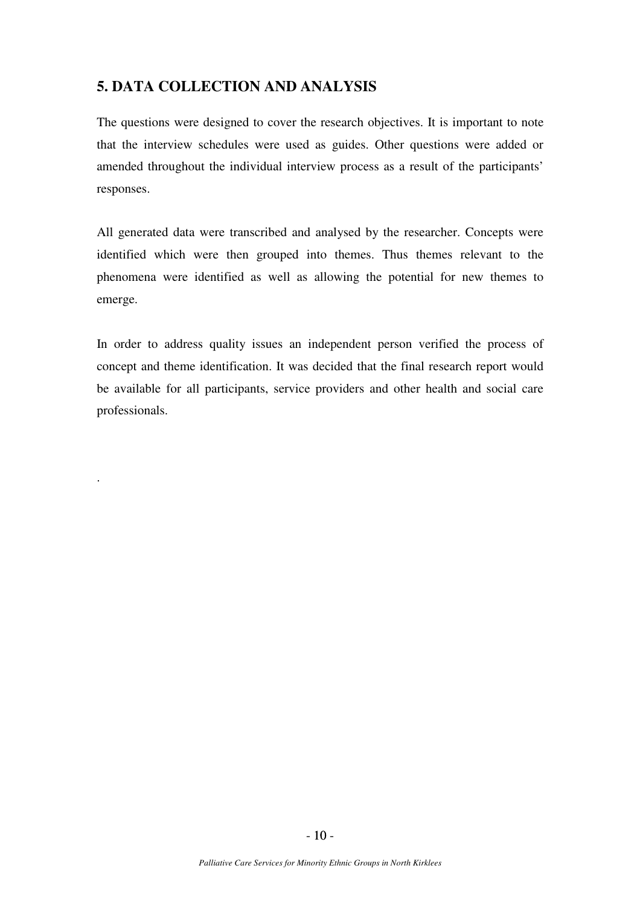## 5. DATA COLLECTION AND ANALYSIS

The questions were designed to cover the research objectives. It is important to note that the interview schedules were used as guides. Other questions were added or amended throughout the individual interview process as a result of the participants' responses.

All generated data were transcribed and analysed by the researcher. Concepts were identified which were then grouped into themes. Thus themes relevant to the phenomena were identified as well as allowing the potential for new themes to emerge.

In order to address quality issues an independent person verified the process of concept and theme identification. It was decided that the final research report would be available for all participants, service providers and other health and social care professionals.

.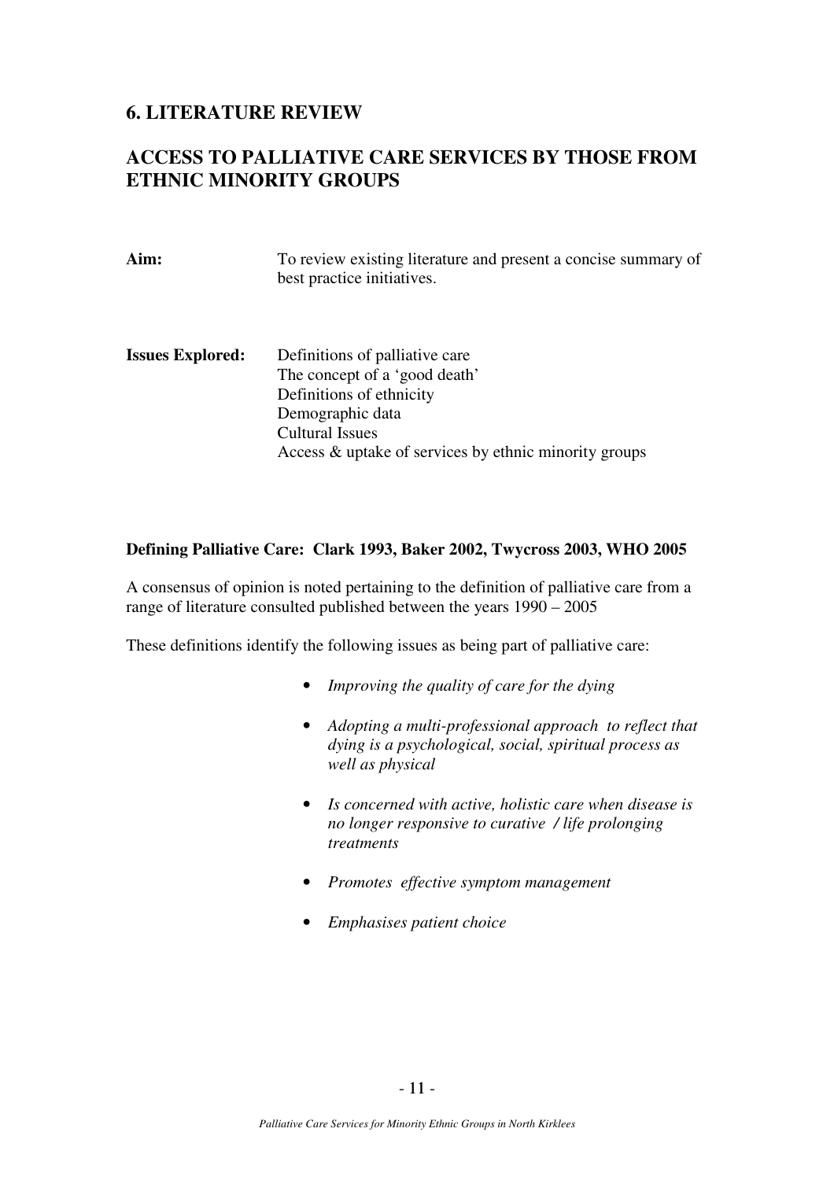## 6. LITERATURE REVIEW

## ACCESS TO PALLIATIVE CARE SERVICES BY THOSE FROM ETHNIC MINORITY GROUPS

**Aim:** To review existing literature and present a concise summary of best practice initiatives.

**Issues Explored:**
Definitions of palliative care
The concept of a 'good death'
Definitions of ethnicity
Demographic data
Cultural Issues
Access & uptake of services by ethnic minority groups

**Defining Palliative Care: Clark 1993, Baker 2002, Twycross 2003, WHO 2005**

A consensus of opinion is noted pertaining to the definition of palliative care from a range of literature consulted published between the years 1990 – 2005

These definitions identify the following issues as being part of palliative care:

- *Improving the quality of care for the dying*
- *Adopting a multi-professional approach to reflect that dying is a psychological, social, spiritual process as well as physical*
- *Is concerned with active, holistic care when disease is no longer responsive to curative / life prolonging treatments*
- *Promotes effective symptom management*
- *Emphasises patient choice*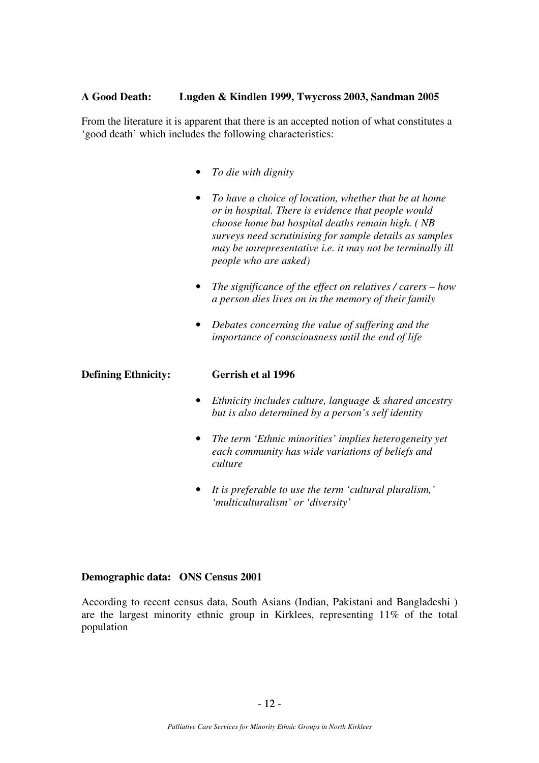**A Good Death: Lugden & Kindlen 1999, Twycross 2003, Sandman 2005**

From the literature it is apparent that there is an accepted notion of what constitutes a 'good death' which includes the following characteristics:

- *To die with dignity*
- *To have a choice of location, whether that be at home or in hospital. There is evidence that people would choose home but hospital deaths remain high. ( NB surveys need scrutinising for sample details as samples may be unrepresentative i.e. it may not be terminally ill people who are asked)*
- *The significance of the effect on relatives / carers – how a person dies lives on in the memory of their family*
- *Debates concerning the value of suffering and the importance of consciousness until the end of life*

**Defining Ethnicity: Gerrish et al 1996**

- *Ethnicity includes culture, language & shared ancestry but is also determined by a person's self identity*
- *The term 'Ethnic minorities' implies heterogeneity yet each community has wide variations of beliefs and culture*
- *It is preferable to use the term 'cultural pluralism,' 'multiculturalism' or 'diversity'*

**Demographic data: ONS Census 2001**

According to recent census data, South Asians (Indian, Pakistani and Bangladeshi ) are the largest minority ethnic group in Kirklees, representing 11% of the total population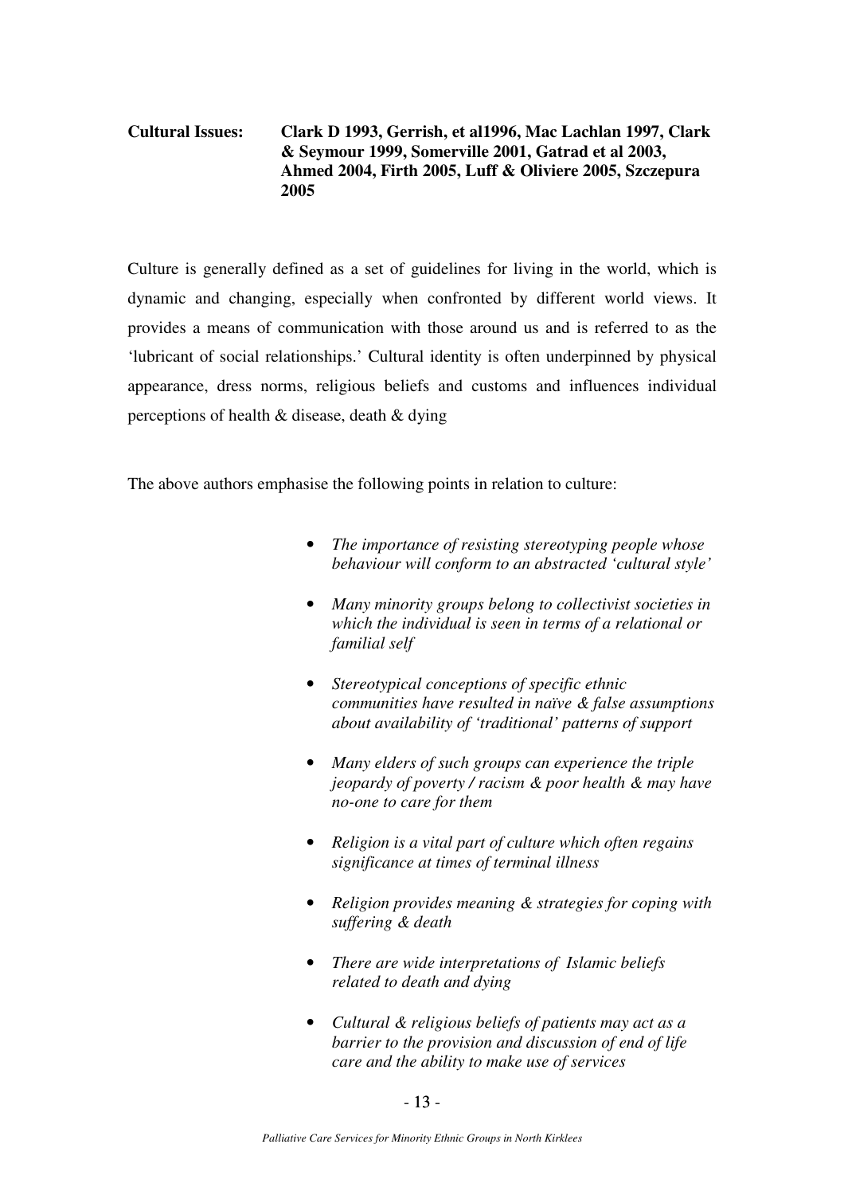**Cultural Issues:** **Clark D 1993, Gerrish, et al1996, Mac Lachlan 1997, Clark & Seymour 1999, Somerville 2001, Gatrad et al 2003, Ahmed 2004, Firth 2005, Luff & Oliviere 2005, Szczepura 2005**

Culture is generally defined as a set of guidelines for living in the world, which is dynamic and changing, especially when confronted by different world views. It provides a means of communication with those around us and is referred to as the 'lubricant of social relationships.' Cultural identity is often underpinned by physical appearance, dress norms, religious beliefs and customs and influences individual perceptions of health & disease, death & dying

The above authors emphasise the following points in relation to culture:

- *The importance of resisting stereotyping people whose behaviour will conform to an abstracted 'cultural style'*
- *Many minority groups belong to collectivist societies in which the individual is seen in terms of a relational or familial self*
- *Stereotypical conceptions of specific ethnic communities have resulted in naïve & false assumptions about availability of 'traditional' patterns of support*
- *Many elders of such groups can experience the triple jeopardy of poverty / racism & poor health & may have no-one to care for them*
- *Religion is a vital part of culture which often regains significance at times of terminal illness*
- *Religion provides meaning & strategies for coping with suffering & death*
- *There are wide interpretations of Islamic beliefs related to death and dying*
- *Cultural & religious beliefs of patients may act as a barrier to the provision and discussion of end of life care and the ability to make use of services*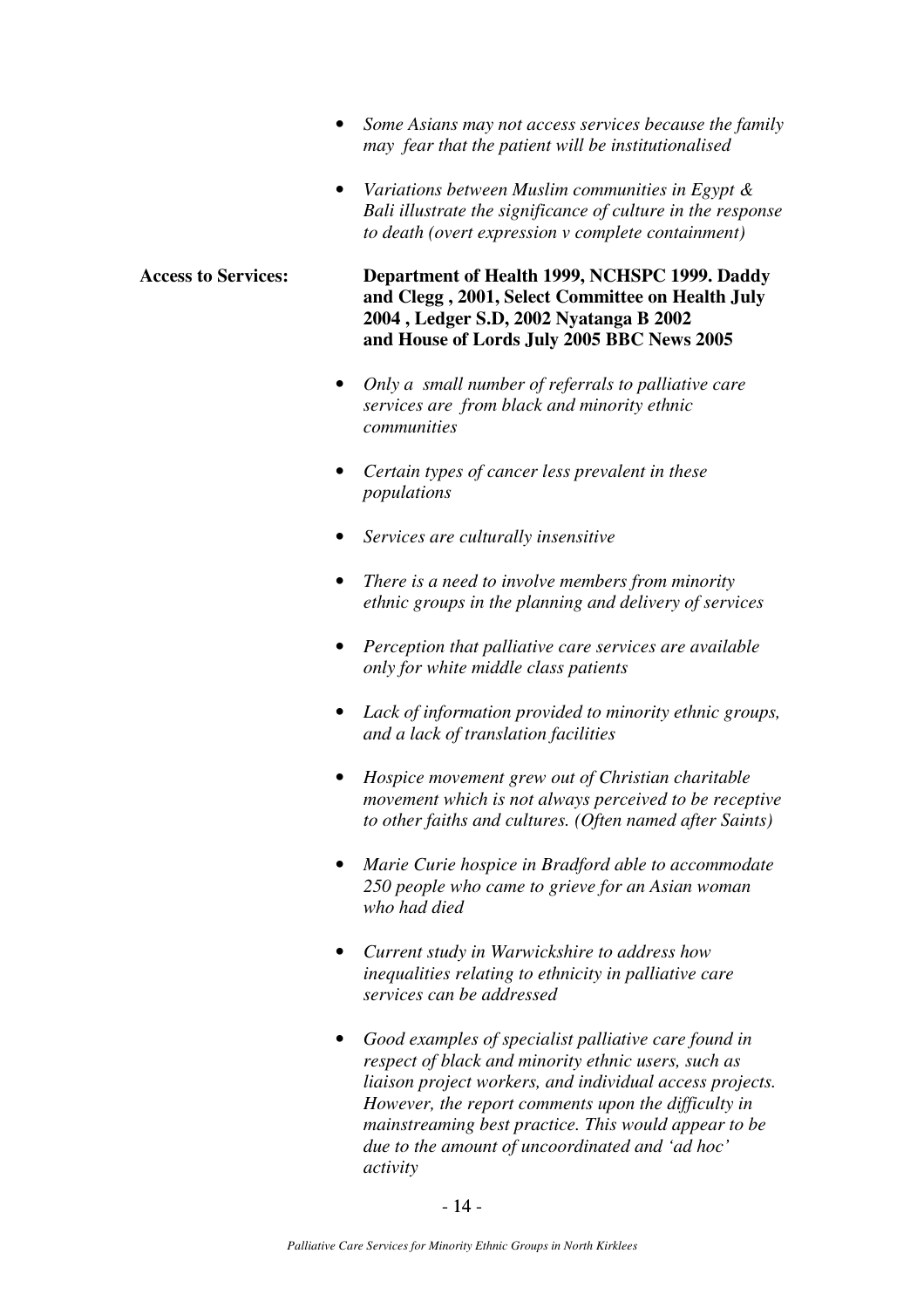- *Some Asians may not access services because the family may fear that the patient will be institutionalised*

- *Variations between Muslim communities in Egypt & Bali illustrate the significance of culture in the response to death (overt expression v complete containment)*

**Access to Services:** **Department of Health 1999, NCHSPC 1999. Daddy and Clegg , 2001, Select Committee on Health July 2004 , Ledger S.D, 2002 Nyatanga B 2002 and House of Lords July 2005 BBC News 2005**

- *Only a small number of referrals to palliative care services are from black and minority ethnic communities*

- *Certain types of cancer less prevalent in these populations*

- *Services are culturally insensitive*

- *There is a need to involve members from minority ethnic groups in the planning and delivery of services*

- *Perception that palliative care services are available only for white middle class patients*

- *Lack of information provided to minority ethnic groups, and a lack of translation facilities*

- *Hospice movement grew out of Christian charitable movement which is not always perceived to be receptive to other faiths and cultures. (Often named after Saints)*

- *Marie Curie hospice in Bradford able to accommodate 250 people who came to grieve for an Asian woman who had died*

- *Current study in Warwickshire to address how inequalities relating to ethnicity in palliative care services can be addressed*

- *Good examples of specialist palliative care found in respect of black and minority ethnic users, such as liaison project workers, and individual access projects. However, the report comments upon the difficulty in mainstreaming best practice. This would appear to be due to the amount of uncoordinated and 'ad hoc' activity*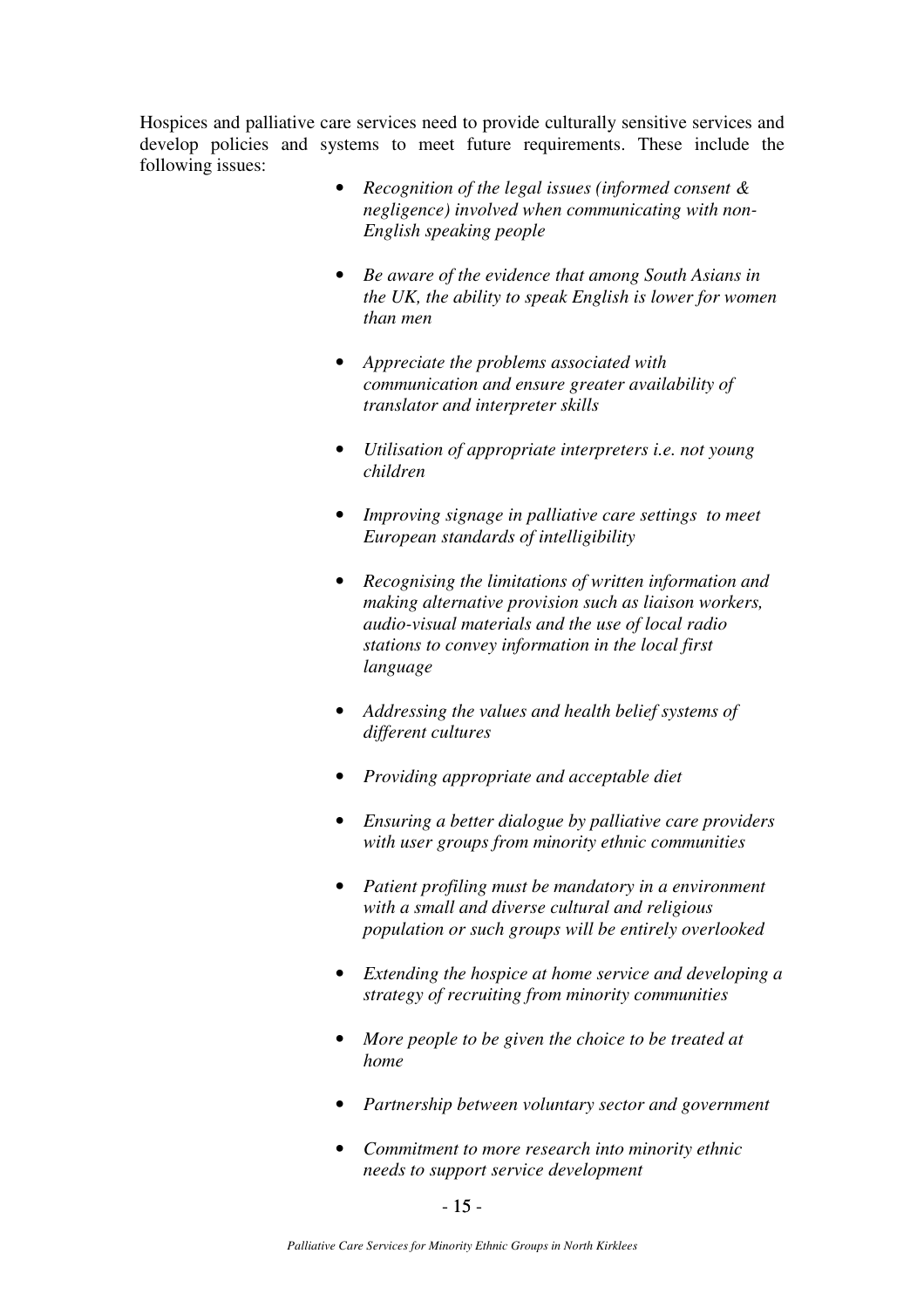Hospices and palliative care services need to provide culturally sensitive services and develop policies and systems to meet future requirements. These include the following issues:

- *Recognition of the legal issues (informed consent & negligence) involved when communicating with non-English speaking people*
- *Be aware of the evidence that among South Asians in the UK, the ability to speak English is lower for women than men*
- *Appreciate the problems associated with communication and ensure greater availability of translator and interpreter skills*
- *Utilisation of appropriate interpreters i.e. not young children*
- *Improving signage in palliative care settings to meet European standards of intelligibility*
- *Recognising the limitations of written information and making alternative provision such as liaison workers, audio-visual materials and the use of local radio stations to convey information in the local first language*
- *Addressing the values and health belief systems of different cultures*
- *Providing appropriate and acceptable diet*
- *Ensuring a better dialogue by palliative care providers with user groups from minority ethnic communities*
- *Patient profiling must be mandatory in a environment with a small and diverse cultural and religious population or such groups will be entirely overlooked*
- *Extending the hospice at home service and developing a strategy of recruiting from minority communities*
- *More people to be given the choice to be treated at home*
- *Partnership between voluntary sector and government*
- *Commitment to more research into minority ethnic needs to support service development*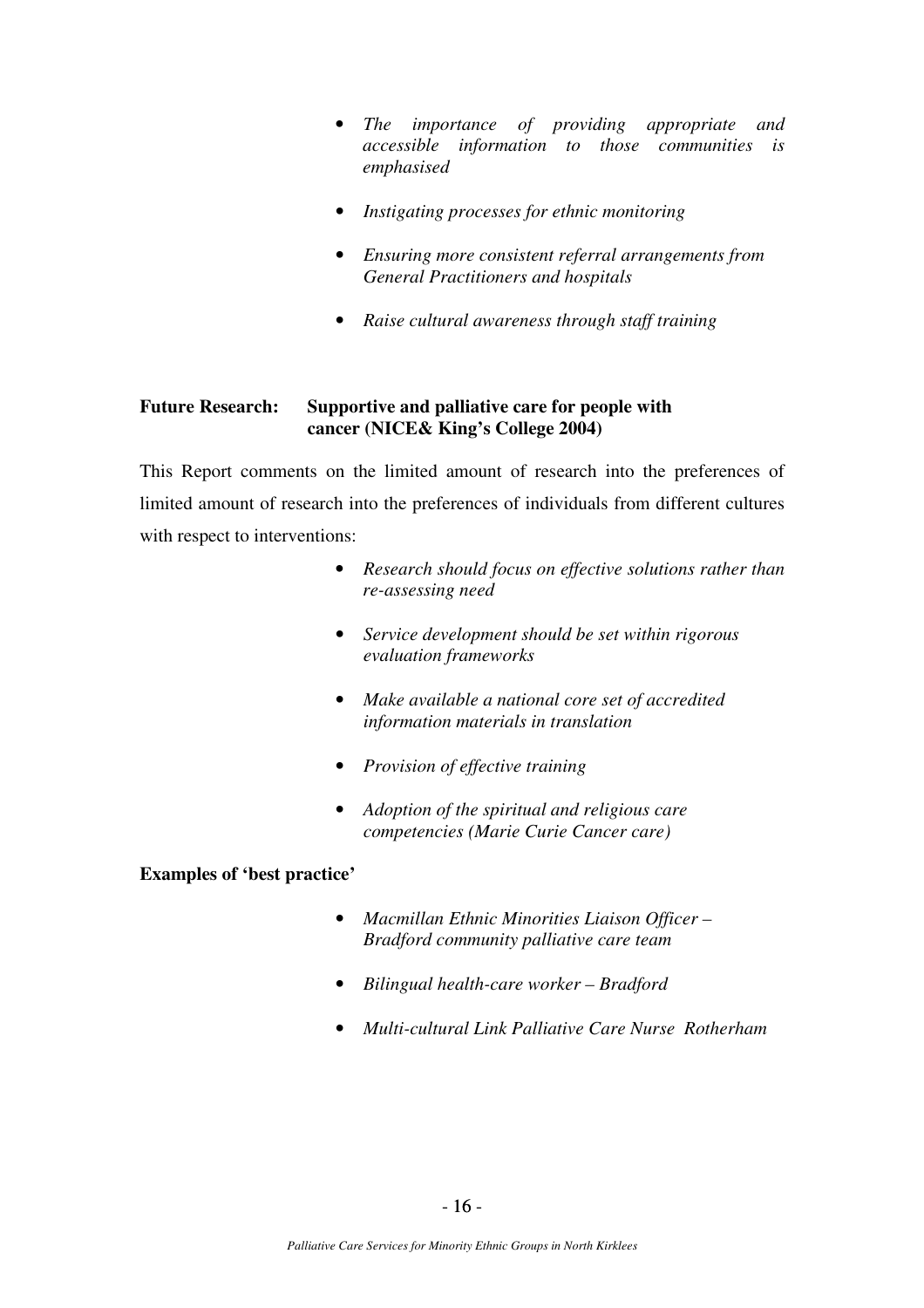- *The importance of providing appropriate and accessible information to those communities is emphasised*

- *Instigating processes for ethnic monitoring*

- *Ensuring more consistent referral arrangements from General Practitioners and hospitals*

- *Raise cultural awareness through staff training*

**Future Research: Supportive and palliative care for people with cancer (NICE& King's College 2004)**

This Report comments on the limited amount of research into the preferences of limited amount of research into the preferences of individuals from different cultures with respect to interventions:

- *Research should focus on effective solutions rather than re-assessing need*

- *Service development should be set within rigorous evaluation frameworks*

- *Make available a national core set of accredited information materials in translation*

- *Provision of effective training*

- *Adoption of the spiritual and religious care competencies (Marie Curie Cancer care)*

**Examples of 'best practice'**

- *Macmillan Ethnic Minorities Liaison Officer – Bradford community palliative care team*

- *Bilingual health-care worker – Bradford*

- *Multi-cultural Link Palliative Care Nurse Rotherham*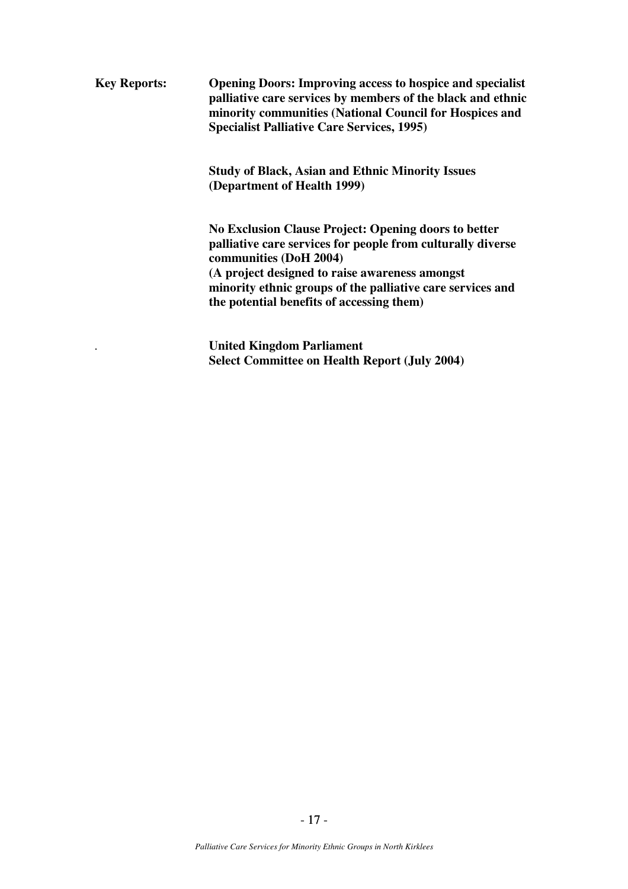**Key Reports:** **Opening Doors: Improving access to hospice and specialist palliative care services by members of the black and ethnic minority communities (National Council for Hospices and Specialist Palliative Care Services, 1995)**

**Study of Black, Asian and Ethnic Minority Issues (Department of Health 1999)**

**No Exclusion Clause Project: Opening doors to better palliative care services for people from culturally diverse communities (DoH 2004)**
**(A project designed to raise awareness amongst minority ethnic groups of the palliative care services and the potential benefits of accessing them)**

**United Kingdom Parliament**
**Select Committee on Health Report (July 2004)**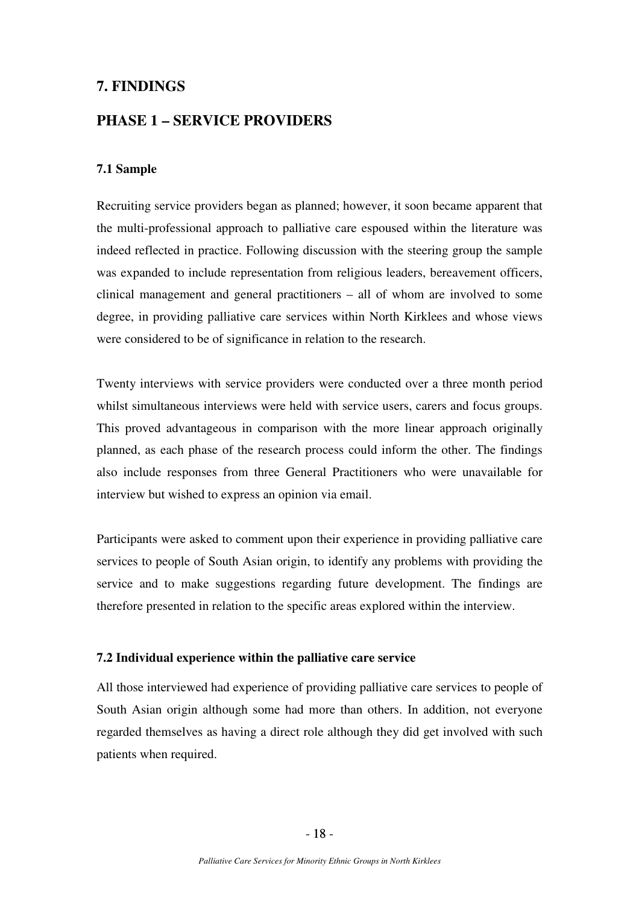# 7. FINDINGS

## PHASE 1 – SERVICE PROVIDERS

### 7.1 Sample

Recruiting service providers began as planned; however, it soon became apparent that the multi-professional approach to palliative care espoused within the literature was indeed reflected in practice. Following discussion with the steering group the sample was expanded to include representation from religious leaders, bereavement officers, clinical management and general practitioners – all of whom are involved to some degree, in providing palliative care services within North Kirklees and whose views were considered to be of significance in relation to the research.

Twenty interviews with service providers were conducted over a three month period whilst simultaneous interviews were held with service users, carers and focus groups. This proved advantageous in comparison with the more linear approach originally planned, as each phase of the research process could inform the other. The findings also include responses from three General Practitioners who were unavailable for interview but wished to express an opinion via email.

Participants were asked to comment upon their experience in providing palliative care services to people of South Asian origin, to identify any problems with providing the service and to make suggestions regarding future development. The findings are therefore presented in relation to the specific areas explored within the interview.

### 7.2 Individual experience within the palliative care service

All those interviewed had experience of providing palliative care services to people of South Asian origin although some had more than others. In addition, not everyone regarded themselves as having a direct role although they did get involved with such patients when required.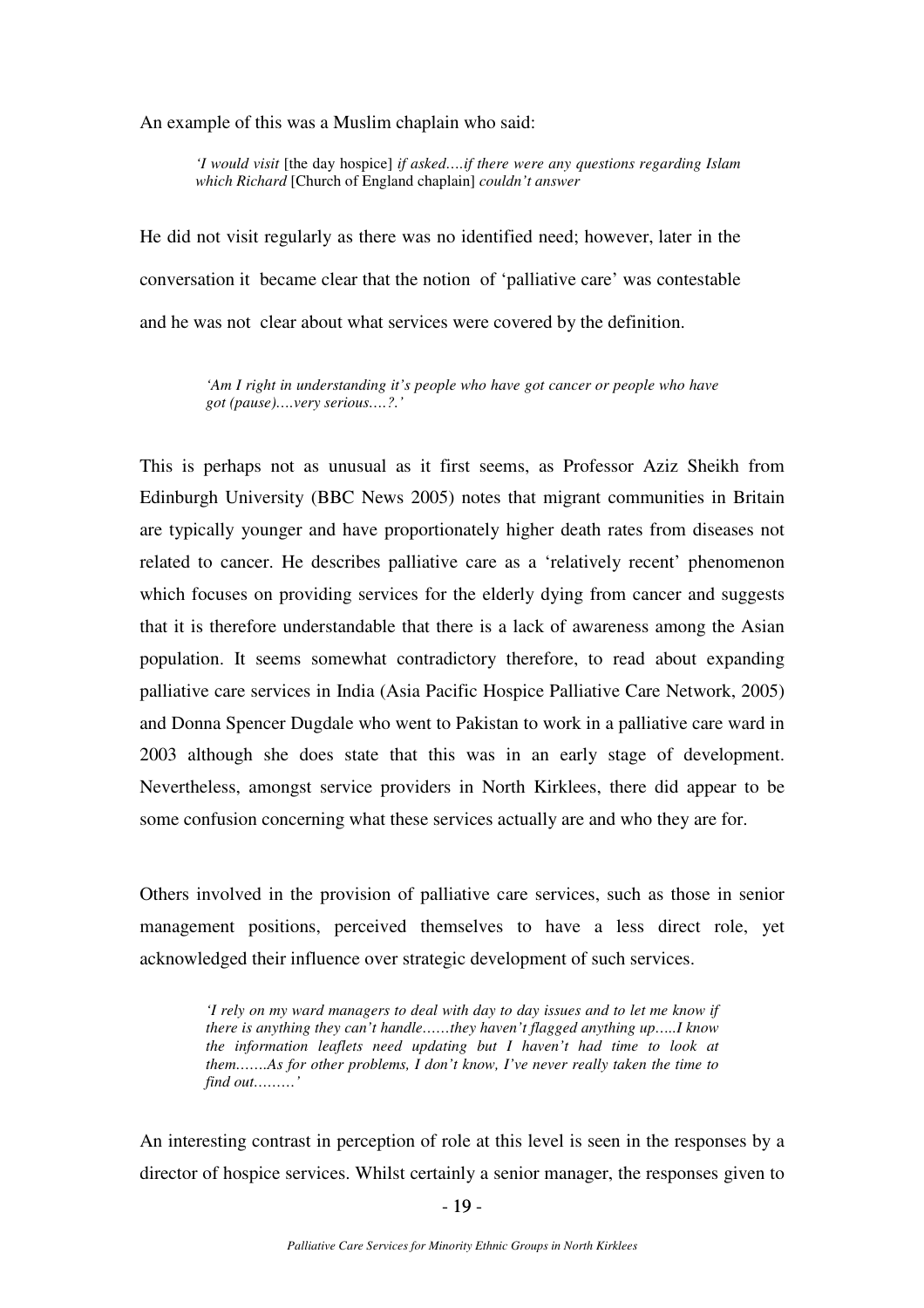An example of this was a Muslim chaplain who said:

> *'I would visit* [the day hospice] *if asked….if there were any questions regarding Islam which Richard* [Church of England chaplain] *couldn't answer*

He did not visit regularly as there was no identified need; however, later in the conversation it became clear that the notion of 'palliative care' was contestable and he was not clear about what services were covered by the definition.

> *'Am I right in understanding it's people who have got cancer or people who have got (pause)….very serious….?.'*

This is perhaps not as unusual as it first seems, as Professor Aziz Sheikh from Edinburgh University (BBC News 2005) notes that migrant communities in Britain are typically younger and have proportionately higher death rates from diseases not related to cancer. He describes palliative care as a 'relatively recent' phenomenon which focuses on providing services for the elderly dying from cancer and suggests that it is therefore understandable that there is a lack of awareness among the Asian population. It seems somewhat contradictory therefore, to read about expanding palliative care services in India (Asia Pacific Hospice Palliative Care Network, 2005) and Donna Spencer Dugdale who went to Pakistan to work in a palliative care ward in 2003 although she does state that this was in an early stage of development. Nevertheless, amongst service providers in North Kirklees, there did appear to be some confusion concerning what these services actually are and who they are for.

Others involved in the provision of palliative care services, such as those in senior management positions, perceived themselves to have a less direct role, yet acknowledged their influence over strategic development of such services.

> *'I rely on my ward managers to deal with day to day issues and to let me know if there is anything they can't handle……they haven't flagged anything up…..I know the information leaflets need updating but I haven't had time to look at them…….As for other problems, I don't know, I've never really taken the time to find out………'*

An interesting contrast in perception of role at this level is seen in the responses by a director of hospice services. Whilst certainly a senior manager, the responses given to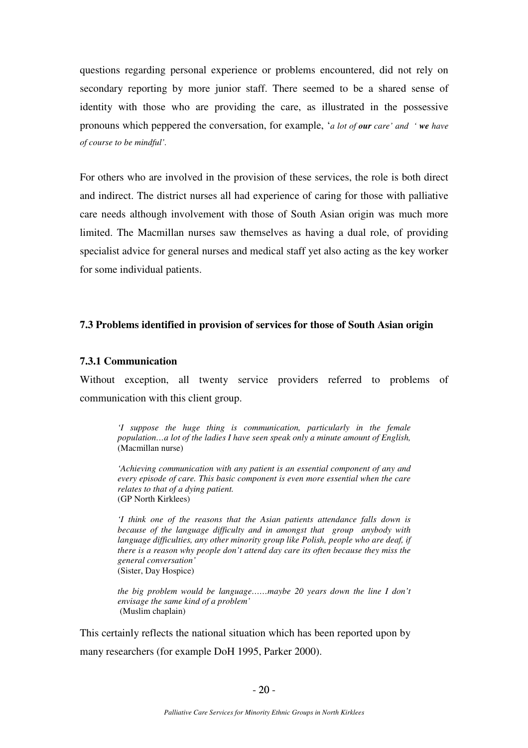questions regarding personal experience or problems encountered, did not rely on secondary reporting by more junior staff. There seemed to be a shared sense of identity with those who are providing the care, as illustrated in the possessive pronouns which peppered the conversation, for example, '*a lot of **our** care' and ' **we** have of course to be mindful'.*

For others who are involved in the provision of these services, the role is both direct and indirect. The district nurses all had experience of caring for those with palliative care needs although involvement with those of South Asian origin was much more limited. The Macmillan nurses saw themselves as having a dual role, of providing specialist advice for general nurses and medical staff yet also acting as the key worker for some individual patients.

### 7.3 Problems identified in provision of services for those of South Asian origin

#### 7.3.1 Communication

Without exception, all twenty service providers referred to problems of communication with this client group.

> *'I suppose the huge thing is communication, particularly in the female population…a lot of the ladies I have seen speak only a minute amount of English,*
> (Macmillan nurse)
>
> *'Achieving communication with any patient is an essential component of any and every episode of care. This basic component is even more essential when the care relates to that of a dying patient.*
> (GP North Kirklees)
>
> *'I think one of the reasons that the Asian patients attendance falls down is because of the language difficulty and in amongst that group anybody with language difficulties, any other minority group like Polish, people who are deaf, if there is a reason why people don't attend day care its often because they miss the general conversation'*
> (Sister, Day Hospice)
>
> *the big problem would be language……maybe 20 years down the line I don't envisage the same kind of a problem'*
> (Muslim chaplain)

This certainly reflects the national situation which has been reported upon by many researchers (for example DoH 1995, Parker 2000).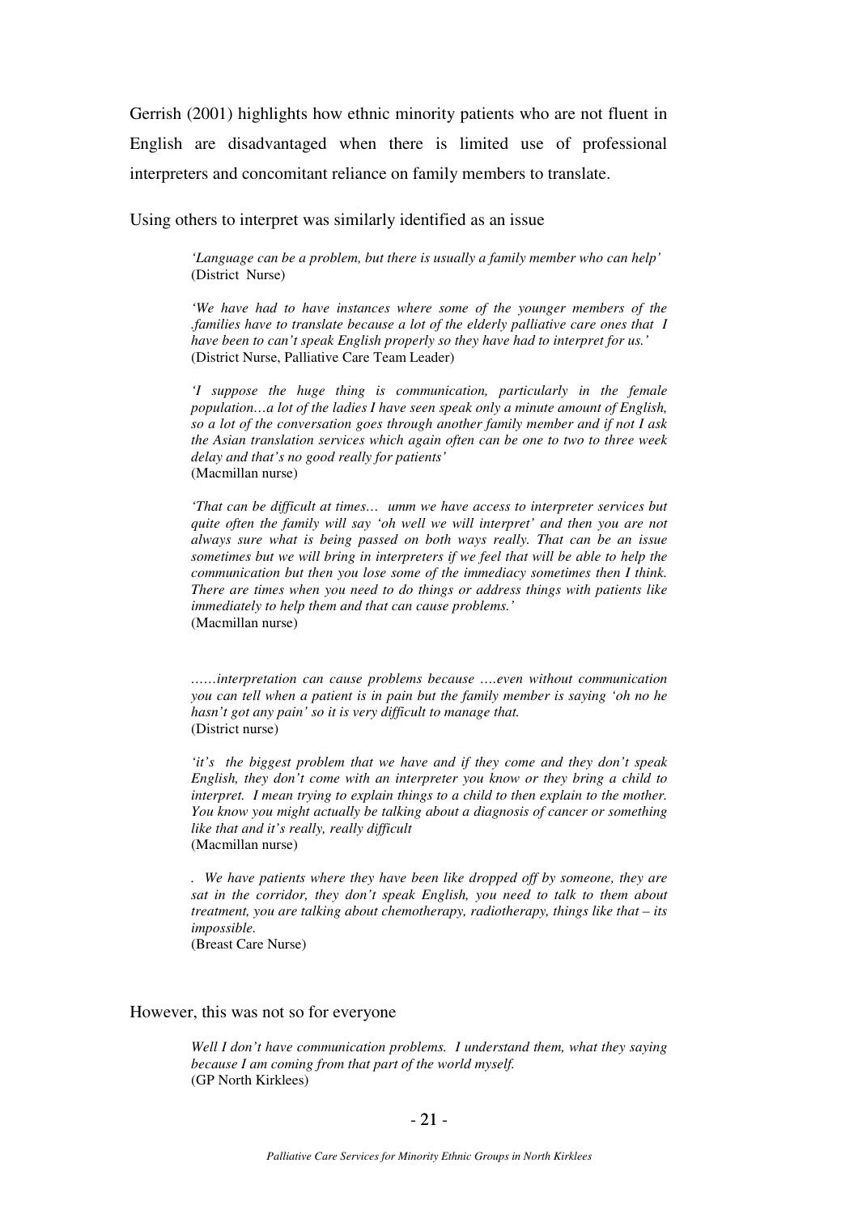Gerrish (2001) highlights how ethnic minority patients who are not fluent in English are disadvantaged when there is limited use of professional interpreters and concomitant reliance on family members to translate.

Using others to interpret was similarly identified as an issue

> *'Language can be a problem, but there is usually a family member who can help'* (District Nurse)
>
> *'We have had to have instances where some of the younger members of the .families have to translate because a lot of the elderly palliative care ones that I have been to can't speak English properly so they have had to interpret for us.'* (District Nurse, Palliative Care Team Leader)
>
> *'I suppose the huge thing is communication, particularly in the female population…a lot of the ladies I have seen speak only a minute amount of English, so a lot of the conversation goes through another family member and if not I ask the Asian translation services which again often can be one to two to three week delay and that's no good really for patients'* (Macmillan nurse)
>
> *'That can be difficult at times… umm we have access to interpreter services but quite often the family will say 'oh well we will interpret' and then you are not always sure what is being passed on both ways really. That can be an issue sometimes but we will bring in interpreters if we feel that will be able to help the communication but then you lose some of the immediacy sometimes then I think. There are times when you need to do things or address things with patients like immediately to help them and that can cause problems.'* (Macmillan nurse)
>
> *……interpretation can cause problems because ….even without communication you can tell when a patient is in pain but the family member is saying 'oh no he hasn't got any pain' so it is very difficult to manage that.* (District nurse)
>
> *'it's the biggest problem that we have and if they come and they don't speak English, they don't come with an interpreter you know or they bring a child to interpret. I mean trying to explain things to a child to then explain to the mother. You know you might actually be talking about a diagnosis of cancer or something like that and it's really, really difficult* (Macmillan nurse)
>
> *. We have patients where they have been like dropped off by someone, they are sat in the corridor, they don't speak English, you need to talk to them about treatment, you are talking about chemotherapy, radiotherapy, things like that – its impossible.* (Breast Care Nurse)

However, this was not so for everyone

> *Well I don't have communication problems. I understand them, what they saying because I am coming from that part of the world myself.* (GP North Kirklees)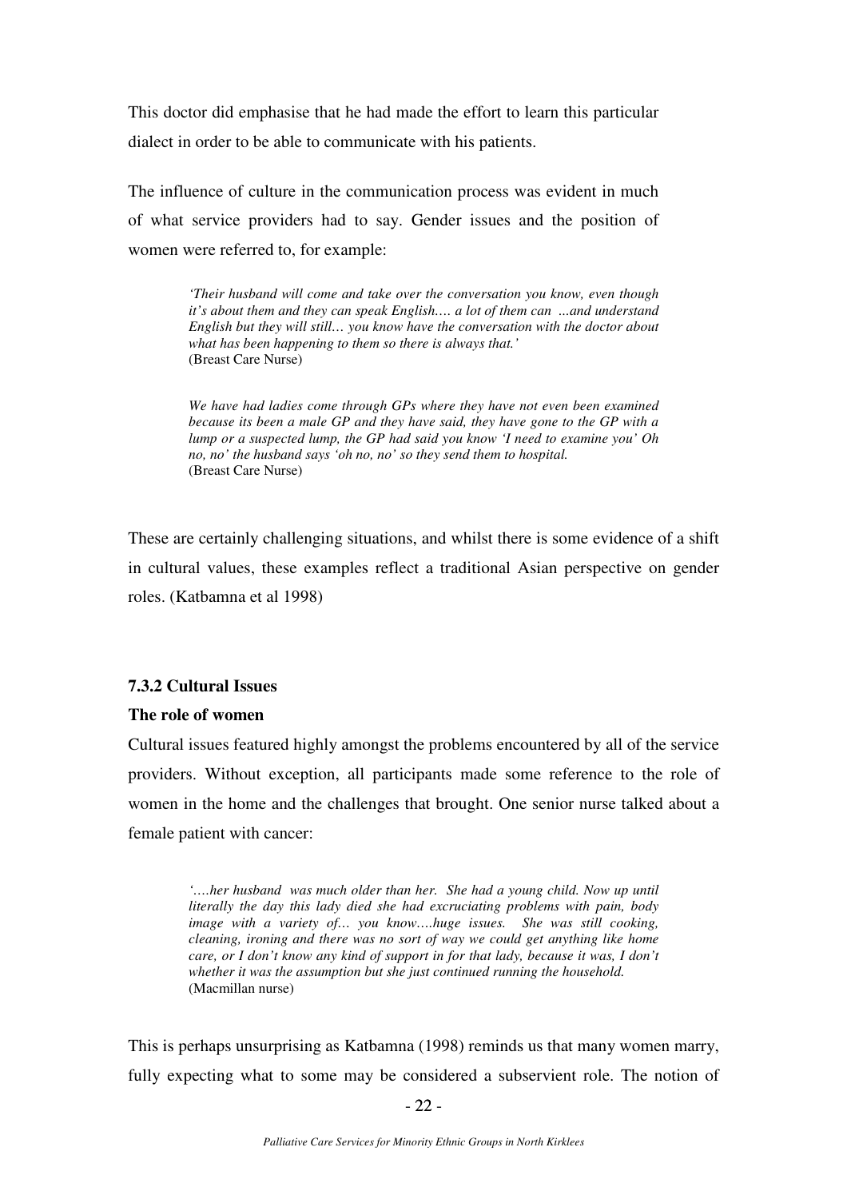This doctor did emphasise that he had made the effort to learn this particular dialect in order to be able to communicate with his patients.

The influence of culture in the communication process was evident in much of what service providers had to say. Gender issues and the position of women were referred to, for example:

> *'Their husband will come and take over the conversation you know, even though it's about them and they can speak English.... a lot of them can ...and understand English but they will still... you know have the conversation with the doctor about what has been happening to them so there is always that.'*
> (Breast Care Nurse)

> *We have had ladies come through GPs where they have not even been examined because its been a male GP and they have said, they have gone to the GP with a lump or a suspected lump, the GP had said you know 'I need to examine you' Oh no, no' the husband says 'oh no, no' so they send them to hospital.*
> (Breast Care Nurse)

These are certainly challenging situations, and whilst there is some evidence of a shift in cultural values, these examples reflect a traditional Asian perspective on gender roles. (Katbamna et al 1998)

### 7.3.2 Cultural Issues

**The role of women**

Cultural issues featured highly amongst the problems encountered by all of the service providers. Without exception, all participants made some reference to the role of women in the home and the challenges that brought. One senior nurse talked about a female patient with cancer:

> *'....her husband was much older than her. She had a young child. Now up until literally the day this lady died she had excruciating problems with pain, body image with a variety of... you know....huge issues. She was still cooking, cleaning, ironing and there was no sort of way we could get anything like home care, or I don't know any kind of support in for that lady, because it was, I don't whether it was the assumption but she just continued running the household.*
> (Macmillan nurse)

This is perhaps unsurprising as Katbamna (1998) reminds us that many women marry, fully expecting what to some may be considered a subservient role. The notion of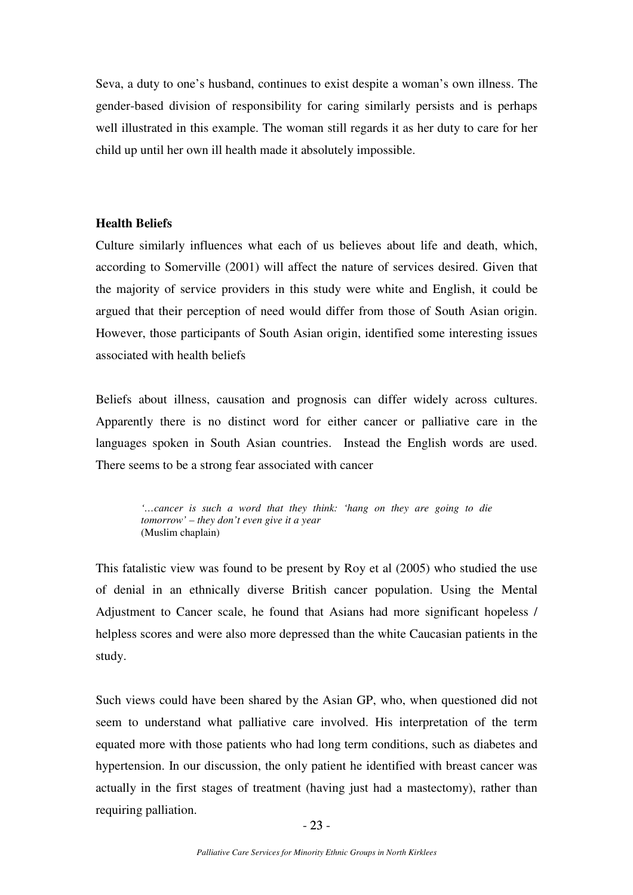Seva, a duty to one's husband, continues to exist despite a woman's own illness. The gender-based division of responsibility for caring similarly persists and is perhaps well illustrated in this example. The woman still regards it as her duty to care for her child up until her own ill health made it absolutely impossible.

**Health Beliefs**

Culture similarly influences what each of us believes about life and death, which, according to Somerville (2001) will affect the nature of services desired. Given that the majority of service providers in this study were white and English, it could be argued that their perception of need would differ from those of South Asian origin. However, those participants of South Asian origin, identified some interesting issues associated with health beliefs

Beliefs about illness, causation and prognosis can differ widely across cultures. Apparently there is no distinct word for either cancer or palliative care in the languages spoken in South Asian countries. Instead the English words are used. There seems to be a strong fear associated with cancer

> *'…cancer is such a word that they think: 'hang on they are going to die tomorrow' – they don't even give it a year*
> (Muslim chaplain)

This fatalistic view was found to be present by Roy et al (2005) who studied the use of denial in an ethnically diverse British cancer population. Using the Mental Adjustment to Cancer scale, he found that Asians had more significant hopeless / helpless scores and were also more depressed than the white Caucasian patients in the study.

Such views could have been shared by the Asian GP, who, when questioned did not seem to understand what palliative care involved. His interpretation of the term equated more with those patients who had long term conditions, such as diabetes and hypertension. In our discussion, the only patient he identified with breast cancer was actually in the first stages of treatment (having just had a mastectomy), rather than requiring palliation.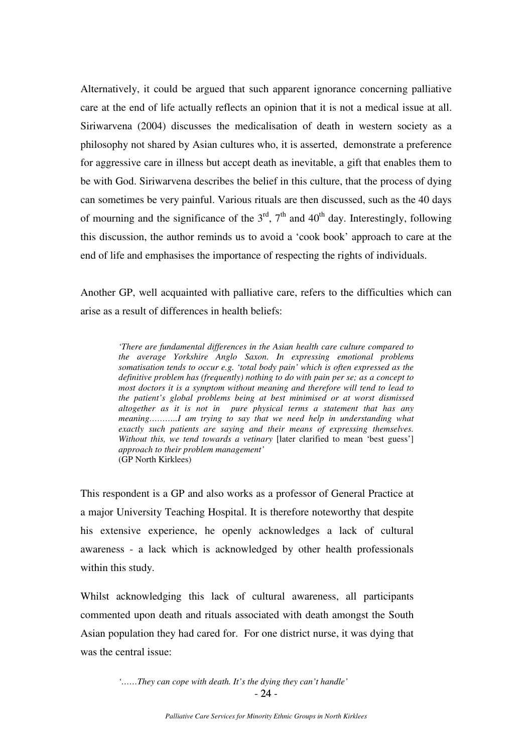Alternatively, it could be argued that such apparent ignorance concerning palliative care at the end of life actually reflects an opinion that it is not a medical issue at all. Siriwarvena (2004) discusses the medicalisation of death in western society as a philosophy not shared by Asian cultures who, it is asserted, demonstrate a preference for aggressive care in illness but accept death as inevitable, a gift that enables them to be with God. Siriwarvena describes the belief in this culture, that the process of dying can sometimes be very painful. Various rituals are then discussed, such as the 40 days of mourning and the significance of the 3rd, 7th and 40th day. Interestingly, following this discussion, the author reminds us to avoid a 'cook book' approach to care at the end of life and emphasises the importance of respecting the rights of individuals.

Another GP, well acquainted with palliative care, refers to the difficulties which can arise as a result of differences in health beliefs:

> *'There are fundamental differences in the Asian health care culture compared to the average Yorkshire Anglo Saxon. In expressing emotional problems somatisation tends to occur e.g. 'total body pain' which is often expressed as the definitive problem has (frequently) nothing to do with pain per se; as a concept to most doctors it is a symptom without meaning and therefore will tend to lead to the patient's global problems being at best minimised or at worst dismissed altogether as it is not in pure physical terms a statement that has any meaning………..I am trying to say that we need help in understanding what exactly such patients are saying and their means of expressing themselves. Without this, we tend towards a vetinary* [later clarified to mean 'best guess'] *approach to their problem management'*
> (GP North Kirklees)

This respondent is a GP and also works as a professor of General Practice at a major University Teaching Hospital. It is therefore noteworthy that despite his extensive experience, he openly acknowledges a lack of cultural awareness - a lack which is acknowledged by other health professionals within this study.

Whilst acknowledging this lack of cultural awareness, all participants commented upon death and rituals associated with death amongst the South Asian population they had cared for. For one district nurse, it was dying that was the central issue:

> *'……They can cope with death. It's the dying they can't handle'*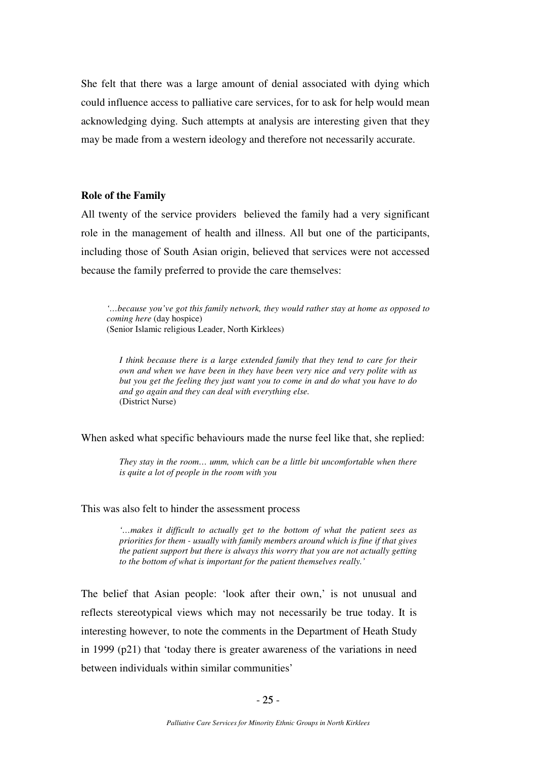She felt that there was a large amount of denial associated with dying which could influence access to palliative care services, for to ask for help would mean acknowledging dying. Such attempts at analysis are interesting given that they may be made from a western ideology and therefore not necessarily accurate.

**Role of the Family**

All twenty of the service providers believed the family had a very significant role in the management of health and illness. All but one of the participants, including those of South Asian origin, believed that services were not accessed because the family preferred to provide the care themselves:

> *'…because you've got this family network, they would rather stay at home as opposed to coming here* (day hospice)
> (Senior Islamic religious Leader, North Kirklees)

> *I think because there is a large extended family that they tend to care for their own and when we have been in they have been very nice and very polite with us but you get the feeling they just want you to come in and do what you have to do and go again and they can deal with everything else.*
> (District Nurse)

When asked what specific behaviours made the nurse feel like that, she replied:

> *They stay in the room… umm, which can be a little bit uncomfortable when there is quite a lot of people in the room with you*

This was also felt to hinder the assessment process

> *'…makes it difficult to actually get to the bottom of what the patient sees as priorities for them - usually with family members around which is fine if that gives the patient support but there is always this worry that you are not actually getting to the bottom of what is important for the patient themselves really.'*

The belief that Asian people: 'look after their own,' is not unusual and reflects stereotypical views which may not necessarily be true today. It is interesting however, to note the comments in the Department of Heath Study in 1999 (p21) that 'today there is greater awareness of the variations in need between individuals within similar communities'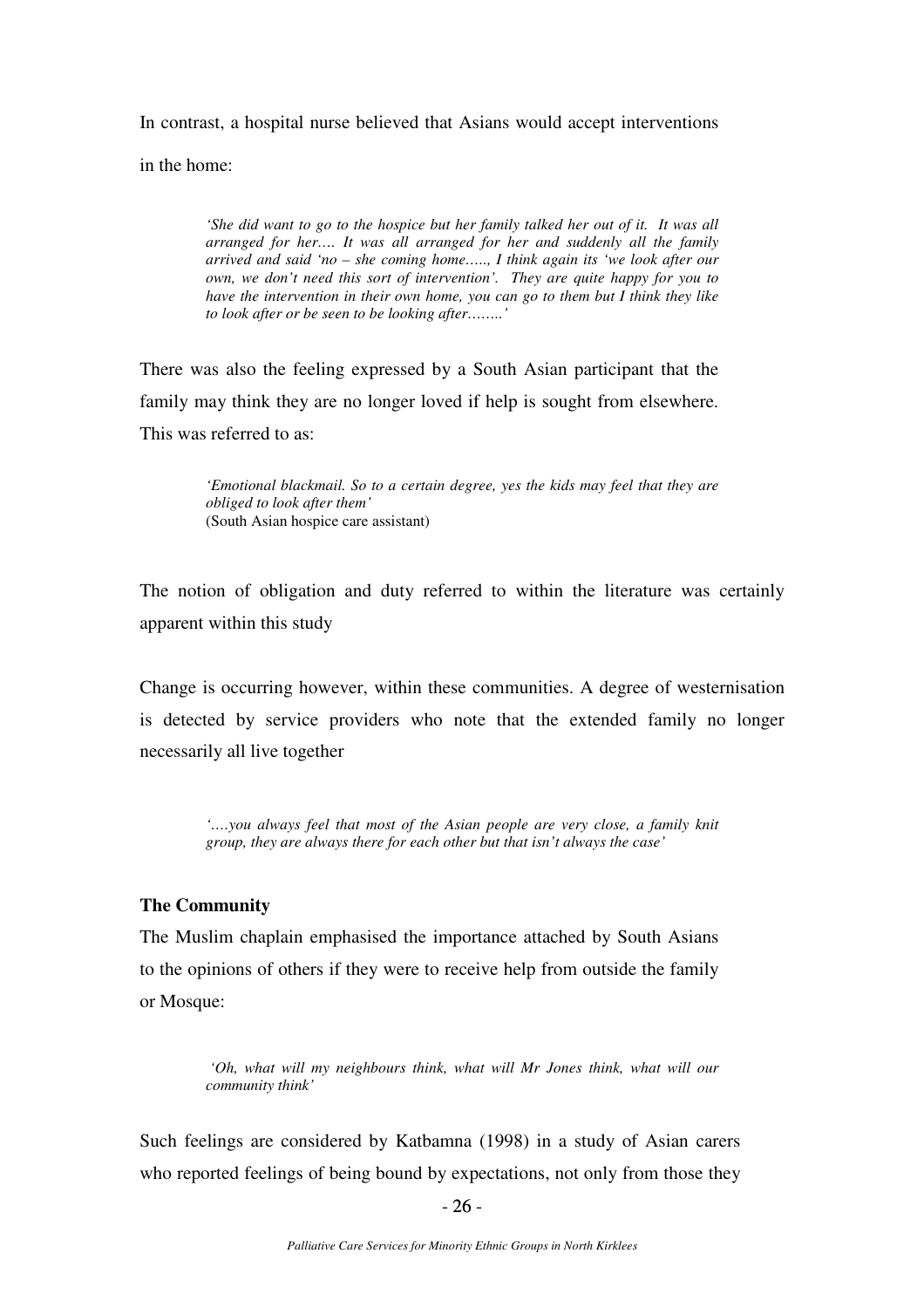In contrast, a hospital nurse believed that Asians would accept interventions in the home:

> *'She did want to go to the hospice but her family talked her out of it. It was all arranged for her…. It was all arranged for her and suddenly all the family arrived and said 'no – she coming home….., I think again its 'we look after our own, we don't need this sort of intervention'. They are quite happy for you to have the intervention in their own home, you can go to them but I think they like to look after or be seen to be looking after……..'*

There was also the feeling expressed by a South Asian participant that the family may think they are no longer loved if help is sought from elsewhere. This was referred to as:

> *'Emotional blackmail. So to a certain degree, yes the kids may feel that they are obliged to look after them'*
> (South Asian hospice care assistant)

The notion of obligation and duty referred to within the literature was certainly apparent within this study

Change is occurring however, within these communities. A degree of westernisation is detected by service providers who note that the extended family no longer necessarily all live together

> *'….you always feel that most of the Asian people are very close, a family knit group, they are always there for each other but that isn't always the case'*

**The Community**

The Muslim chaplain emphasised the importance attached by South Asians to the opinions of others if they were to receive help from outside the family or Mosque:

> *'Oh, what will my neighbours think, what will Mr Jones think, what will our community think'*

Such feelings are considered by Katbamna (1998) in a study of Asian carers who reported feelings of being bound by expectations, not only from those they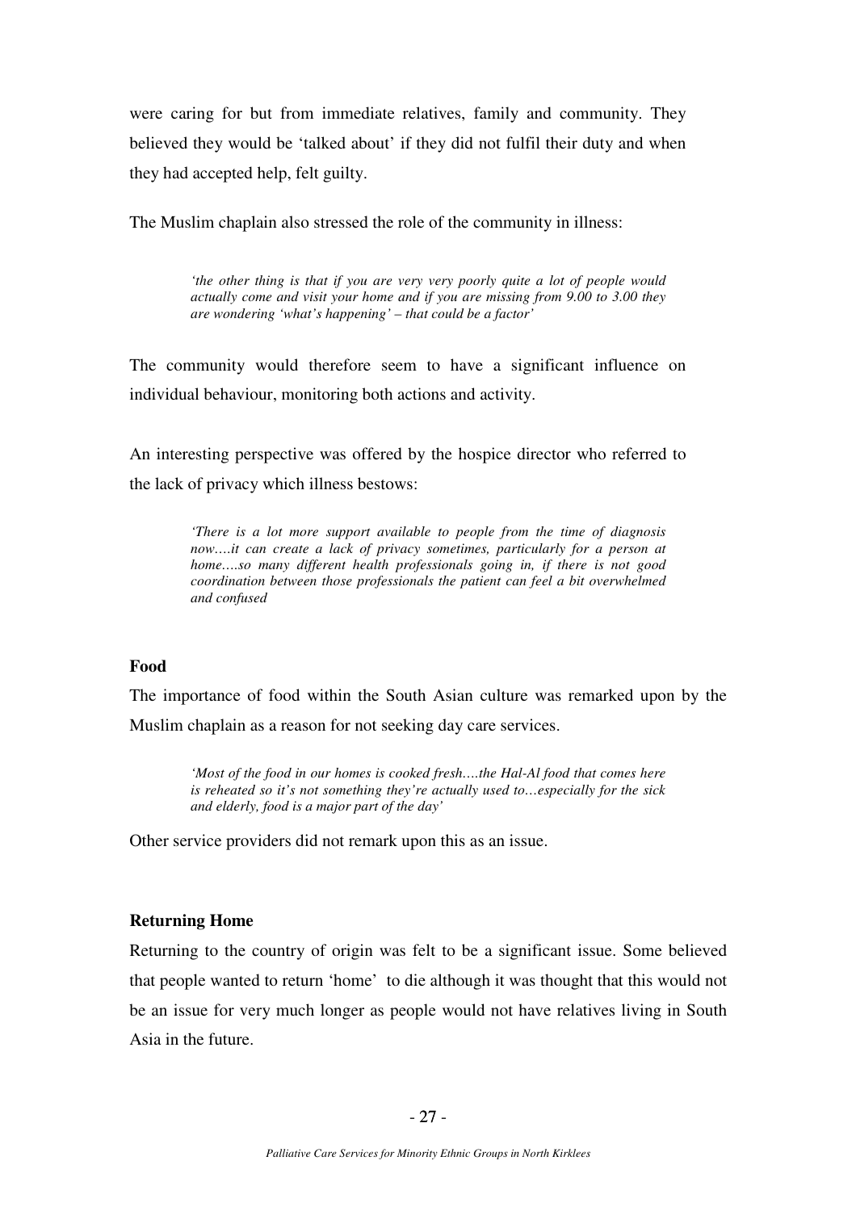were caring for but from immediate relatives, family and community. They believed they would be 'talked about' if they did not fulfil their duty and when they had accepted help, felt guilty.

The Muslim chaplain also stressed the role of the community in illness:

> *'the other thing is that if you are very very poorly quite a lot of people would actually come and visit your home and if you are missing from 9.00 to 3.00 they are wondering 'what's happening' – that could be a factor'*

The community would therefore seem to have a significant influence on individual behaviour, monitoring both actions and activity.

An interesting perspective was offered by the hospice director who referred to the lack of privacy which illness bestows:

> *'There is a lot more support available to people from the time of diagnosis now….it can create a lack of privacy sometimes, particularly for a person at home….so many different health professionals going in, if there is not good coordination between those professionals the patient can feel a bit overwhelmed and confused*

**Food**

The importance of food within the South Asian culture was remarked upon by the Muslim chaplain as a reason for not seeking day care services.

> *'Most of the food in our homes is cooked fresh….the Hal-Al food that comes here is reheated so it's not something they're actually used to…especially for the sick and elderly, food is a major part of the day'*

Other service providers did not remark upon this as an issue.

**Returning Home**

Returning to the country of origin was felt to be a significant issue. Some believed that people wanted to return 'home' to die although it was thought that this would not be an issue for very much longer as people would not have relatives living in South Asia in the future.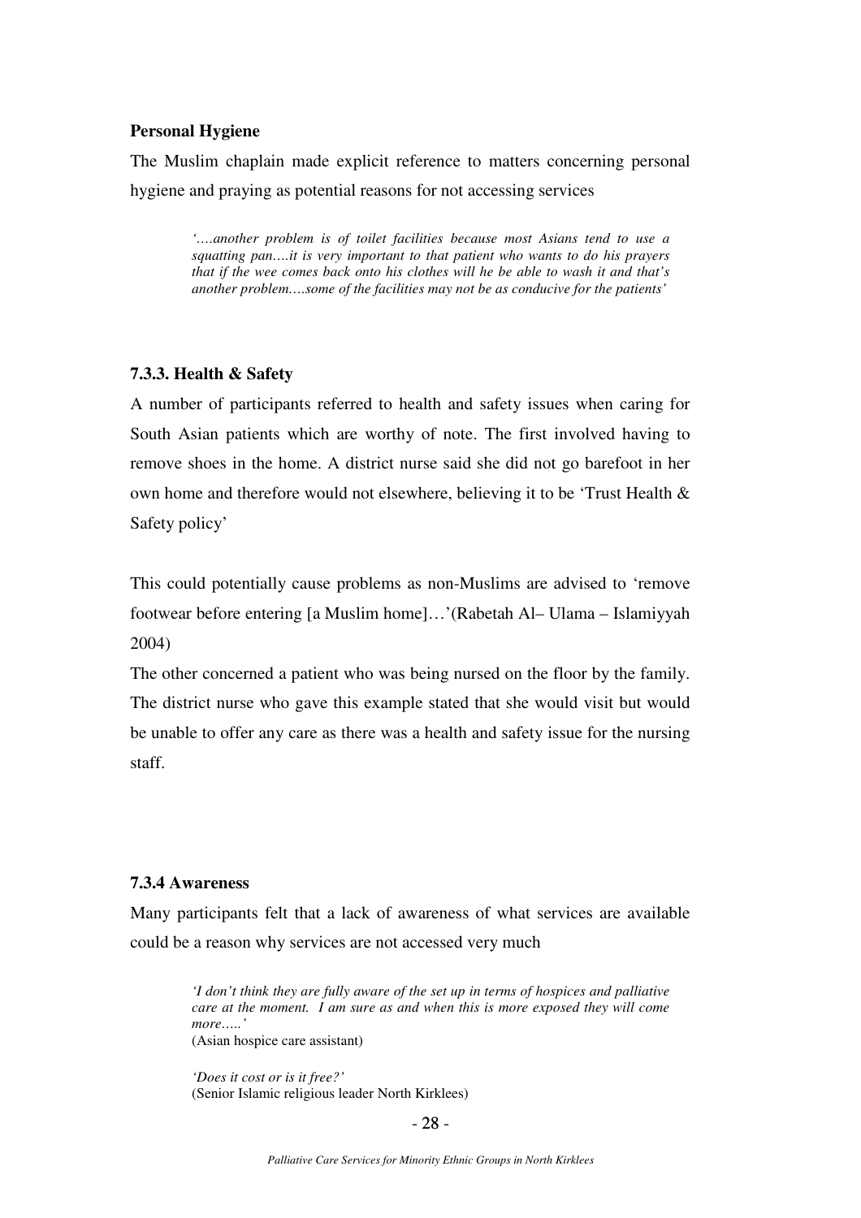**Personal Hygiene**

The Muslim chaplain made explicit reference to matters concerning personal hygiene and praying as potential reasons for not accessing services

> *'….another problem is of toilet facilities because most Asians tend to use a squatting pan….it is very important to that patient who wants to do his prayers that if the wee comes back onto his clothes will he be able to wash it and that's another problem….some of the facilities may not be as conducive for the patients'*

### 7.3.3. Health & Safety

A number of participants referred to health and safety issues when caring for South Asian patients which are worthy of note. The first involved having to remove shoes in the home. A district nurse said she did not go barefoot in her own home and therefore would not elsewhere, believing it to be 'Trust Health & Safety policy'

This could potentially cause problems as non-Muslims are advised to 'remove footwear before entering [a Muslim home]…'(Rabetah Al– Ulama – Islamiyyah 2004)

The other concerned a patient who was being nursed on the floor by the family. The district nurse who gave this example stated that she would visit but would be unable to offer any care as there was a health and safety issue for the nursing staff.

### 7.3.4 Awareness

Many participants felt that a lack of awareness of what services are available could be a reason why services are not accessed very much

> *'I don't think they are fully aware of the set up in terms of hospices and palliative care at the moment. I am sure as and when this is more exposed they will come more…..'*
> (Asian hospice care assistant)
>
> *'Does it cost or is it free?'*
> (Senior Islamic religious leader North Kirklees)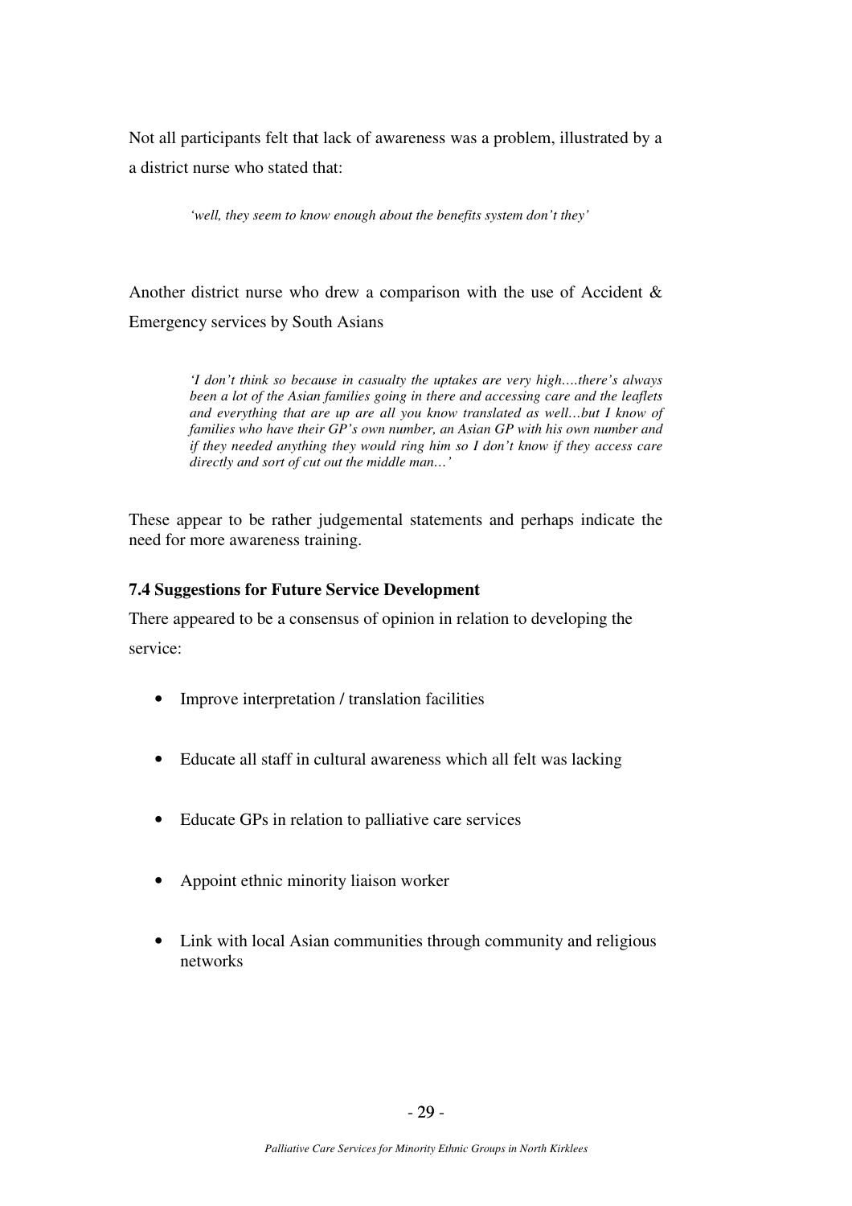Not all participants felt that lack of awareness was a problem, illustrated by a a district nurse who stated that:

> *'well, they seem to know enough about the benefits system don't they'*

Another district nurse who drew a comparison with the use of Accident & Emergency services by South Asians

> *'I don't think so because in casualty the uptakes are very high….there's always been a lot of the Asian families going in there and accessing care and the leaflets and everything that are up are all you know translated as well…but I know of families who have their GP's own number, an Asian GP with his own number and if they needed anything they would ring him so I don't know if they access care directly and sort of cut out the middle man…'*

These appear to be rather judgemental statements and perhaps indicate the need for more awareness training.

### 7.4 Suggestions for Future Service Development

There appeared to be a consensus of opinion in relation to developing the service:

- Improve interpretation / translation facilities
- Educate all staff in cultural awareness which all felt was lacking
- Educate GPs in relation to palliative care services
- Appoint ethnic minority liaison worker
- Link with local Asian communities through community and religious networks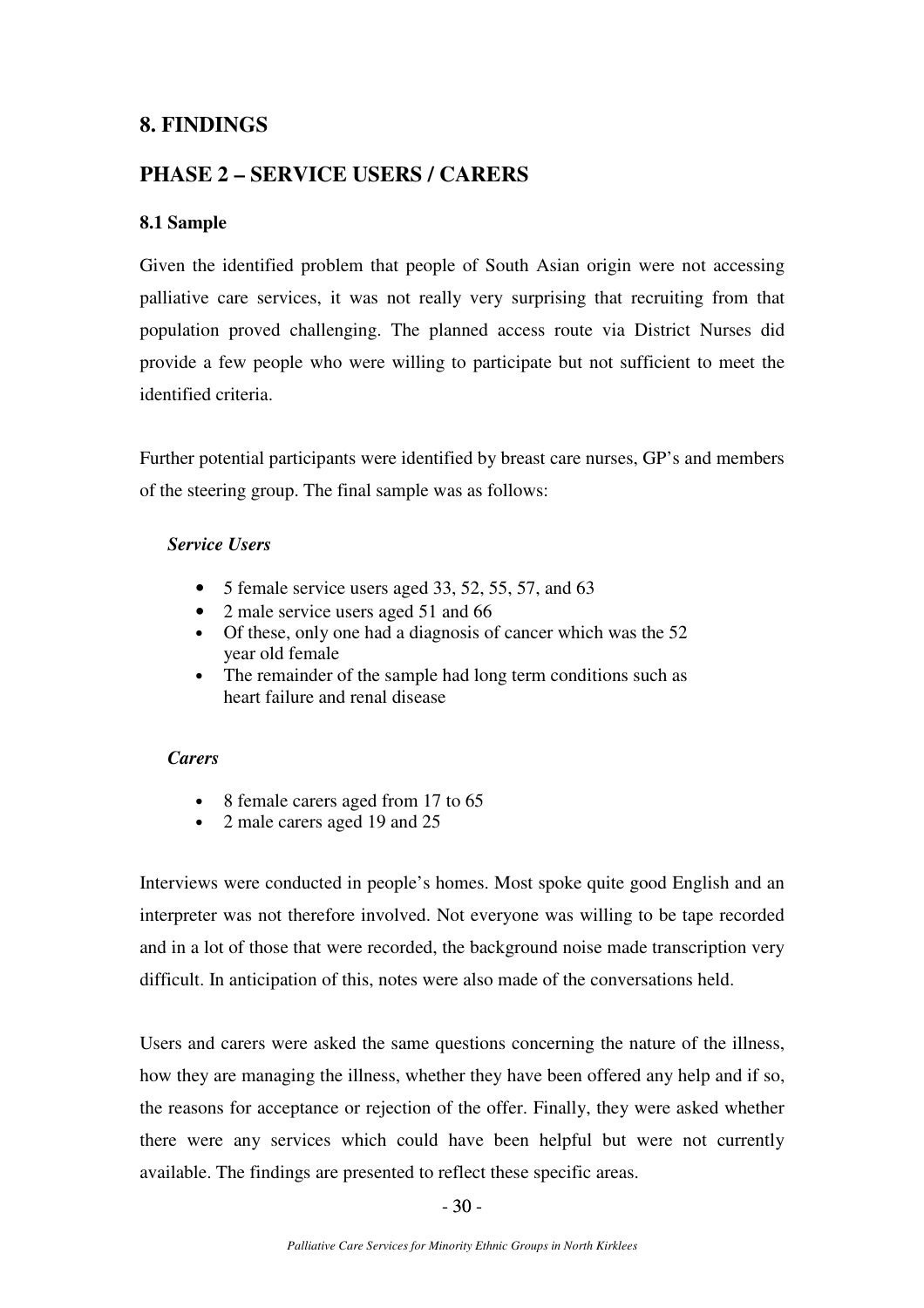## 8. FINDINGS

## PHASE 2 – SERVICE USERS / CARERS

### 8.1 Sample

Given the identified problem that people of South Asian origin were not accessing palliative care services, it was not really very surprising that recruiting from that population proved challenging. The planned access route via District Nurses did provide a few people who were willing to participate but not sufficient to meet the identified criteria.

Further potential participants were identified by breast care nurses, GP's and members of the steering group. The final sample was as follows:

***Service Users***

- 5 female service users aged 33, 52, 55, 57, and 63
- 2 male service users aged 51 and 66
- Of these, only one had a diagnosis of cancer which was the 52 year old female
- The remainder of the sample had long term conditions such as heart failure and renal disease

***Carers***

- 8 female carers aged from 17 to 65
- 2 male carers aged 19 and 25

Interviews were conducted in people's homes. Most spoke quite good English and an interpreter was not therefore involved. Not everyone was willing to be tape recorded and in a lot of those that were recorded, the background noise made transcription very difficult. In anticipation of this, notes were also made of the conversations held.

Users and carers were asked the same questions concerning the nature of the illness, how they are managing the illness, whether they have been offered any help and if so, the reasons for acceptance or rejection of the offer. Finally, they were asked whether there were any services which could have been helpful but were not currently available. The findings are presented to reflect these specific areas.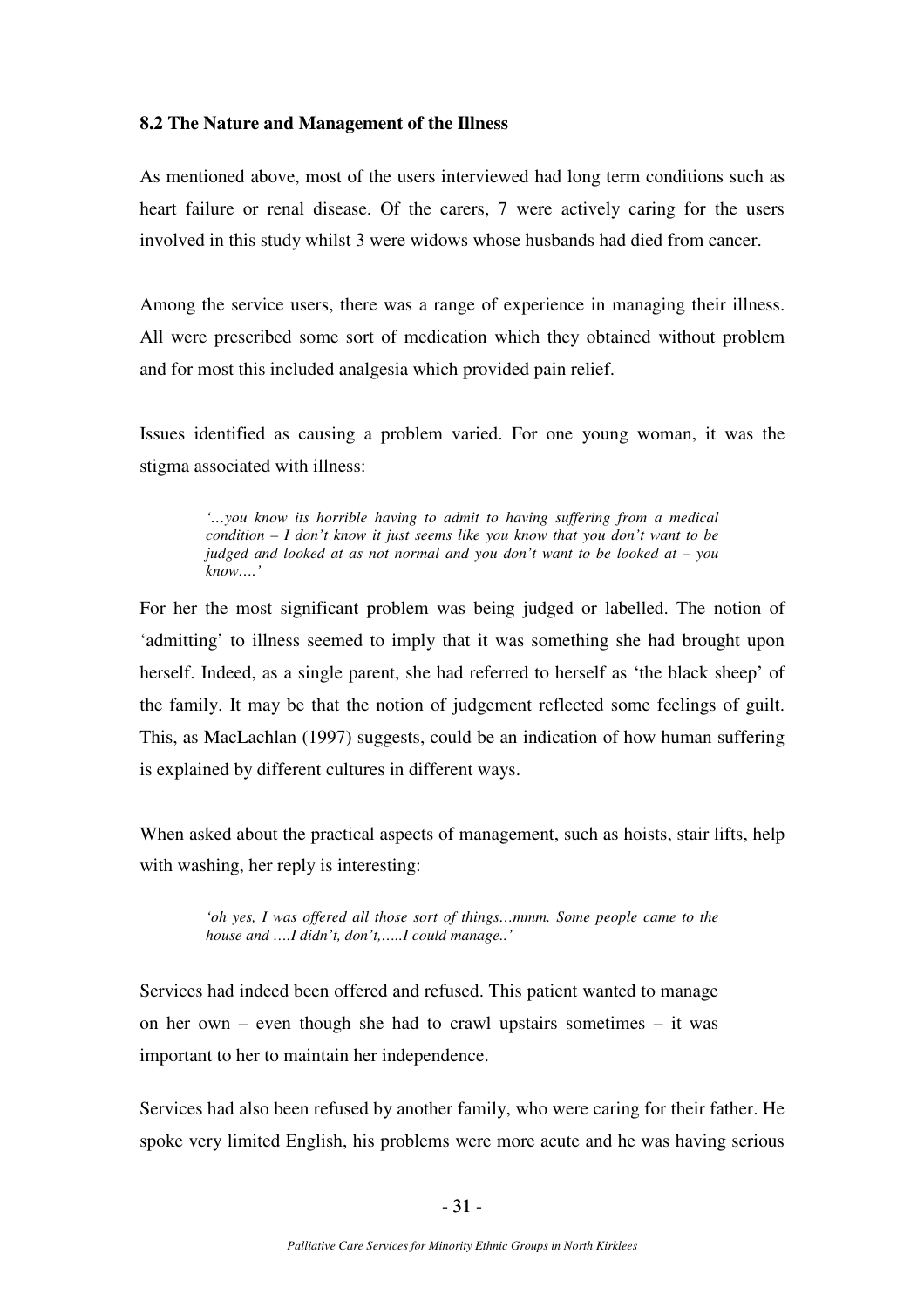### 8.2 The Nature and Management of the Illness

As mentioned above, most of the users interviewed had long term conditions such as heart failure or renal disease. Of the carers, 7 were actively caring for the users involved in this study whilst 3 were widows whose husbands had died from cancer.

Among the service users, there was a range of experience in managing their illness. All were prescribed some sort of medication which they obtained without problem and for most this included analgesia which provided pain relief.

Issues identified as causing a problem varied. For one young woman, it was the stigma associated with illness:

> *'…you know its horrible having to admit to having suffering from a medical condition – I don't know it just seems like you know that you don't want to be judged and looked at as not normal and you don't want to be looked at – you know….'*

For her the most significant problem was being judged or labelled. The notion of 'admitting' to illness seemed to imply that it was something she had brought upon herself. Indeed, as a single parent, she had referred to herself as 'the black sheep' of the family. It may be that the notion of judgement reflected some feelings of guilt. This, as MacLachlan (1997) suggests, could be an indication of how human suffering is explained by different cultures in different ways.

When asked about the practical aspects of management, such as hoists, stair lifts, help with washing, her reply is interesting:

> *'oh yes, I was offered all those sort of things...mmm. Some people came to the house and ….I didn't, don't,…..I could manage..'*

Services had indeed been offered and refused. This patient wanted to manage on her own – even though she had to crawl upstairs sometimes – it was important to her to maintain her independence.

Services had also been refused by another family, who were caring for their father. He spoke very limited English, his problems were more acute and he was having serious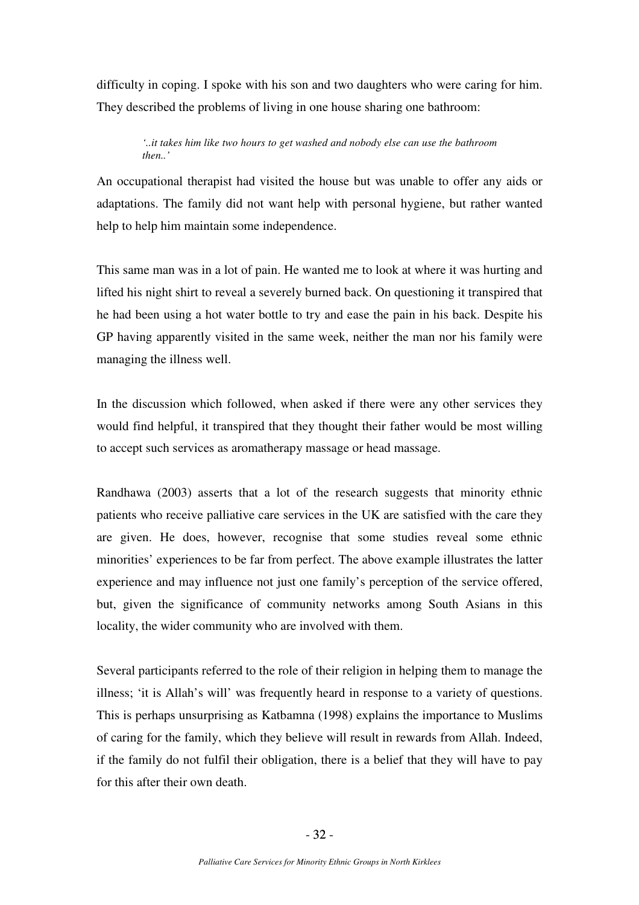difficulty in coping. I spoke with his son and two daughters who were caring for him. They described the problems of living in one house sharing one bathroom:

> *'..it takes him like two hours to get washed and nobody else can use the bathroom then..'*

An occupational therapist had visited the house but was unable to offer any aids or adaptations. The family did not want help with personal hygiene, but rather wanted help to help him maintain some independence.

This same man was in a lot of pain. He wanted me to look at where it was hurting and lifted his night shirt to reveal a severely burned back. On questioning it transpired that he had been using a hot water bottle to try and ease the pain in his back. Despite his GP having apparently visited in the same week, neither the man nor his family were managing the illness well.

In the discussion which followed, when asked if there were any other services they would find helpful, it transpired that they thought their father would be most willing to accept such services as aromatherapy massage or head massage.

Randhawa (2003) asserts that a lot of the research suggests that minority ethnic patients who receive palliative care services in the UK are satisfied with the care they are given. He does, however, recognise that some studies reveal some ethnic minorities' experiences to be far from perfect. The above example illustrates the latter experience and may influence not just one family's perception of the service offered, but, given the significance of community networks among South Asians in this locality, the wider community who are involved with them.

Several participants referred to the role of their religion in helping them to manage the illness; 'it is Allah's will' was frequently heard in response to a variety of questions. This is perhaps unsurprising as Katbamna (1998) explains the importance to Muslims of caring for the family, which they believe will result in rewards from Allah. Indeed, if the family do not fulfil their obligation, there is a belief that they will have to pay for this after their own death.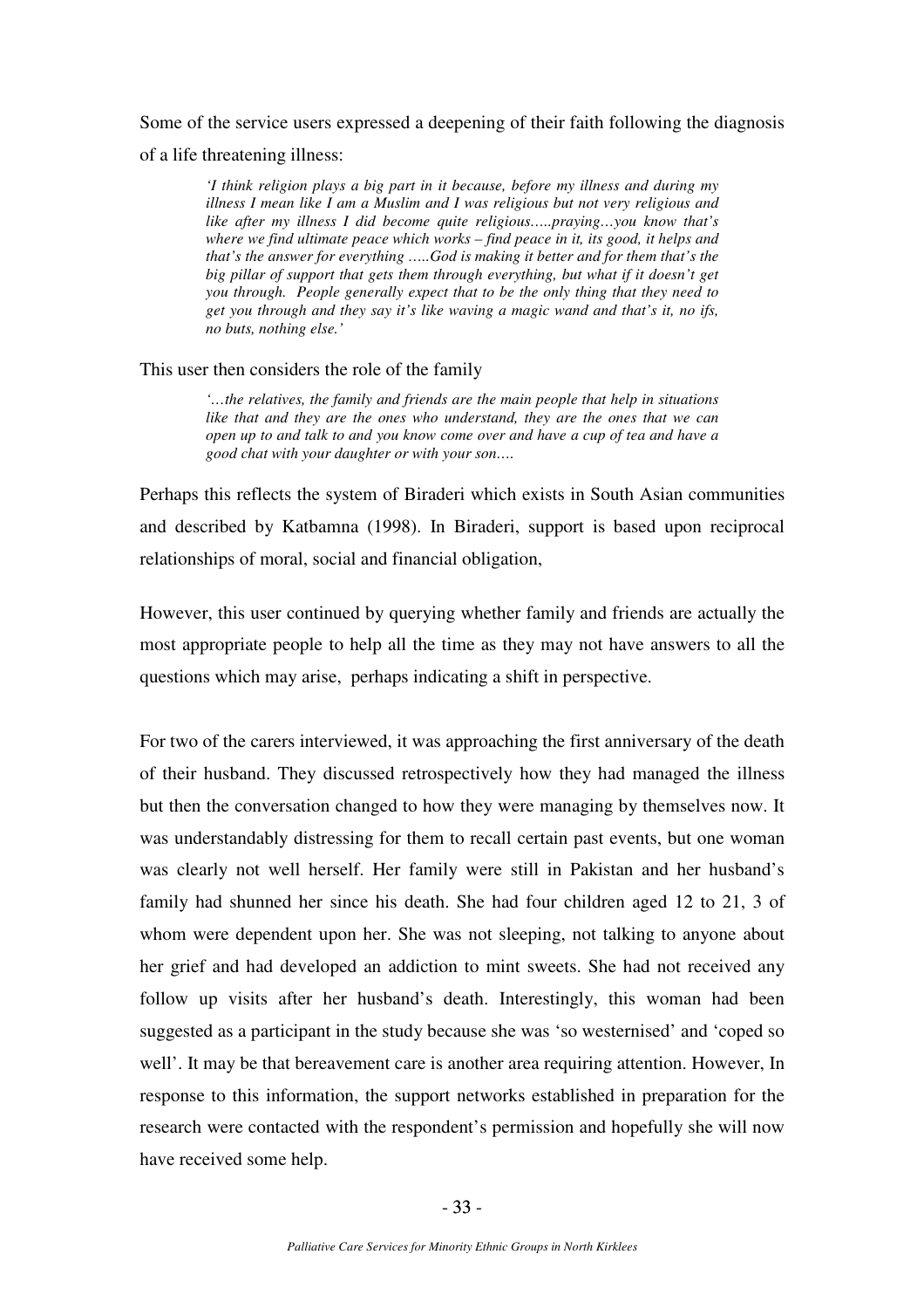Some of the service users expressed a deepening of their faith following the diagnosis of a life threatening illness:

> *'I think religion plays a big part in it because, before my illness and during my illness I mean like I am a Muslim and I was religious but not very religious and like after my illness I did become quite religious…..praying…you know that's where we find ultimate peace which works – find peace in it, its good, it helps and that's the answer for everything …..God is making it better and for them that's the big pillar of support that gets them through everything, but what if it doesn't get you through. People generally expect that to be the only thing that they need to get you through and they say it's like waving a magic wand and that's it, no ifs, no buts, nothing else.'*

This user then considers the role of the family

> *'…the relatives, the family and friends are the main people that help in situations like that and they are the ones who understand, they are the ones that we can open up to and talk to and you know come over and have a cup of tea and have a good chat with your daughter or with your son….*

Perhaps this reflects the system of Biraderi which exists in South Asian communities and described by Katbamna (1998). In Biraderi, support is based upon reciprocal relationships of moral, social and financial obligation,

However, this user continued by querying whether family and friends are actually the most appropriate people to help all the time as they may not have answers to all the questions which may arise, perhaps indicating a shift in perspective.

For two of the carers interviewed, it was approaching the first anniversary of the death of their husband. They discussed retrospectively how they had managed the illness but then the conversation changed to how they were managing by themselves now. It was understandably distressing for them to recall certain past events, but one woman was clearly not well herself. Her family were still in Pakistan and her husband's family had shunned her since his death. She had four children aged 12 to 21, 3 of whom were dependent upon her. She was not sleeping, not talking to anyone about her grief and had developed an addiction to mint sweets. She had not received any follow up visits after her husband's death. Interestingly, this woman had been suggested as a participant in the study because she was 'so westernised' and 'coped so well'. It may be that bereavement care is another area requiring attention. However, In response to this information, the support networks established in preparation for the research were contacted with the respondent's permission and hopefully she will now have received some help.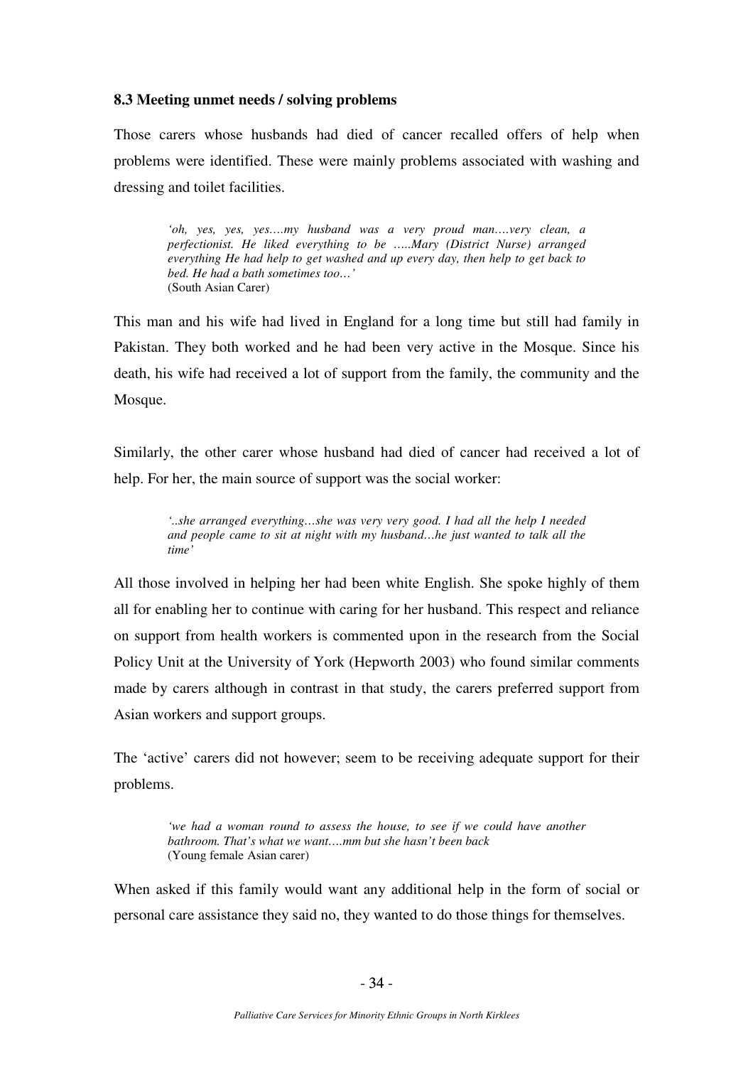### 8.3 Meeting unmet needs / solving problems

Those carers whose husbands had died of cancer recalled offers of help when problems were identified. These were mainly problems associated with washing and dressing and toilet facilities.

> *'oh, yes, yes, yes….my husband was a very proud man….very clean, a perfectionist. He liked everything to be …..Mary (District Nurse) arranged everything He had help to get washed and up every day, then help to get back to bed. He had a bath sometimes too…'*
> (South Asian Carer)

This man and his wife had lived in England for a long time but still had family in Pakistan. They both worked and he had been very active in the Mosque. Since his death, his wife had received a lot of support from the family, the community and the Mosque.

Similarly, the other carer whose husband had died of cancer had received a lot of help. For her, the main source of support was the social worker:

> *'..she arranged everything…she was very very good. I had all the help I needed and people came to sit at night with my husband…he just wanted to talk all the time'*

All those involved in helping her had been white English. She spoke highly of them all for enabling her to continue with caring for her husband. This respect and reliance on support from health workers is commented upon in the research from the Social Policy Unit at the University of York (Hepworth 2003) who found similar comments made by carers although in contrast in that study, the carers preferred support from Asian workers and support groups.

The 'active' carers did not however; seem to be receiving adequate support for their problems.

> *'we had a woman round to assess the house, to see if we could have another bathroom. That's what we want….mm but she hasn't been back*
> (Young female Asian carer)

When asked if this family would want any additional help in the form of social or personal care assistance they said no, they wanted to do those things for themselves.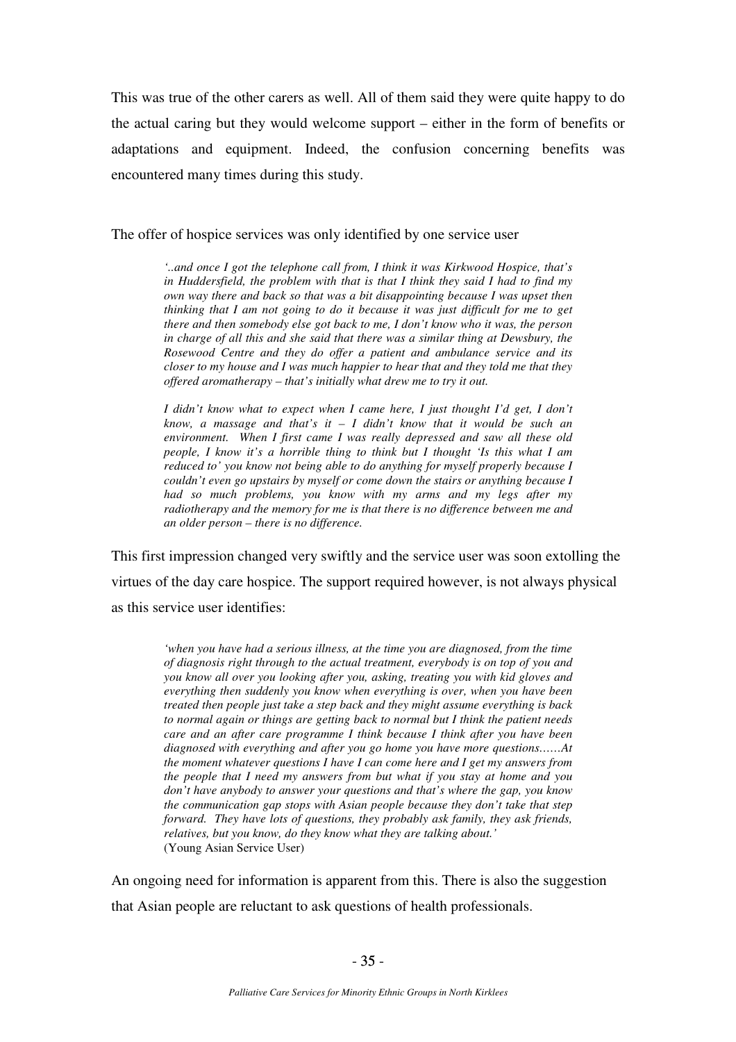This was true of the other carers as well. All of them said they were quite happy to do the actual caring but they would welcome support – either in the form of benefits or adaptations and equipment. Indeed, the confusion concerning benefits was encountered many times during this study.

The offer of hospice services was only identified by one service user

> *'..and once I got the telephone call from, I think it was Kirkwood Hospice, that's in Huddersfield, the problem with that is that I think they said I had to find my own way there and back so that was a bit disappointing because I was upset then thinking that I am not going to do it because it was just difficult for me to get there and then somebody else got back to me, I don't know who it was, the person in charge of all this and she said that there was a similar thing at Dewsbury, the Rosewood Centre and they do offer a patient and ambulance service and its closer to my house and I was much happier to hear that and they told me that they offered aromatherapy – that's initially what drew me to try it out.*
>
> *I didn't know what to expect when I came here, I just thought I'd get, I don't know, a massage and that's it – I didn't know that it would be such an environment. When I first came I was really depressed and saw all these old people, I know it's a horrible thing to think but I thought 'Is this what I am reduced to' you know not being able to do anything for myself properly because I couldn't even go upstairs by myself or come down the stairs or anything because I had so much problems, you know with my arms and my legs after my radiotherapy and the memory for me is that there is no difference between me and an older person – there is no difference.*

This first impression changed very swiftly and the service user was soon extolling the virtues of the day care hospice. The support required however, is not always physical as this service user identifies:

> *'when you have had a serious illness, at the time you are diagnosed, from the time of diagnosis right through to the actual treatment, everybody is on top of you and you know all over you looking after you, asking, treating you with kid gloves and everything then suddenly you know when everything is over, when you have been treated then people just take a step back and they might assume everything is back to normal again or things are getting back to normal but I think the patient needs care and an after care programme I think because I think after you have been diagnosed with everything and after you go home you have more questions……At the moment whatever questions I have I can come here and I get my answers from the people that I need my answers from but what if you stay at home and you don't have anybody to answer your questions and that's where the gap, you know the communication gap stops with Asian people because they don't take that step forward. They have lots of questions, they probably ask family, they ask friends, relatives, but you know, do they know what they are talking about.'*
> (Young Asian Service User)

An ongoing need for information is apparent from this. There is also the suggestion that Asian people are reluctant to ask questions of health professionals.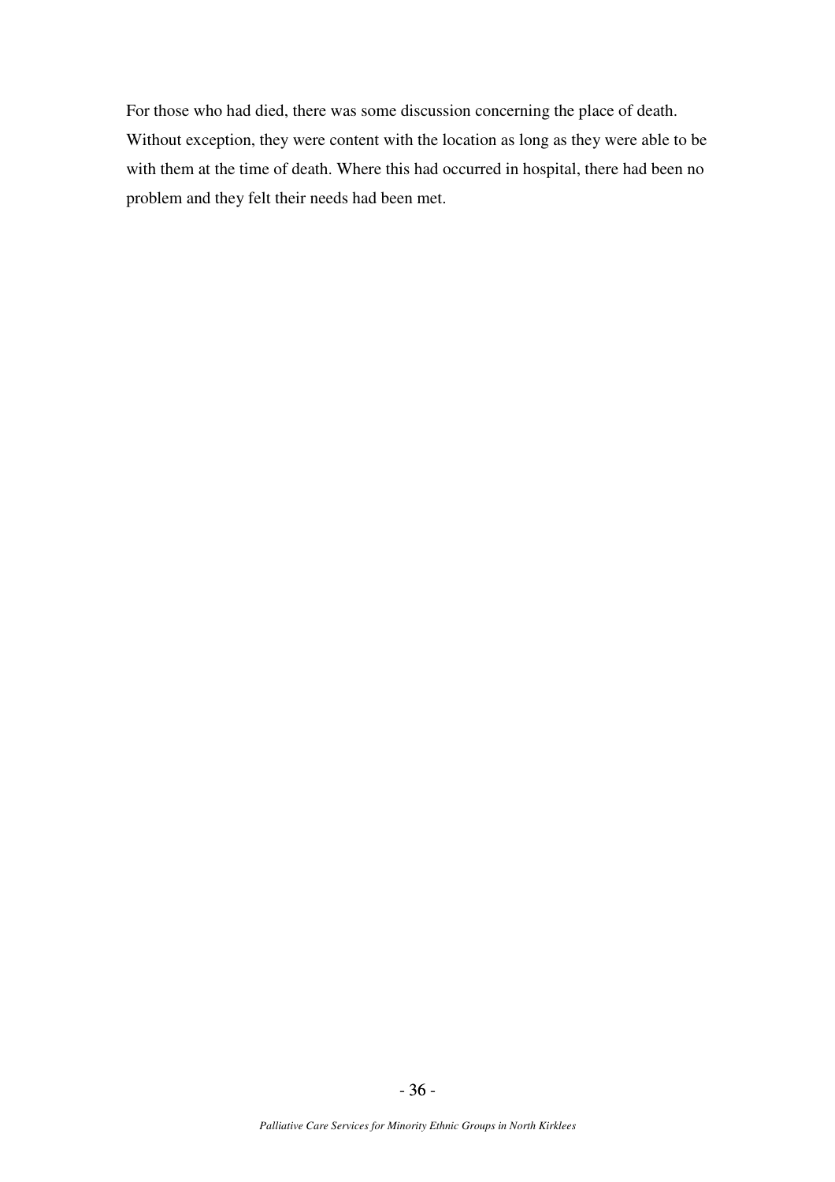For those who had died, there was some discussion concerning the place of death. Without exception, they were content with the location as long as they were able to be with them at the time of death. Where this had occurred in hospital, there had been no problem and they felt their needs had been met.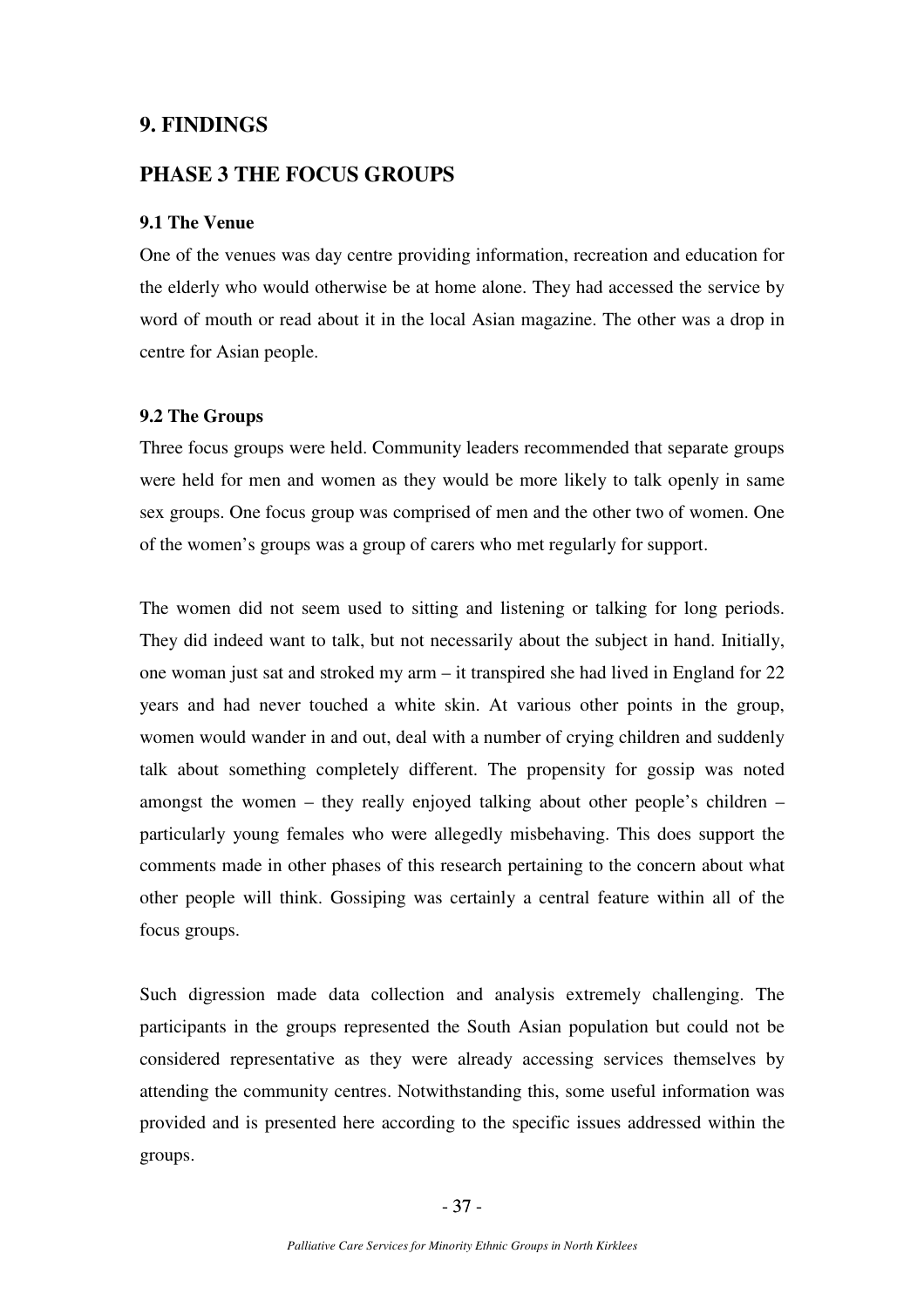## 9. FINDINGS

## PHASE 3 THE FOCUS GROUPS

### 9.1 The Venue

One of the venues was day centre providing information, recreation and education for the elderly who would otherwise be at home alone. They had accessed the service by word of mouth or read about it in the local Asian magazine. The other was a drop in centre for Asian people.

### 9.2 The Groups

Three focus groups were held. Community leaders recommended that separate groups were held for men and women as they would be more likely to talk openly in same sex groups. One focus group was comprised of men and the other two of women. One of the women's groups was a group of carers who met regularly for support.

The women did not seem used to sitting and listening or talking for long periods. They did indeed want to talk, but not necessarily about the subject in hand. Initially, one woman just sat and stroked my arm – it transpired she had lived in England for 22 years and had never touched a white skin. At various other points in the group, women would wander in and out, deal with a number of crying children and suddenly talk about something completely different. The propensity for gossip was noted amongst the women – they really enjoyed talking about other people's children – particularly young females who were allegedly misbehaving. This does support the comments made in other phases of this research pertaining to the concern about what other people will think. Gossiping was certainly a central feature within all of the focus groups.

Such digression made data collection and analysis extremely challenging. The participants in the groups represented the South Asian population but could not be considered representative as they were already accessing services themselves by attending the community centres. Notwithstanding this, some useful information was provided and is presented here according to the specific issues addressed within the groups.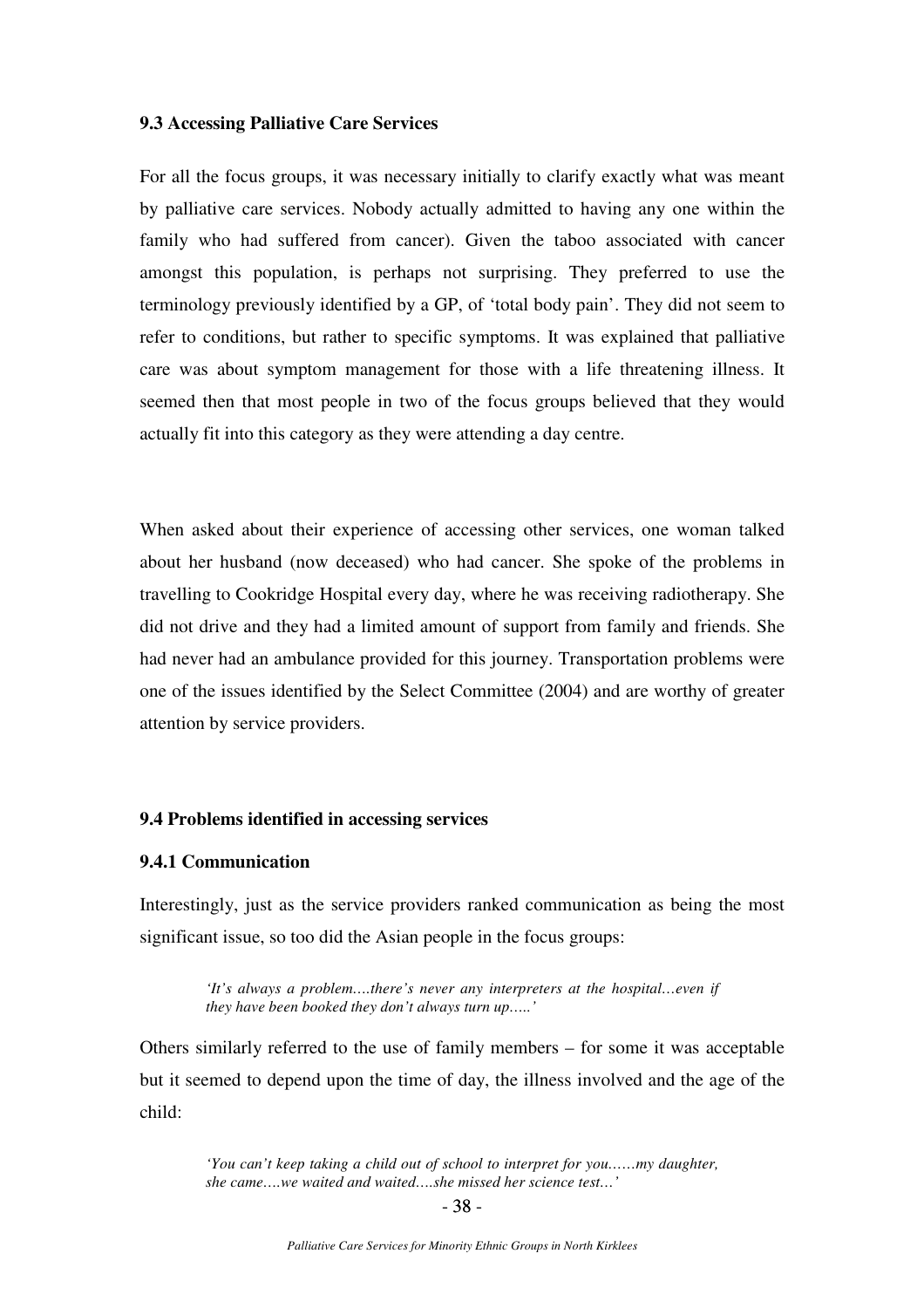### 9.3 Accessing Palliative Care Services

For all the focus groups, it was necessary initially to clarify exactly what was meant by palliative care services. Nobody actually admitted to having any one within the family who had suffered from cancer). Given the taboo associated with cancer amongst this population, is perhaps not surprising. They preferred to use the terminology previously identified by a GP, of 'total body pain'. They did not seem to refer to conditions, but rather to specific symptoms. It was explained that palliative care was about symptom management for those with a life threatening illness. It seemed then that most people in two of the focus groups believed that they would actually fit into this category as they were attending a day centre.

When asked about their experience of accessing other services, one woman talked about her husband (now deceased) who had cancer. She spoke of the problems in travelling to Cookridge Hospital every day, where he was receiving radiotherapy. She did not drive and they had a limited amount of support from family and friends. She had never had an ambulance provided for this journey. Transportation problems were one of the issues identified by the Select Committee (2004) and are worthy of greater attention by service providers.

### 9.4 Problems identified in accessing services

#### 9.4.1 Communication

Interestingly, just as the service providers ranked communication as being the most significant issue, so too did the Asian people in the focus groups:

> *'It's always a problem….there's never any interpreters at the hospital…even if they have been booked they don't always turn up…..'*

Others similarly referred to the use of family members – for some it was acceptable but it seemed to depend upon the time of day, the illness involved and the age of the child:

> *'You can't keep taking a child out of school to interpret for you……my daughter, she came….we waited and waited….she missed her science test…'*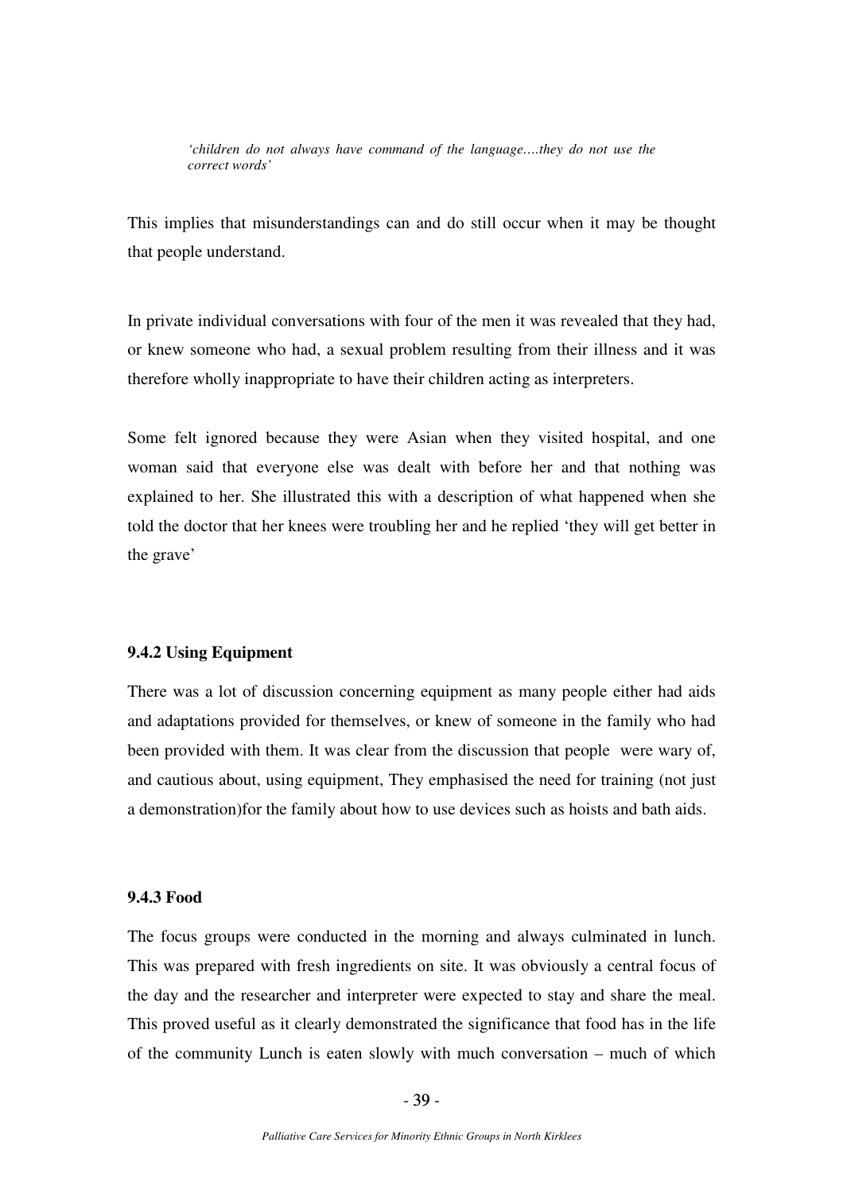*'children do not always have command of the language….they do not use the correct words'*

This implies that misunderstandings can and do still occur when it may be thought that people understand.

In private individual conversations with four of the men it was revealed that they had, or knew someone who had, a sexual problem resulting from their illness and it was therefore wholly inappropriate to have their children acting as interpreters.

Some felt ignored because they were Asian when they visited hospital, and one woman said that everyone else was dealt with before her and that nothing was explained to her. She illustrated this with a description of what happened when she told the doctor that her knees were troubling her and he replied 'they will get better in the grave'

### 9.4.2 Using Equipment

There was a lot of discussion concerning equipment as many people either had aids and adaptations provided for themselves, or knew of someone in the family who had been provided with them. It was clear from the discussion that people were wary of, and cautious about, using equipment, They emphasised the need for training (not just a demonstration)for the family about how to use devices such as hoists and bath aids.

### 9.4.3 Food

The focus groups were conducted in the morning and always culminated in lunch. This was prepared with fresh ingredients on site. It was obviously a central focus of the day and the researcher and interpreter were expected to stay and share the meal. This proved useful as it clearly demonstrated the significance that food has in the life of the community Lunch is eaten slowly with much conversation – much of which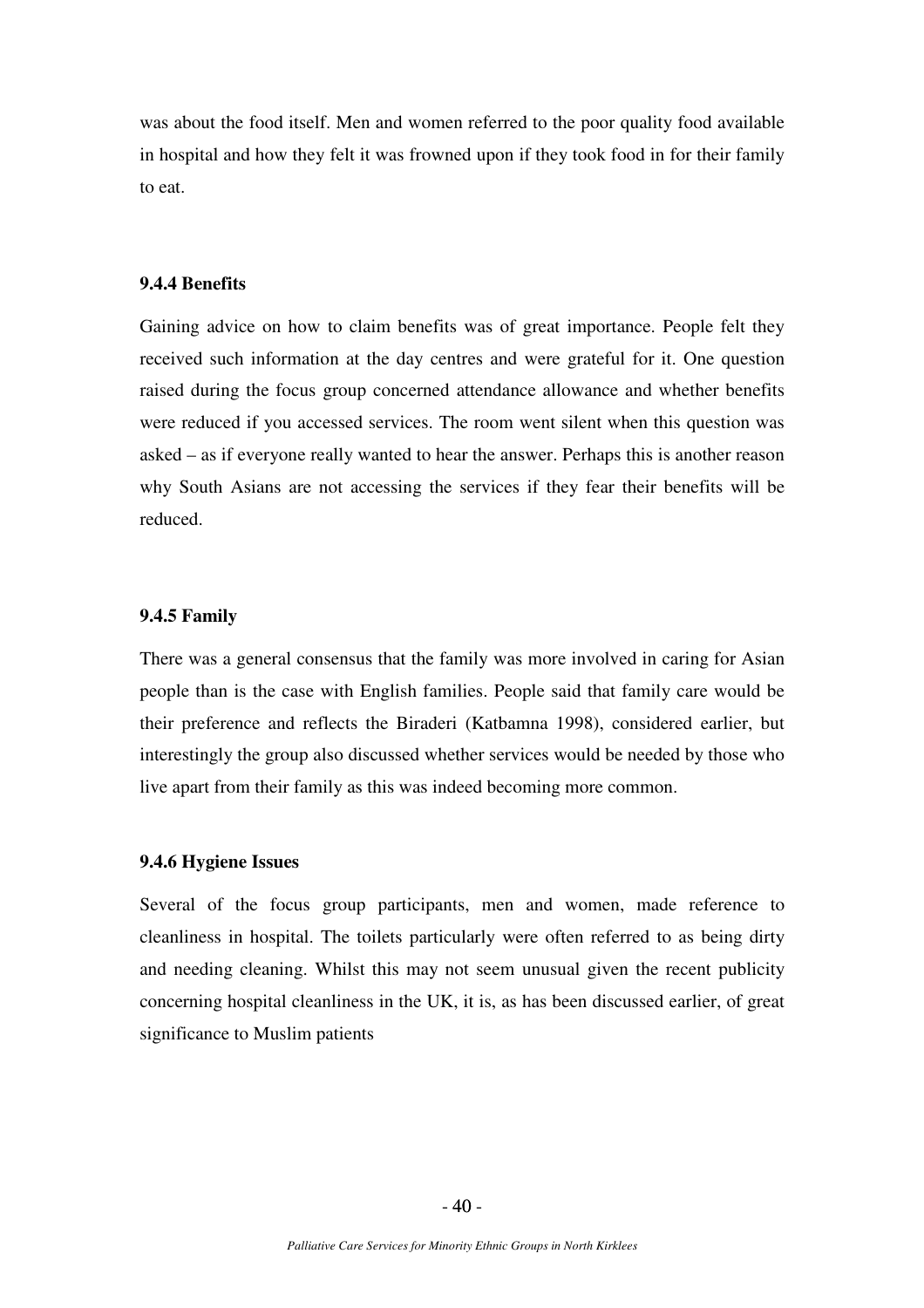was about the food itself. Men and women referred to the poor quality food available in hospital and how they felt it was frowned upon if they took food in for their family to eat.

#### 9.4.4 Benefits

Gaining advice on how to claim benefits was of great importance. People felt they received such information at the day centres and were grateful for it. One question raised during the focus group concerned attendance allowance and whether benefits were reduced if you accessed services. The room went silent when this question was asked – as if everyone really wanted to hear the answer. Perhaps this is another reason why South Asians are not accessing the services if they fear their benefits will be reduced.

#### 9.4.5 Family

There was a general consensus that the family was more involved in caring for Asian people than is the case with English families. People said that family care would be their preference and reflects the Biraderi (Katbamna 1998), considered earlier, but interestingly the group also discussed whether services would be needed by those who live apart from their family as this was indeed becoming more common.

#### 9.4.6 Hygiene Issues

Several of the focus group participants, men and women, made reference to cleanliness in hospital. The toilets particularly were often referred to as being dirty and needing cleaning. Whilst this may not seem unusual given the recent publicity concerning hospital cleanliness in the UK, it is, as has been discussed earlier, of great significance to Muslim patients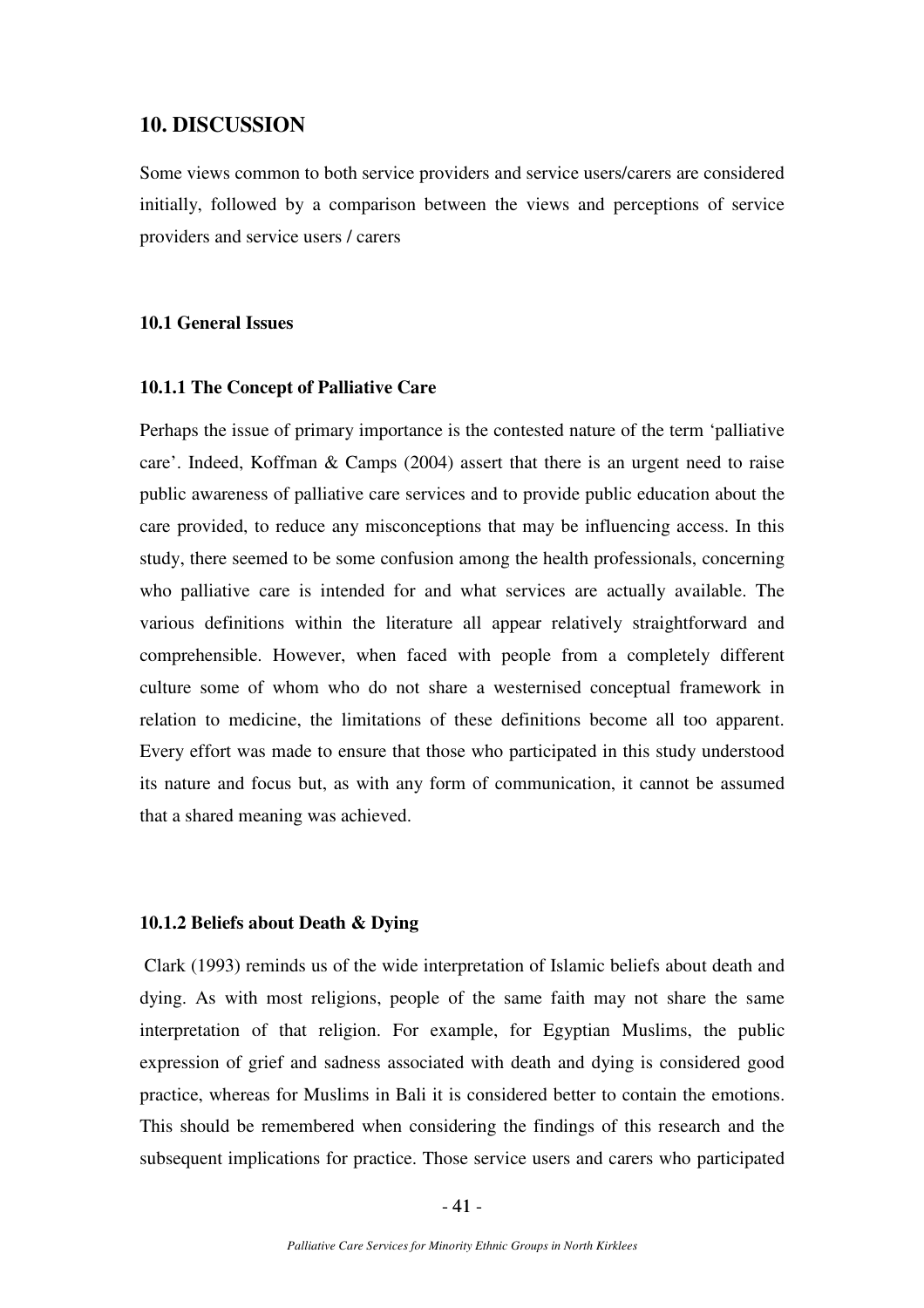# 10. DISCUSSION

Some views common to both service providers and service users/carers are considered initially, followed by a comparison between the views and perceptions of service providers and service users / carers

## 10.1 General Issues

### 10.1.1 The Concept of Palliative Care

Perhaps the issue of primary importance is the contested nature of the term 'palliative care'. Indeed, Koffman & Camps (2004) assert that there is an urgent need to raise public awareness of palliative care services and to provide public education about the care provided, to reduce any misconceptions that may be influencing access. In this study, there seemed to be some confusion among the health professionals, concerning who palliative care is intended for and what services are actually available. The various definitions within the literature all appear relatively straightforward and comprehensible. However, when faced with people from a completely different culture some of whom who do not share a westernised conceptual framework in relation to medicine, the limitations of these definitions become all too apparent. Every effort was made to ensure that those who participated in this study understood its nature and focus but, as with any form of communication, it cannot be assumed that a shared meaning was achieved.

### 10.1.2 Beliefs about Death & Dying

Clark (1993) reminds us of the wide interpretation of Islamic beliefs about death and dying. As with most religions, people of the same faith may not share the same interpretation of that religion. For example, for Egyptian Muslims, the public expression of grief and sadness associated with death and dying is considered good practice, whereas for Muslims in Bali it is considered better to contain the emotions. This should be remembered when considering the findings of this research and the subsequent implications for practice. Those service users and carers who participated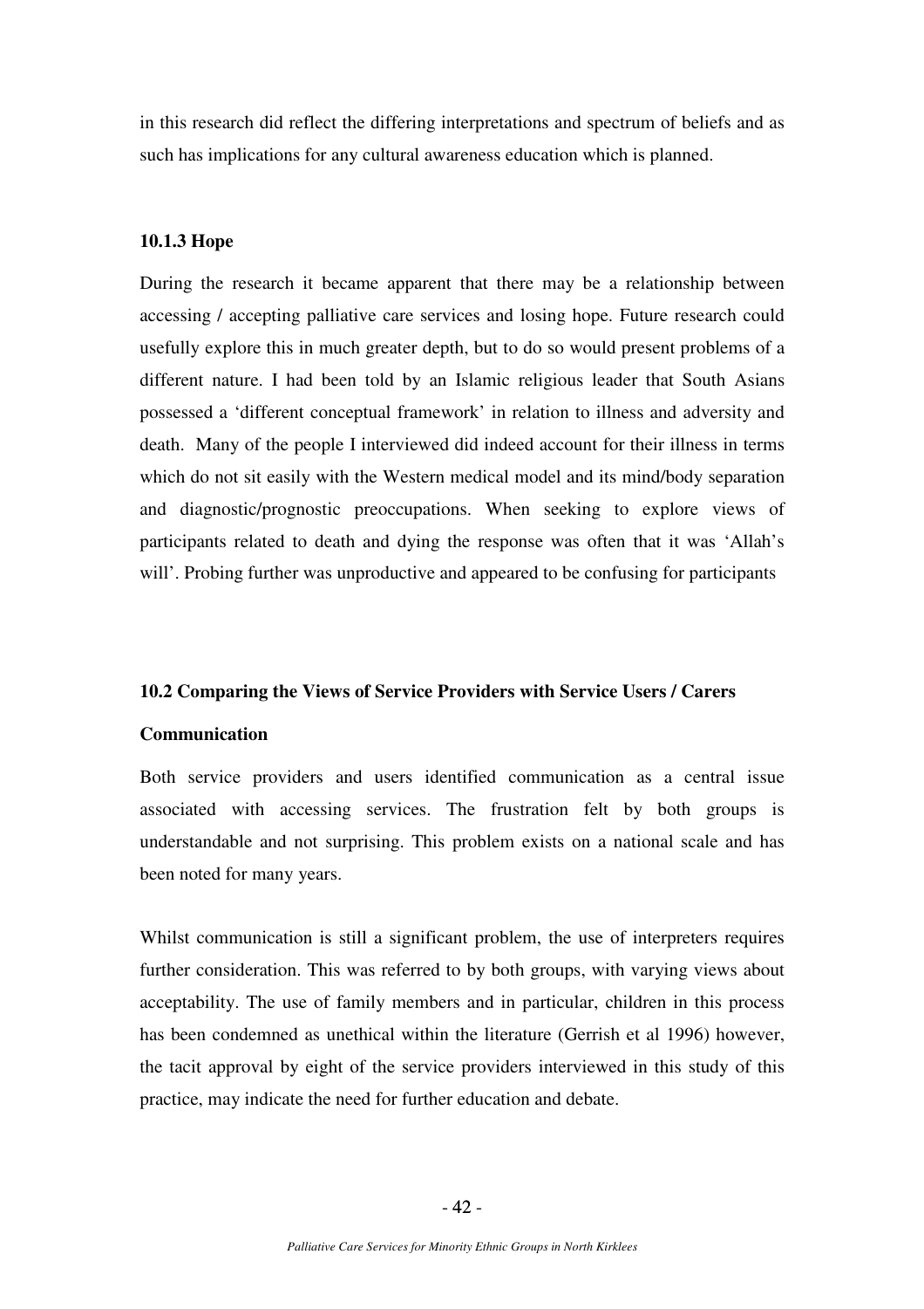in this research did reflect the differing interpretations and spectrum of beliefs and as such has implications for any cultural awareness education which is planned.

### 10.1.3 Hope

During the research it became apparent that there may be a relationship between accessing / accepting palliative care services and losing hope. Future research could usefully explore this in much greater depth, but to do so would present problems of a different nature. I had been told by an Islamic religious leader that South Asians possessed a 'different conceptual framework' in relation to illness and adversity and death. Many of the people I interviewed did indeed account for their illness in terms which do not sit easily with the Western medical model and its mind/body separation and diagnostic/prognostic preoccupations. When seeking to explore views of participants related to death and dying the response was often that it was 'Allah's will'. Probing further was unproductive and appeared to be confusing for participants

## 10.2 Comparing the Views of Service Providers with Service Users / Carers

**Communication**

Both service providers and users identified communication as a central issue associated with accessing services. The frustration felt by both groups is understandable and not surprising. This problem exists on a national scale and has been noted for many years.

Whilst communication is still a significant problem, the use of interpreters requires further consideration. This was referred to by both groups, with varying views about acceptability. The use of family members and in particular, children in this process has been condemned as unethical within the literature (Gerrish et al 1996) however, the tacit approval by eight of the service providers interviewed in this study of this practice, may indicate the need for further education and debate.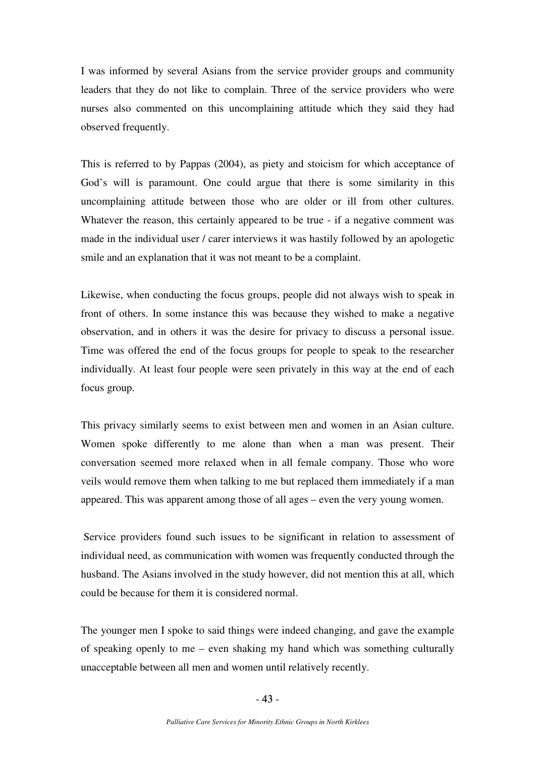I was informed by several Asians from the service provider groups and community leaders that they do not like to complain. Three of the service providers who were nurses also commented on this uncomplaining attitude which they said they had observed frequently.

This is referred to by Pappas (2004), as piety and stoicism for which acceptance of God's will is paramount. One could argue that there is some similarity in this uncomplaining attitude between those who are older or ill from other cultures. Whatever the reason, this certainly appeared to be true - if a negative comment was made in the individual user / carer interviews it was hastily followed by an apologetic smile and an explanation that it was not meant to be a complaint.

Likewise, when conducting the focus groups, people did not always wish to speak in front of others. In some instance this was because they wished to make a negative observation, and in others it was the desire for privacy to discuss a personal issue. Time was offered the end of the focus groups for people to speak to the researcher individually. At least four people were seen privately in this way at the end of each focus group.

This privacy similarly seems to exist between men and women in an Asian culture. Women spoke differently to me alone than when a man was present. Their conversation seemed more relaxed when in all female company. Those who wore veils would remove them when talking to me but replaced them immediately if a man appeared. This was apparent among those of all ages – even the very young women.

Service providers found such issues to be significant in relation to assessment of individual need, as communication with women was frequently conducted through the husband. The Asians involved in the study however, did not mention this at all, which could be because for them it is considered normal.

The younger men I spoke to said things were indeed changing, and gave the example of speaking openly to me – even shaking my hand which was something culturally unacceptable between all men and women until relatively recently.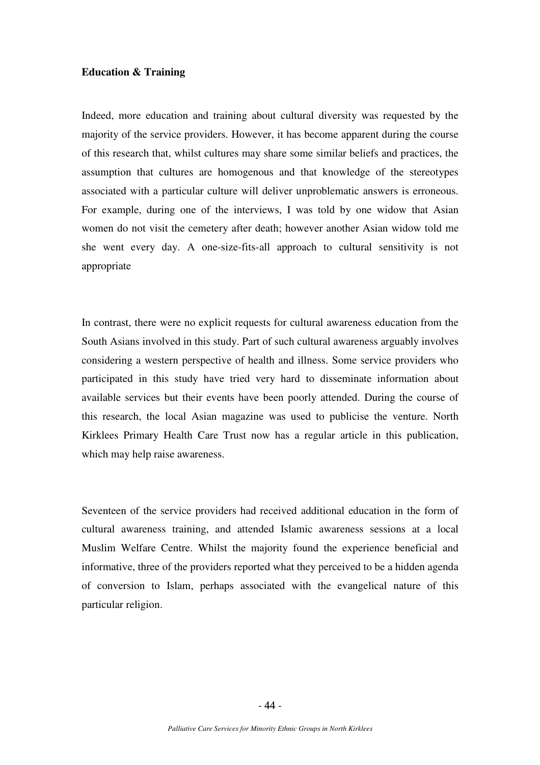**Education & Training**

Indeed, more education and training about cultural diversity was requested by the majority of the service providers. However, it has become apparent during the course of this research that, whilst cultures may share some similar beliefs and practices, the assumption that cultures are homogenous and that knowledge of the stereotypes associated with a particular culture will deliver unproblematic answers is erroneous. For example, during one of the interviews, I was told by one widow that Asian women do not visit the cemetery after death; however another Asian widow told me she went every day. A one-size-fits-all approach to cultural sensitivity is not appropriate

In contrast, there were no explicit requests for cultural awareness education from the South Asians involved in this study. Part of such cultural awareness arguably involves considering a western perspective of health and illness. Some service providers who participated in this study have tried very hard to disseminate information about available services but their events have been poorly attended. During the course of this research, the local Asian magazine was used to publicise the venture. North Kirklees Primary Health Care Trust now has a regular article in this publication, which may help raise awareness.

Seventeen of the service providers had received additional education in the form of cultural awareness training, and attended Islamic awareness sessions at a local Muslim Welfare Centre. Whilst the majority found the experience beneficial and informative, three of the providers reported what they perceived to be a hidden agenda of conversion to Islam, perhaps associated with the evangelical nature of this particular religion.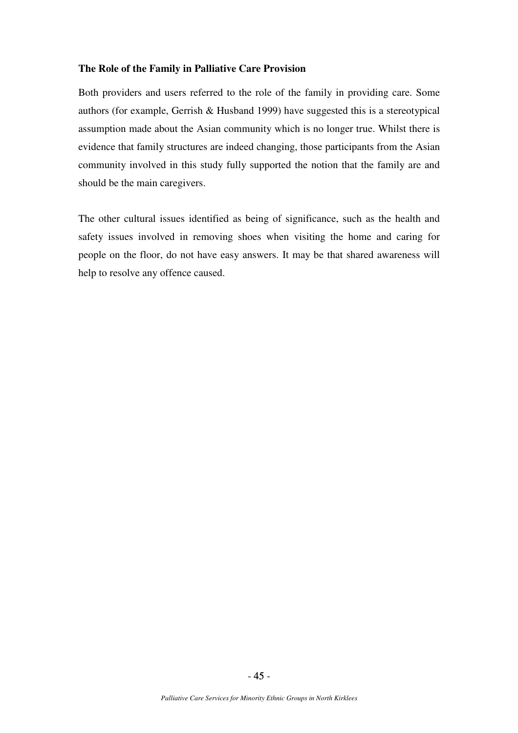**The Role of the Family in Palliative Care Provision**

Both providers and users referred to the role of the family in providing care. Some authors (for example, Gerrish & Husband 1999) have suggested this is a stereotypical assumption made about the Asian community which is no longer true. Whilst there is evidence that family structures are indeed changing, those participants from the Asian community involved in this study fully supported the notion that the family are and should be the main caregivers.

The other cultural issues identified as being of significance, such as the health and safety issues involved in removing shoes when visiting the home and caring for people on the floor, do not have easy answers. It may be that shared awareness will help to resolve any offence caused.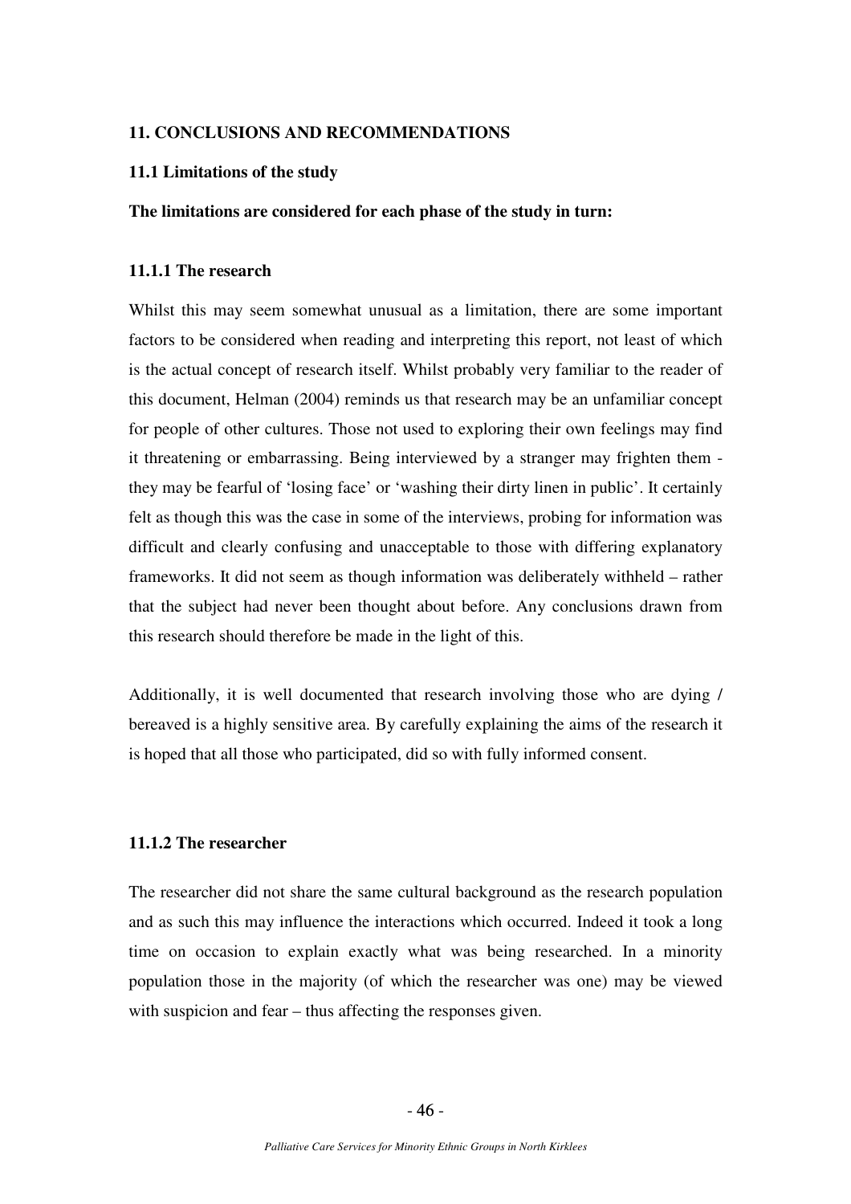## 11. CONCLUSIONS AND RECOMMENDATIONS

### 11.1 Limitations of the study

**The limitations are considered for each phase of the study in turn:**

#### 11.1.1 The research

Whilst this may seem somewhat unusual as a limitation, there are some important factors to be considered when reading and interpreting this report, not least of which is the actual concept of research itself. Whilst probably very familiar to the reader of this document, Helman (2004) reminds us that research may be an unfamiliar concept for people of other cultures. Those not used to exploring their own feelings may find it threatening or embarrassing. Being interviewed by a stranger may frighten them - they may be fearful of 'losing face' or 'washing their dirty linen in public'. It certainly felt as though this was the case in some of the interviews, probing for information was difficult and clearly confusing and unacceptable to those with differing explanatory frameworks. It did not seem as though information was deliberately withheld – rather that the subject had never been thought about before. Any conclusions drawn from this research should therefore be made in the light of this.

Additionally, it is well documented that research involving those who are dying / bereaved is a highly sensitive area. By carefully explaining the aims of the research it is hoped that all those who participated, did so with fully informed consent.

#### 11.1.2 The researcher

The researcher did not share the same cultural background as the research population and as such this may influence the interactions which occurred. Indeed it took a long time on occasion to explain exactly what was being researched. In a minority population those in the majority (of which the researcher was one) may be viewed with suspicion and fear – thus affecting the responses given.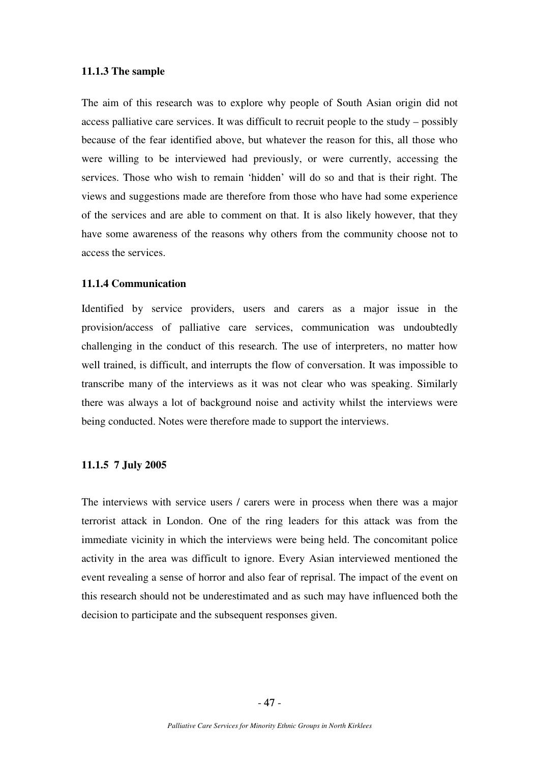### 11.1.3 The sample

The aim of this research was to explore why people of South Asian origin did not access palliative care services. It was difficult to recruit people to the study – possibly because of the fear identified above, but whatever the reason for this, all those who were willing to be interviewed had previously, or were currently, accessing the services. Those who wish to remain 'hidden' will do so and that is their right. The views and suggestions made are therefore from those who have had some experience of the services and are able to comment on that. It is also likely however, that they have some awareness of the reasons why others from the community choose not to access the services.

### 11.1.4 Communication

Identified by service providers, users and carers as a major issue in the provision/access of palliative care services, communication was undoubtedly challenging in the conduct of this research. The use of interpreters, no matter how well trained, is difficult, and interrupts the flow of conversation. It was impossible to transcribe many of the interviews as it was not clear who was speaking. Similarly there was always a lot of background noise and activity whilst the interviews were being conducted. Notes were therefore made to support the interviews.

### 11.1.5 7 July 2005

The interviews with service users / carers were in process when there was a major terrorist attack in London. One of the ring leaders for this attack was from the immediate vicinity in which the interviews were being held. The concomitant police activity in the area was difficult to ignore. Every Asian interviewed mentioned the event revealing a sense of horror and also fear of reprisal. The impact of the event on this research should not be underestimated and as such may have influenced both the decision to participate and the subsequent responses given.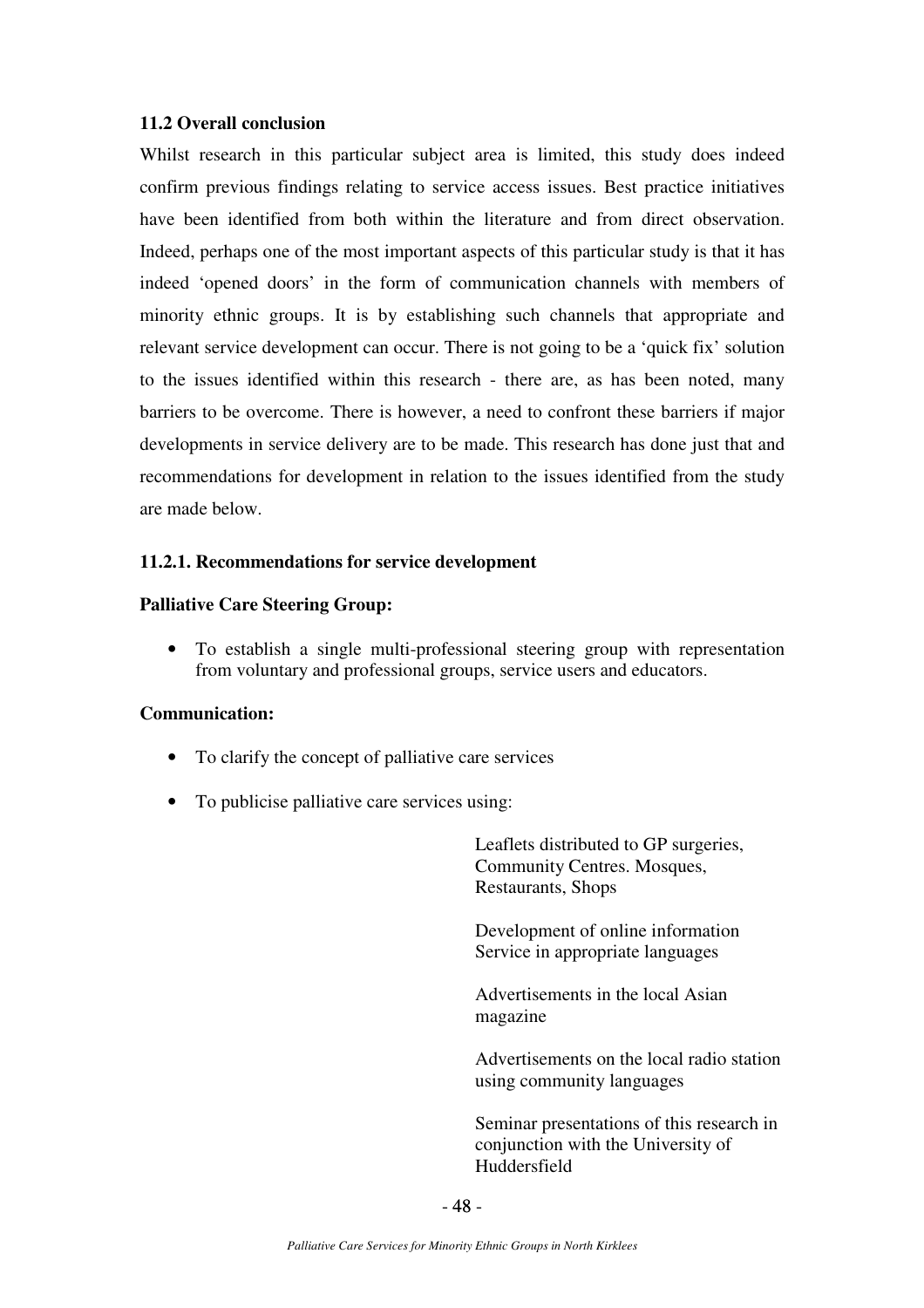### 11.2 Overall conclusion

Whilst research in this particular subject area is limited, this study does indeed confirm previous findings relating to service access issues. Best practice initiatives have been identified from both within the literature and from direct observation. Indeed, perhaps one of the most important aspects of this particular study is that it has indeed 'opened doors' in the form of communication channels with members of minority ethnic groups. It is by establishing such channels that appropriate and relevant service development can occur. There is not going to be a 'quick fix' solution to the issues identified within this research - there are, as has been noted, many barriers to be overcome. There is however, a need to confront these barriers if major developments in service delivery are to be made. This research has done just that and recommendations for development in relation to the issues identified from the study are made below.

#### 11.2.1. Recommendations for service development

**Palliative Care Steering Group:**

- To establish a single multi-professional steering group with representation from voluntary and professional groups, service users and educators.

**Communication:**

- To clarify the concept of palliative care services
- To publicise palliative care services using:

  Leaflets distributed to GP surgeries, Community Centres. Mosques, Restaurants, Shops

  Development of online information Service in appropriate languages

  Advertisements in the local Asian magazine

  Advertisements on the local radio station using community languages

  Seminar presentations of this research in conjunction with the University of Huddersfield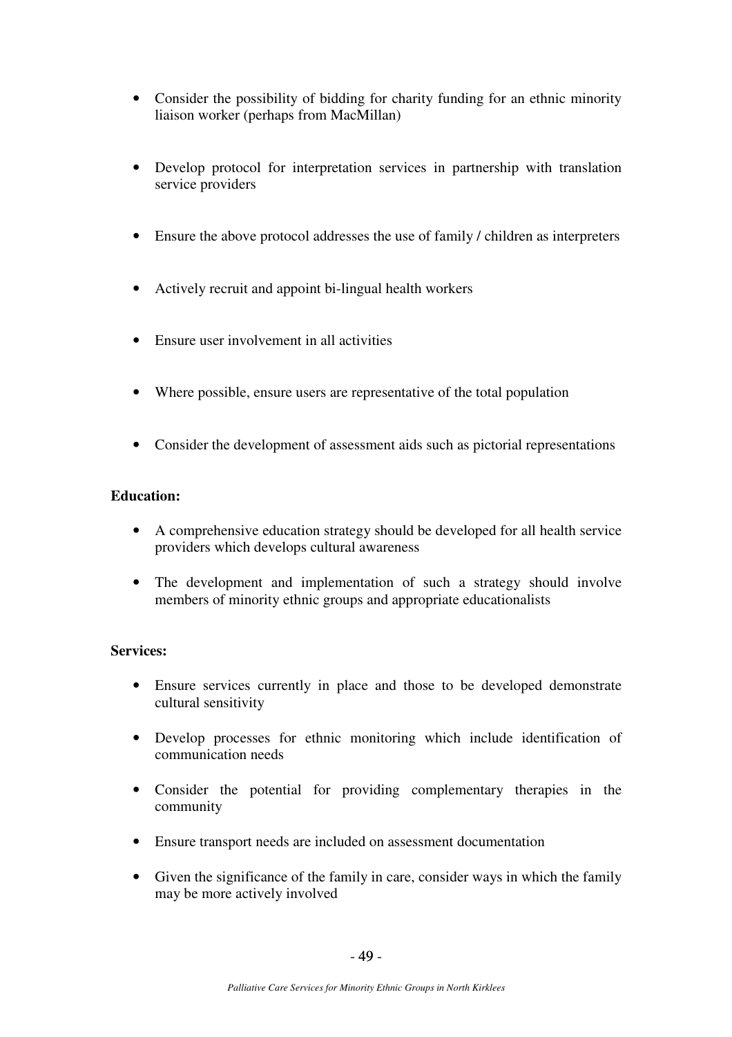- Consider the possibility of bidding for charity funding for an ethnic minority liaison worker (perhaps from MacMillan)

- Develop protocol for interpretation services in partnership with translation service providers

- Ensure the above protocol addresses the use of family / children as interpreters

- Actively recruit and appoint bi-lingual health workers

- Ensure user involvement in all activities

- Where possible, ensure users are representative of the total population

- Consider the development of assessment aids such as pictorial representations

**Education:**

- A comprehensive education strategy should be developed for all health service providers which develops cultural awareness

- The development and implementation of such a strategy should involve members of minority ethnic groups and appropriate educationalists

**Services:**

- Ensure services currently in place and those to be developed demonstrate cultural sensitivity

- Develop processes for ethnic monitoring which include identification of communication needs

- Consider the potential for providing complementary therapies in the community

- Ensure transport needs are included on assessment documentation

- Given the significance of the family in care, consider ways in which the family may be more actively involved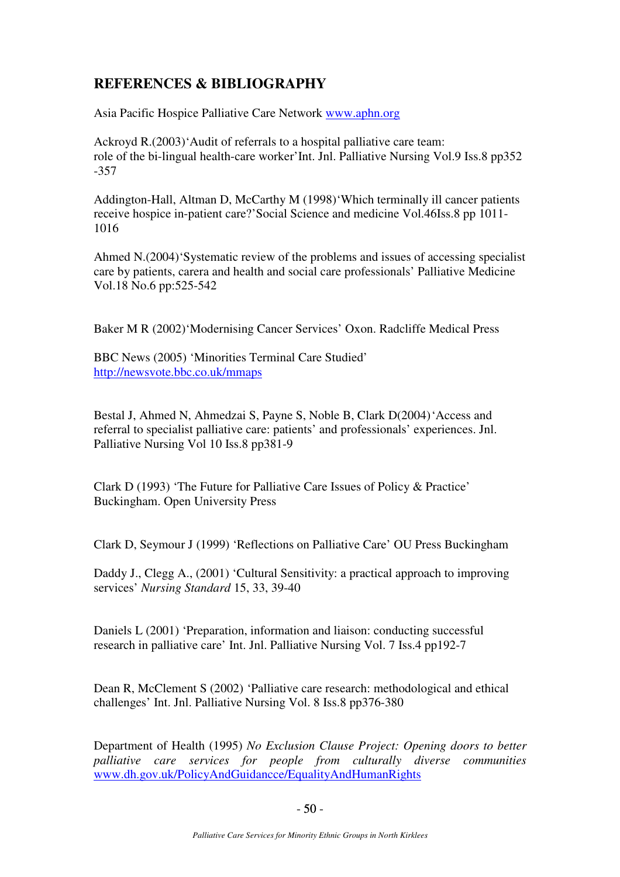## REFERENCES & BIBLIOGRAPHY

Asia Pacific Hospice Palliative Care Network www.aphn.org

Ackroyd R.(2003)'Audit of referrals to a hospital palliative care team: role of the bi-lingual health-care worker'Int. Jnl. Palliative Nursing Vol.9 Iss.8 pp352 -357

Addington-Hall, Altman D, McCarthy M (1998)'Which terminally ill cancer patients receive hospice in-patient care?'Social Science and medicine Vol.46Iss.8 pp 1011-1016

Ahmed N.(2004)'Systematic review of the problems and issues of accessing specialist care by patients, carera and health and social care professionals' Palliative Medicine Vol.18 No.6 pp:525-542

Baker M R (2002)'Modernising Cancer Services' Oxon. Radcliffe Medical Press

BBC News (2005) 'Minorities Terminal Care Studied' http://newsvote.bbc.co.uk/mmaps

Bestal J, Ahmed N, Ahmedzai S, Payne S, Noble B, Clark D(2004)'Access and referral to specialist palliative care: patients' and professionals' experiences. Jnl. Palliative Nursing Vol 10 Iss.8 pp381-9

Clark D (1993) 'The Future for Palliative Care Issues of Policy & Practice' Buckingham. Open University Press

Clark D, Seymour J (1999) 'Reflections on Palliative Care' OU Press Buckingham

Daddy J., Clegg A., (2001) 'Cultural Sensitivity: a practical approach to improving services' *Nursing Standard* 15, 33, 39-40

Daniels L (2001) 'Preparation, information and liaison: conducting successful research in palliative care' Int. Jnl. Palliative Nursing Vol. 7 Iss.4 pp192-7

Dean R, McClement S (2002) 'Palliative care research: methodological and ethical challenges' Int. Jnl. Palliative Nursing Vol. 8 Iss.8 pp376-380

Department of Health (1995) *No Exclusion Clause Project: Opening doors to better palliative care services for people from culturally diverse communities* www.dh.gov.uk/PolicyAndGuidancce/EqualityAndHumanRights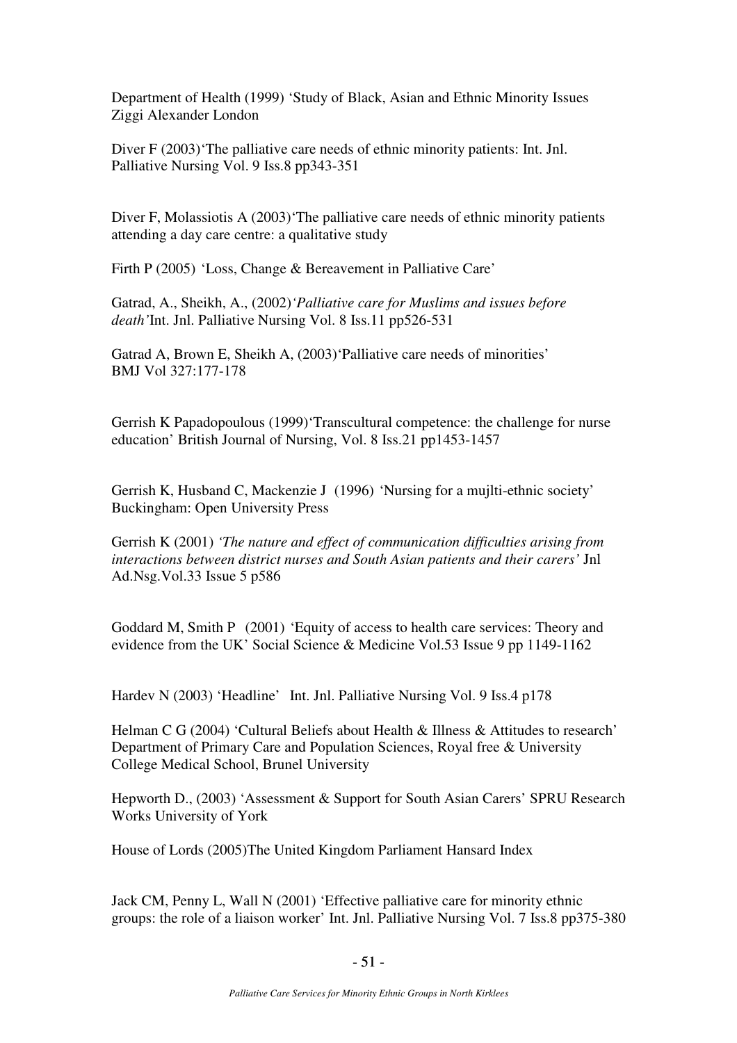Department of Health (1999) 'Study of Black, Asian and Ethnic Minority Issues Ziggi Alexander London

Diver F (2003)'The palliative care needs of ethnic minority patients: Int. Jnl. Palliative Nursing Vol. 9 Iss.8 pp343-351

Diver F, Molassiotis A (2003)'The palliative care needs of ethnic minority patients attending a day care centre: a qualitative study

Firth P (2005) 'Loss, Change & Bereavement in Palliative Care'

Gatrad, A., Sheikh, A., (2002)*'Palliative care for Muslims and issues before death'*Int. Jnl. Palliative Nursing Vol. 8 Iss.11 pp526-531

Gatrad A, Brown E, Sheikh A, (2003)'Palliative care needs of minorities' BMJ Vol 327:177-178

Gerrish K Papadopoulous (1999)'Transcultural competence: the challenge for nurse education' British Journal of Nursing, Vol. 8 Iss.21 pp1453-1457

Gerrish K, Husband C, Mackenzie J (1996) 'Nursing for a mujlti-ethnic society' Buckingham: Open University Press

Gerrish K (2001) *'The nature and effect of communication difficulties arising from interactions between district nurses and South Asian patients and their carers'* Jnl Ad.Nsg.Vol.33 Issue 5 p586

Goddard M, Smith P (2001) 'Equity of access to health care services: Theory and evidence from the UK' Social Science & Medicine Vol.53 Issue 9 pp 1149-1162

Hardev N (2003) 'Headline' Int. Jnl. Palliative Nursing Vol. 9 Iss.4 p178

Helman C G (2004) 'Cultural Beliefs about Health & Illness & Attitudes to research' Department of Primary Care and Population Sciences, Royal free & University College Medical School, Brunel University

Hepworth D., (2003) 'Assessment & Support for South Asian Carers' SPRU Research Works University of York

House of Lords (2005)The United Kingdom Parliament Hansard Index

Jack CM, Penny L, Wall N (2001) 'Effective palliative care for minority ethnic groups: the role of a liaison worker' Int. Jnl. Palliative Nursing Vol. 7 Iss.8 pp375-380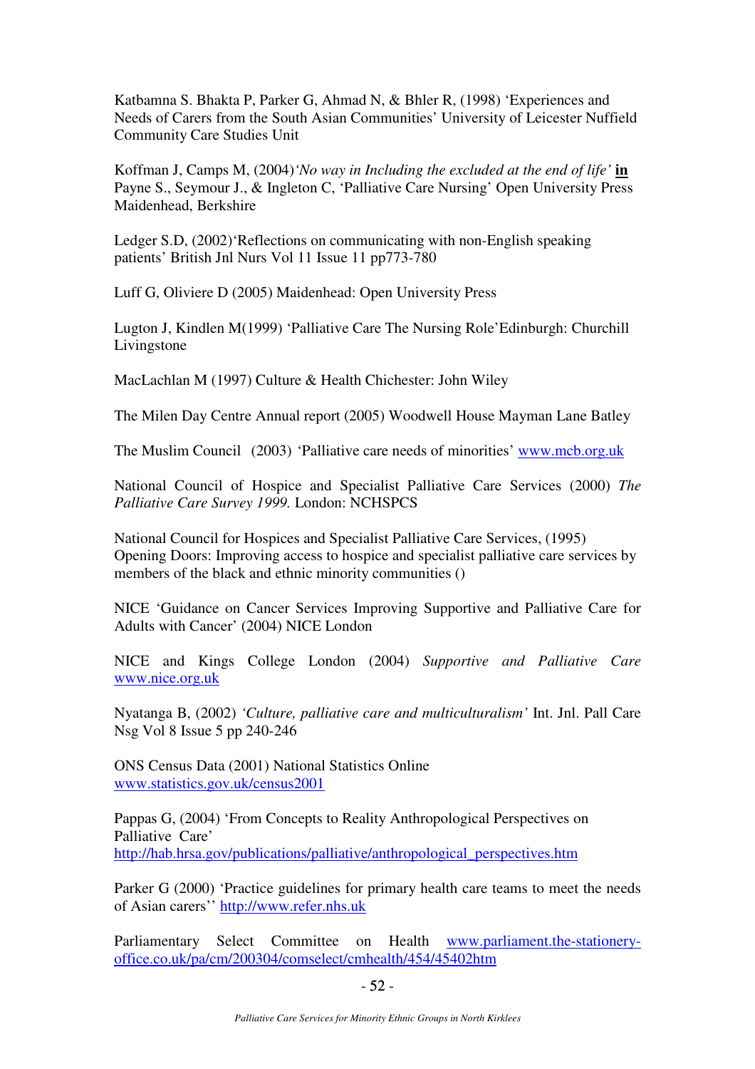Katbamna S. Bhakta P, Parker G, Ahmad N, & Bhler R, (1998) 'Experiences and Needs of Carers from the South Asian Communities' University of Leicester Nuffield Community Care Studies Unit

Koffman J, Camps M, (2004)*'No way in Including the excluded at the end of life'* **in** Payne S., Seymour J., & Ingleton C, 'Palliative Care Nursing' Open University Press Maidenhead, Berkshire

Ledger S.D, (2002)'Reflections on communicating with non-English speaking patients' British Jnl Nurs Vol 11 Issue 11 pp773-780

Luff G, Oliviere D (2005) Maidenhead: Open University Press

Lugton J, Kindlen M(1999) 'Palliative Care The Nursing Role'Edinburgh: Churchill Livingstone

MacLachlan M (1997) Culture & Health Chichester: John Wiley

The Milen Day Centre Annual report (2005) Woodwell House Mayman Lane Batley

The Muslim Council (2003) 'Palliative care needs of minorities' www.mcb.org.uk

National Council of Hospice and Specialist Palliative Care Services (2000) *The Palliative Care Survey 1999.* London: NCHSPCS

National Council for Hospices and Specialist Palliative Care Services, (1995) Opening Doors: Improving access to hospice and specialist palliative care services by members of the black and ethnic minority communities ()

NICE 'Guidance on Cancer Services Improving Supportive and Palliative Care for Adults with Cancer' (2004) NICE London

NICE and Kings College London (2004) *Supportive and Palliative Care* www.nice.org.uk

Nyatanga B, (2002) *'Culture, palliative care and multiculturalism'* Int. Jnl. Pall Care Nsg Vol 8 Issue 5 pp 240-246

ONS Census Data (2001) National Statistics Online www.statistics.gov.uk/census2001

Pappas G, (2004) 'From Concepts to Reality Anthropological Perspectives on Palliative Care' http://hab.hrsa.gov/publications/palliative/anthropological_perspectives.htm

Parker G (2000) 'Practice guidelines for primary health care teams to meet the needs of Asian carers'' http://www.refer.nhs.uk

Parliamentary Select Committee on Health www.parliament.the-stationery-office.co.uk/pa/cm/200304/comselect/cmhealth/454/45402htm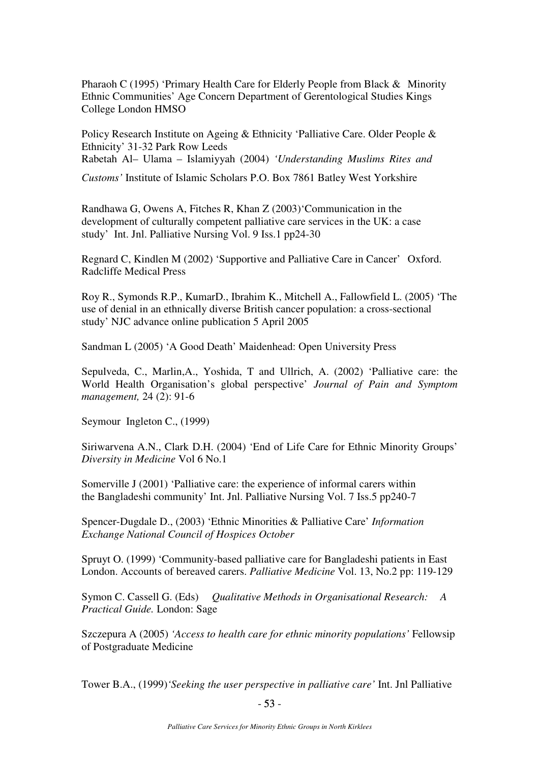Pharaoh C (1995) 'Primary Health Care for Elderly People from Black & Minority Ethnic Communities' Age Concern Department of Gerentological Studies Kings College London HMSO

Policy Research Institute on Ageing & Ethnicity 'Palliative Care. Older People & Ethnicity' 31-32 Park Row Leeds
Rabetah Al– Ulama – Islamiyyah (2004) *'Understanding Muslims Rites and Customs'* Institute of Islamic Scholars P.O. Box 7861 Batley West Yorkshire

Randhawa G, Owens A, Fitches R, Khan Z (2003)'Communication in the development of culturally competent palliative care services in the UK: a case study' Int. Jnl. Palliative Nursing Vol. 9 Iss.1 pp24-30

Regnard C, Kindlen M (2002) 'Supportive and Palliative Care in Cancer' Oxford. Radcliffe Medical Press

Roy R., Symonds R.P., KumarD., Ibrahim K., Mitchell A., Fallowfield L. (2005) 'The use of denial in an ethnically diverse British cancer population: a cross-sectional study' NJC advance online publication 5 April 2005

Sandman L (2005) 'A Good Death' Maidenhead: Open University Press

Sepulveda, C., Marlin,A., Yoshida, T and Ullrich, A. (2002) 'Palliative care: the World Health Organisation's global perspective' *Journal of Pain and Symptom management,* 24 (2): 91-6

Seymour Ingleton C., (1999)

Siriwarvena A.N., Clark D.H. (2004) 'End of Life Care for Ethnic Minority Groups' *Diversity in Medicine* Vol 6 No.1

Somerville J (2001) 'Palliative care: the experience of informal carers within the Bangladeshi community' Int. Jnl. Palliative Nursing Vol. 7 Iss.5 pp240-7

Spencer-Dugdale D., (2003) 'Ethnic Minorities & Palliative Care' *Information Exchange National Council of Hospices October*

Spruyt O. (1999) 'Community-based palliative care for Bangladeshi patients in East London. Accounts of bereaved carers. *Palliative Medicine* Vol. 13, No.2 pp: 119-129

Symon C. Cassell G. (Eds) *Qualitative Methods in Organisational Research: A Practical Guide.* London: Sage

Szczepura A (2005) *'Access to health care for ethnic minority populations'* Fellowsip of Postgraduate Medicine

Tower B.A., (1999)*'Seeking the user perspective in palliative care'* Int. Jnl Palliative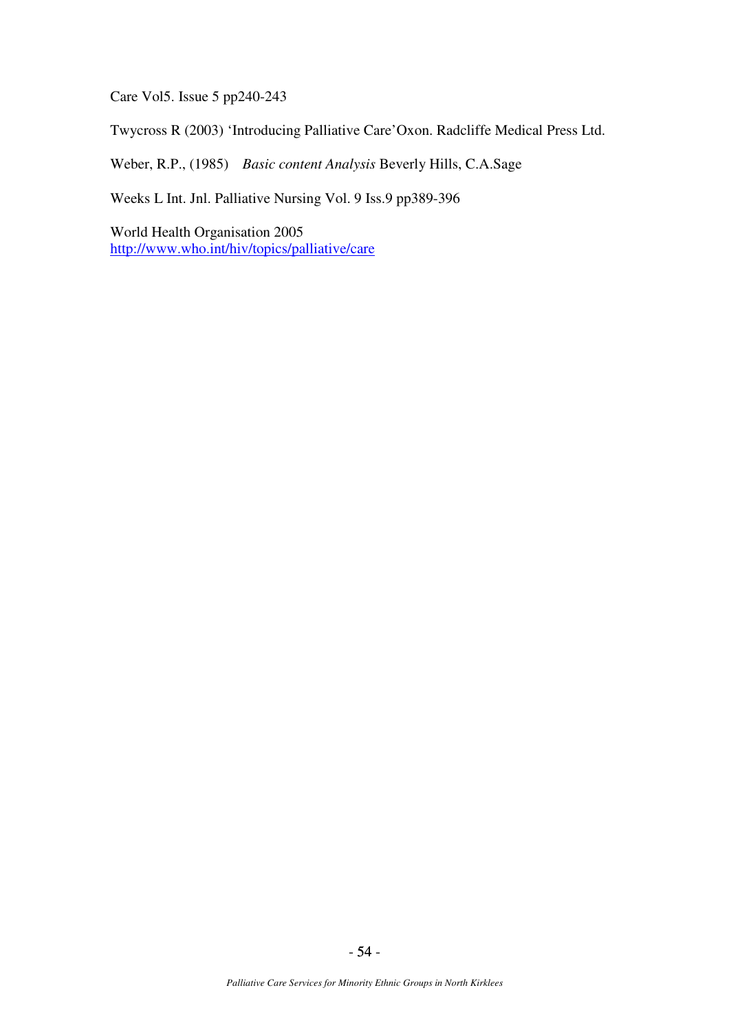Care Vol5. Issue 5 pp240-243

Twycross R (2003) 'Introducing Palliative Care'Oxon. Radcliffe Medical Press Ltd.

Weber, R.P., (1985) *Basic content Analysis* Beverly Hills, C.A.Sage

Weeks L Int. Jnl. Palliative Nursing Vol. 9 Iss.9 pp389-396

World Health Organisation 2005
http://www.who.int/hiv/topics/palliative/care